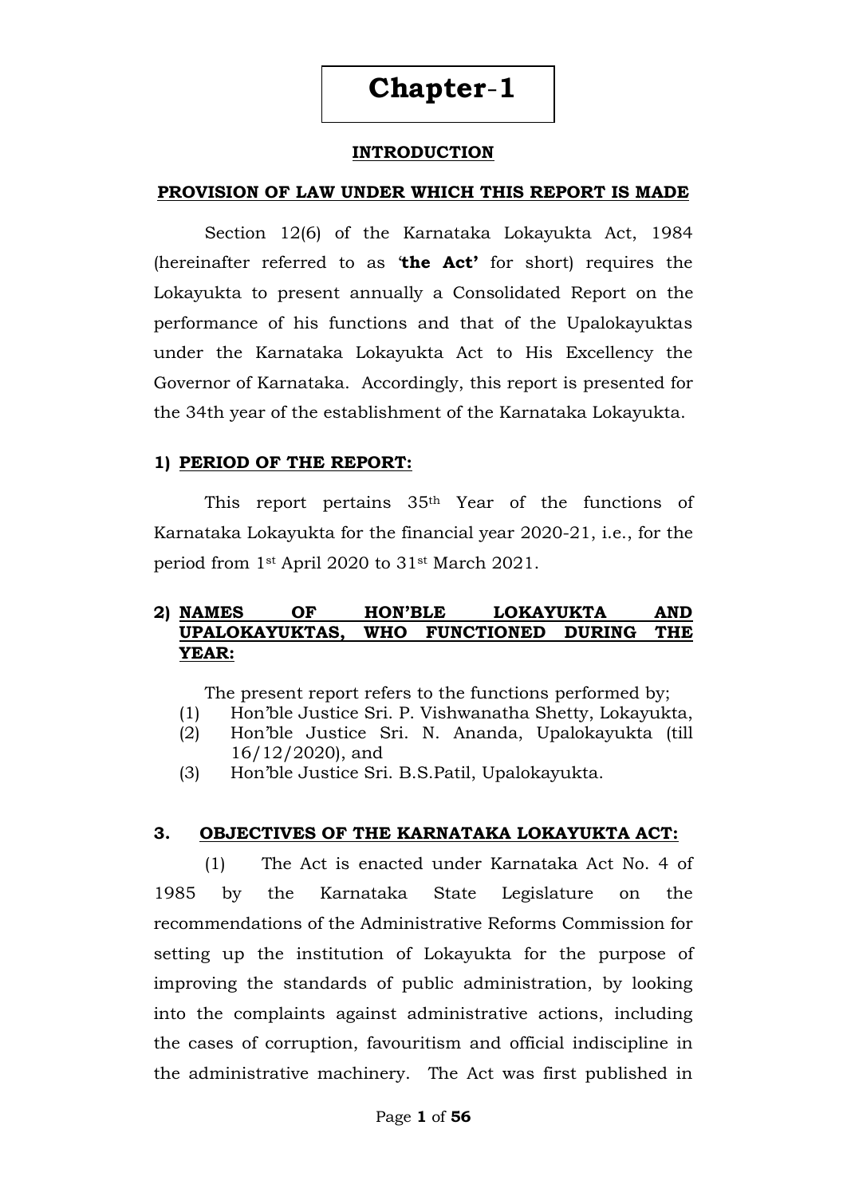# Chapter-1

## INTRODUCTION

### PROVISION OF LAW UNDER WHICH THIS REPORT IS MADE

Section 12(6) of the Karnataka Lokayukta Act, 1984 (hereinafter referred to as '**the Act'** for short) requires the Lokayukta to present annually a Consolidated Report on the performance of his functions and that of the Upalokayuktas under the Karnataka Lokayukta Act to His Excellency the Governor of Karnataka. Accordingly, this report is presented for the 34th year of the establishment of the Karnataka Lokayukta.

### 1) PERIOD OF THE REPORT:

This report pertains 35th Year of the functions of Karnataka Lokayukta for the financial year 2020-21, i.e., for the period from 1st April 2020 to 31st March 2021.

### 2) NAMES OF HON'BLE LOKAYUKTA AND UPALOKAYUKTAS, WHO FUNCTIONED DURING THE YEAR:

The present report refers to the functions performed by;

(1) Hon'ble Justice Sri. P. Vishwanatha Shetty, Lokayukta,
(2) Hon'ble Justice Sri. N. Ananda, Upalokayukta (till 16/12/2020), and
(3) Hon'ble Justice Sri. B.S.Patil, Upalokayukta.

### 3. OBJECTIVES OF THE KARNATAKA LOKAYUKTA ACT:

(1) The Act is enacted under Karnataka Act No. 4 of 1985 by the Karnataka State Legislature on the recommendations of the Administrative Reforms Commission for setting up the institution of Lokayukta for the purpose of improving the standards of public administration, by looking into the complaints against administrative actions, including the cases of corruption, favouritism and official indiscipline in the administrative machinery. The Act was first published in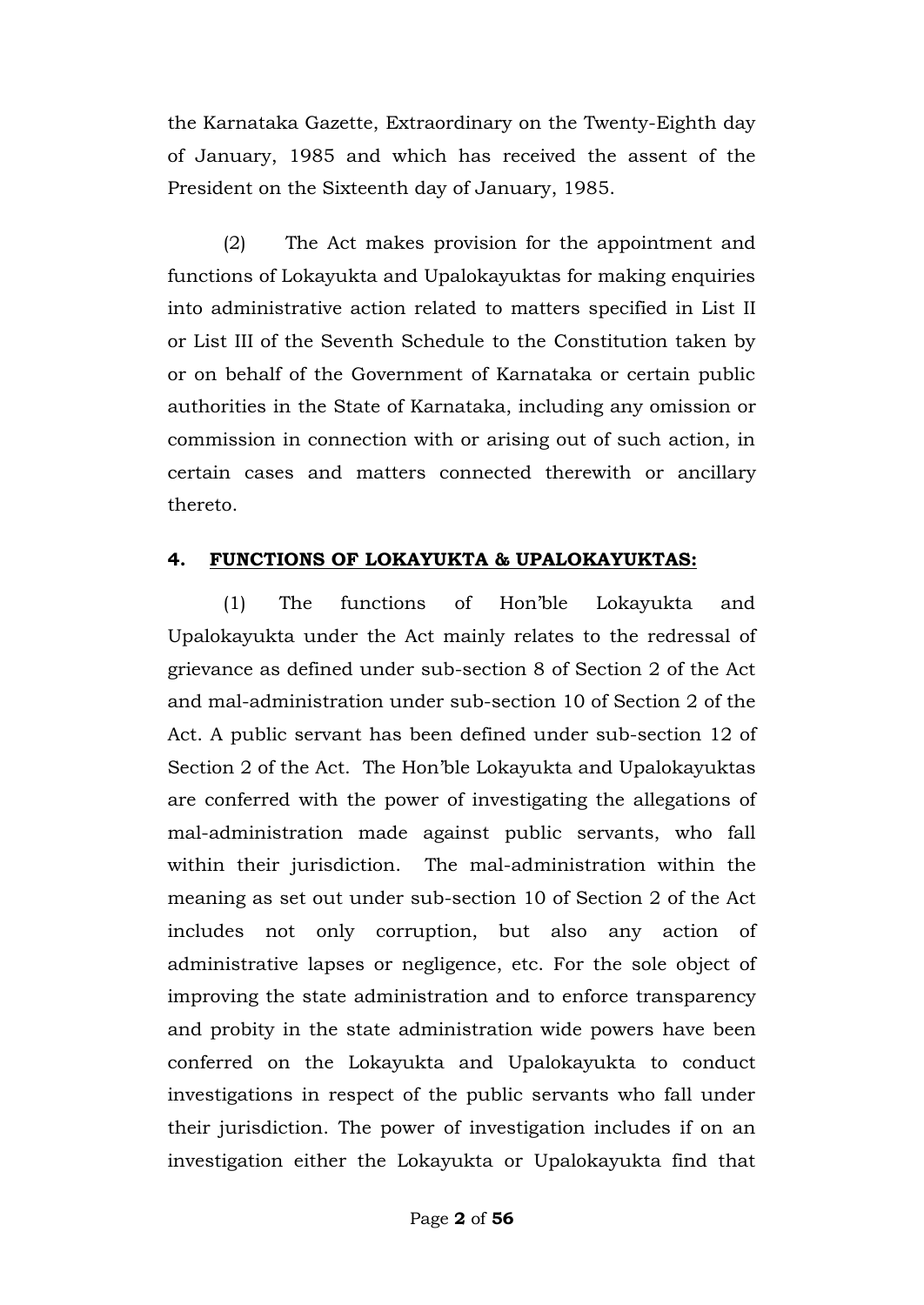the Karnataka Gazette, Extraordinary on the Twenty-Eighth day of January, 1985 and which has received the assent of the President on the Sixteenth day of January, 1985.

(2) The Act makes provision for the appointment and functions of Lokayukta and Upalokayuktas for making enquiries into administrative action related to matters specified in List II or List III of the Seventh Schedule to the Constitution taken by or on behalf of the Government of Karnataka or certain public authorities in the State of Karnataka, including any omission or commission in connection with or arising out of such action, in certain cases and matters connected therewith or ancillary thereto.

## 4. FUNCTIONS OF LOKAYUKTA & UPALOKAYUKTAS:

(1) The functions of Hon'ble Lokayukta and Upalokayukta under the Act mainly relates to the redressal of grievance as defined under sub-section 8 of Section 2 of the Act and mal-administration under sub-section 10 of Section 2 of the Act. A public servant has been defined under sub-section 12 of Section 2 of the Act. The Hon'ble Lokayukta and Upalokayuktas are conferred with the power of investigating the allegations of mal-administration made against public servants, who fall within their jurisdiction. The mal-administration within the meaning as set out under sub-section 10 of Section 2 of the Act includes not only corruption, but also any action of administrative lapses or negligence, etc. For the sole object of improving the state administration and to enforce transparency and probity in the state administration wide powers have been conferred on the Lokayukta and Upalokayukta to conduct investigations in respect of the public servants who fall under their jurisdiction. The power of investigation includes if on an investigation either the Lokayukta or Upalokayukta find that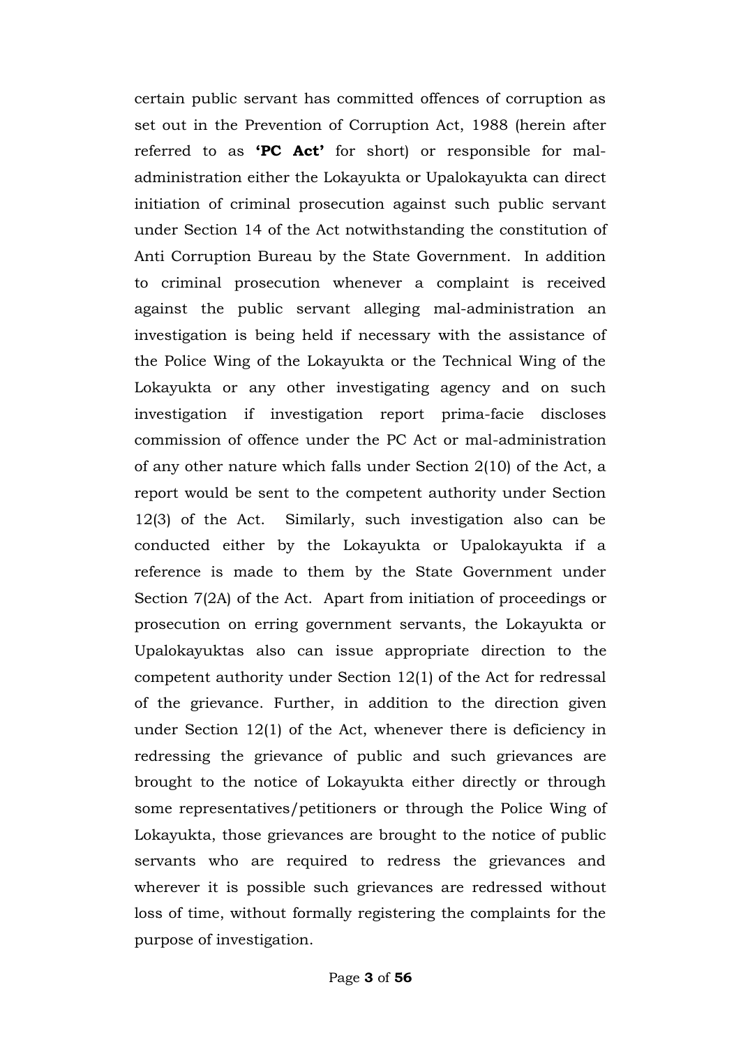certain public servant has committed offences of corruption as set out in the Prevention of Corruption Act, 1988 (herein after referred to as **'PC Act'** for short) or responsible for mal-administration either the Lokayukta or Upalokayukta can direct initiation of criminal prosecution against such public servant under Section 14 of the Act notwithstanding the constitution of Anti Corruption Bureau by the State Government. In addition to criminal prosecution whenever a complaint is received against the public servant alleging mal-administration an investigation is being held if necessary with the assistance of the Police Wing of the Lokayukta or the Technical Wing of the Lokayukta or any other investigating agency and on such investigation if investigation report prima-facie discloses commission of offence under the PC Act or mal-administration of any other nature which falls under Section 2(10) of the Act, a report would be sent to the competent authority under Section 12(3) of the Act. Similarly, such investigation also can be conducted either by the Lokayukta or Upalokayukta if a reference is made to them by the State Government under Section 7(2A) of the Act. Apart from initiation of proceedings or prosecution on erring government servants, the Lokayukta or Upalokayuktas also can issue appropriate direction to the competent authority under Section 12(1) of the Act for redressal of the grievance. Further, in addition to the direction given under Section 12(1) of the Act, whenever there is deficiency in redressing the grievance of public and such grievances are brought to the notice of Lokayukta either directly or through some representatives/petitioners or through the Police Wing of Lokayukta, those grievances are brought to the notice of public servants who are required to redress the grievances and wherever it is possible such grievances are redressed without loss of time, without formally registering the complaints for the purpose of investigation.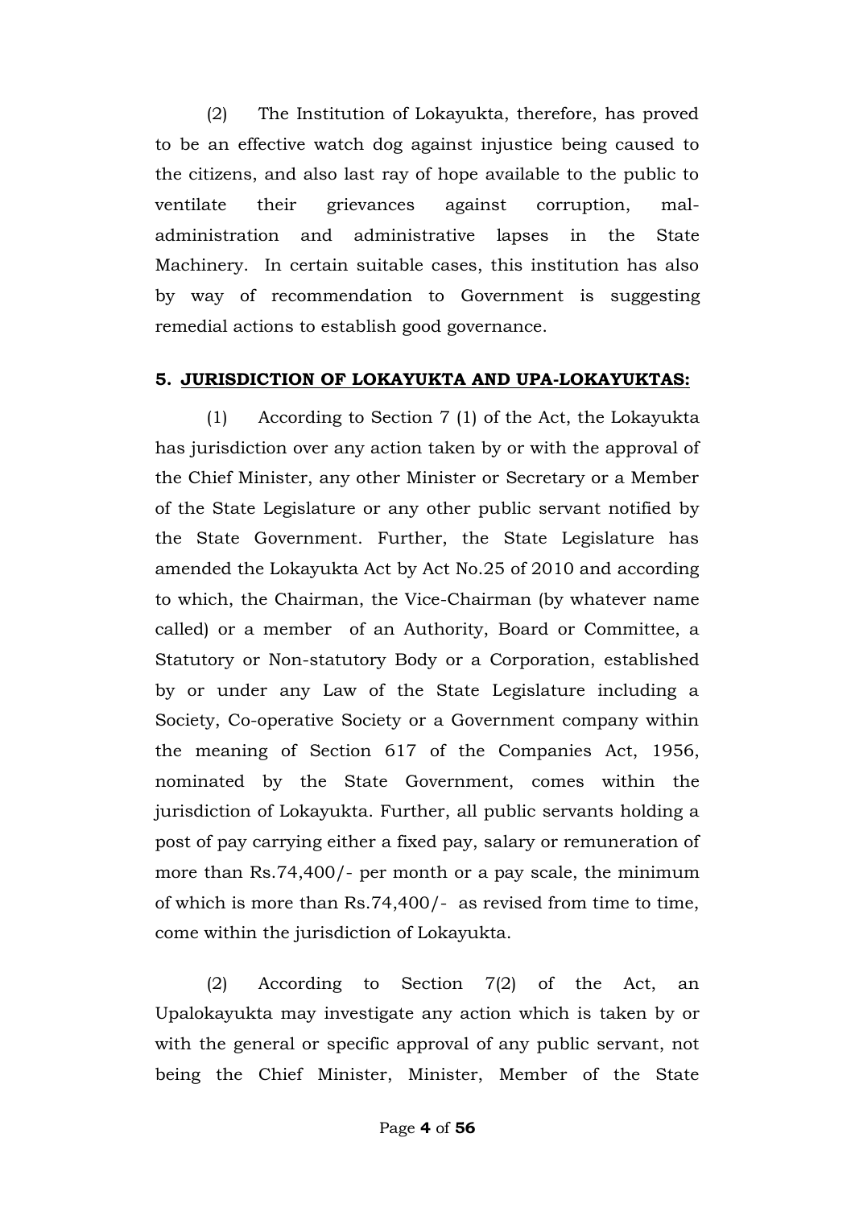(2) The Institution of Lokayukta, therefore, has proved to be an effective watch dog against injustice being caused to the citizens, and also last ray of hope available to the public to ventilate their grievances against corruption, mal-administration and administrative lapses in the State Machinery. In certain suitable cases, this institution has also by way of recommendation to Government is suggesting remedial actions to establish good governance.

## 5. <u>JURISDICTION OF LOKAYUKTA AND UPA-LOKAYUKTAS:</u>

(1) According to Section 7 (1) of the Act, the Lokayukta has jurisdiction over any action taken by or with the approval of the Chief Minister, any other Minister or Secretary or a Member of the State Legislature or any other public servant notified by the State Government. Further, the State Legislature has amended the Lokayukta Act by Act No.25 of 2010 and according to which, the Chairman, the Vice-Chairman (by whatever name called) or a member of an Authority, Board or Committee, a Statutory or Non-statutory Body or a Corporation, established by or under any Law of the State Legislature including a Society, Co-operative Society or a Government company within the meaning of Section 617 of the Companies Act, 1956, nominated by the State Government, comes within the jurisdiction of Lokayukta. Further, all public servants holding a post of pay carrying either a fixed pay, salary or remuneration of more than Rs.74,400/- per month or a pay scale, the minimum of which is more than Rs.74,400/- as revised from time to time, come within the jurisdiction of Lokayukta.

(2) According to Section 7(2) of the Act, an Upalokayukta may investigate any action which is taken by or with the general or specific approval of any public servant, not being the Chief Minister, Minister, Member of the State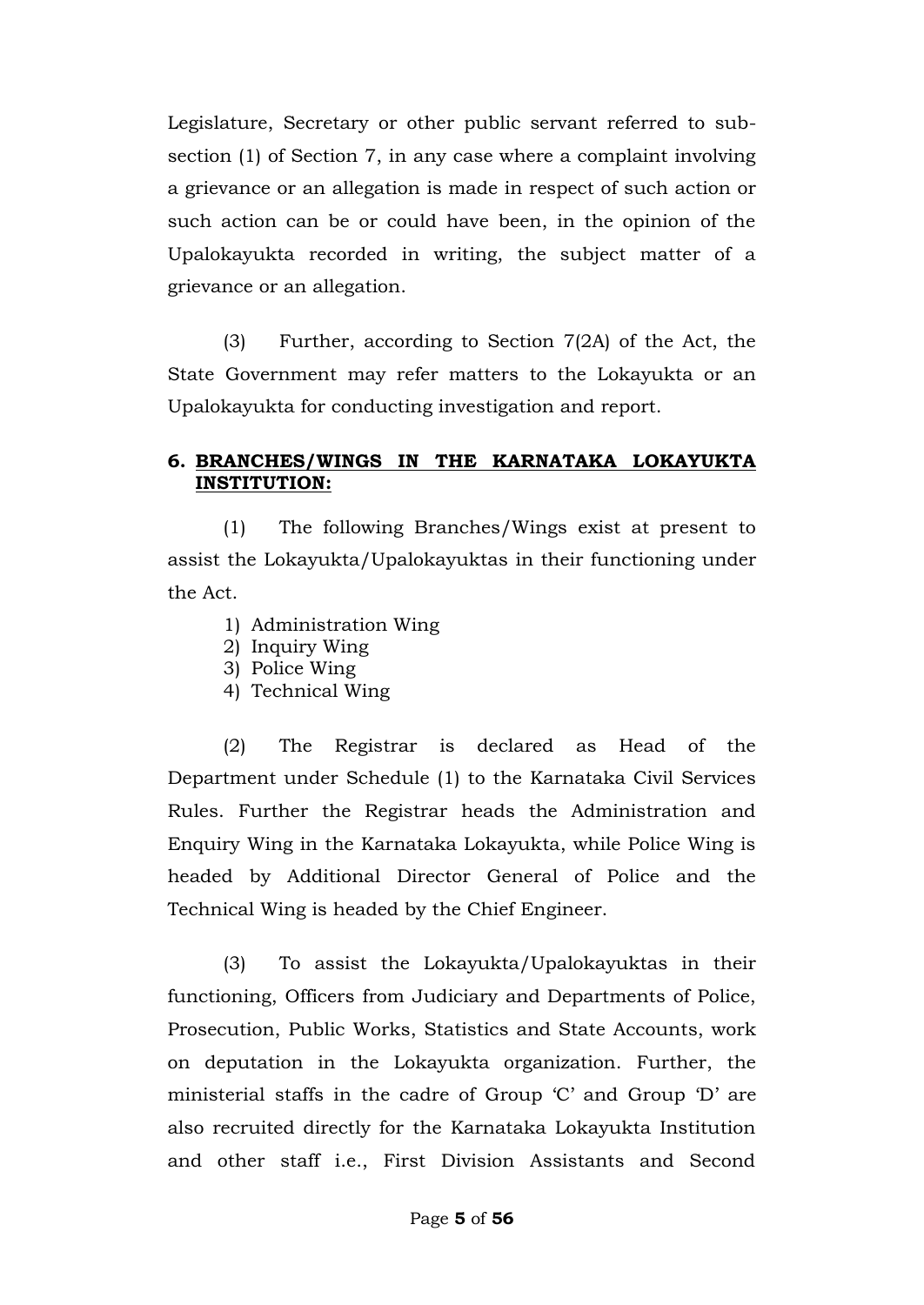Legislature, Secretary or other public servant referred to sub-section (1) of Section 7, in any case where a complaint involving a grievance or an allegation is made in respect of such action or such action can be or could have been, in the opinion of the Upalokayukta recorded in writing, the subject matter of a grievance or an allegation.

(3) Further, according to Section 7(2A) of the Act, the State Government may refer matters to the Lokayukta or an Upalokayukta for conducting investigation and report.

**6. <u>BRANCHES/WINGS IN THE KARNATAKA LOKAYUKTA INSTITUTION:</u>**

(1) The following Branches/Wings exist at present to assist the Lokayukta/Upalokayuktas in their functioning under the Act.

1) Administration Wing
2) Inquiry Wing
3) Police Wing
4) Technical Wing

(2) The Registrar is declared as Head of the Department under Schedule (1) to the Karnataka Civil Services Rules. Further the Registrar heads the Administration and Enquiry Wing in the Karnataka Lokayukta, while Police Wing is headed by Additional Director General of Police and the Technical Wing is headed by the Chief Engineer.

(3) To assist the Lokayukta/Upalokayuktas in their functioning, Officers from Judiciary and Departments of Police, Prosecution, Public Works, Statistics and State Accounts, work on deputation in the Lokayukta organization. Further, the ministerial staffs in the cadre of Group 'C' and Group 'D' are also recruited directly for the Karnataka Lokayukta Institution and other staff i.e., First Division Assistants and Second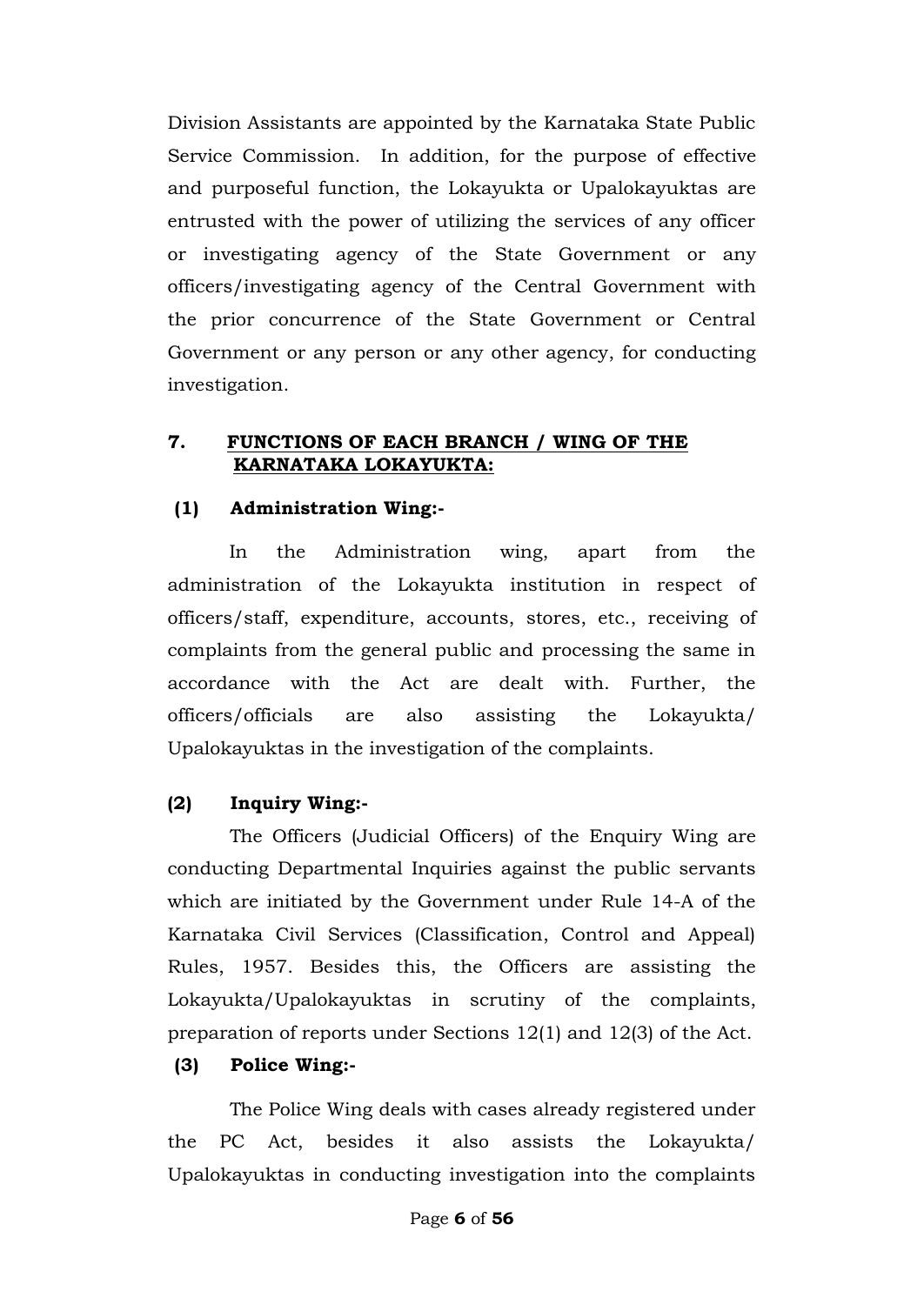Division Assistants are appointed by the Karnataka State Public Service Commission. In addition, for the purpose of effective and purposeful function, the Lokayukta or Upalokayuktas are entrusted with the power of utilizing the services of any officer or investigating agency of the State Government or any officers/investigating agency of the Central Government with the prior concurrence of the State Government or Central Government or any person or any other agency, for conducting investigation.

## 7. FUNCTIONS OF EACH BRANCH / WING OF THE KARNATAKA LOKAYUKTA:

### (1) Administration Wing:-

In the Administration wing, apart from the administration of the Lokayukta institution in respect of officers/staff, expenditure, accounts, stores, etc., receiving of complaints from the general public and processing the same in accordance with the Act are dealt with. Further, the officers/officials are also assisting the Lokayukta/ Upalokayuktas in the investigation of the complaints.

### (2) Inquiry Wing:-

The Officers (Judicial Officers) of the Enquiry Wing are conducting Departmental Inquiries against the public servants which are initiated by the Government under Rule 14-A of the Karnataka Civil Services (Classification, Control and Appeal) Rules, 1957. Besides this, the Officers are assisting the Lokayukta/Upalokayuktas in scrutiny of the complaints, preparation of reports under Sections 12(1) and 12(3) of the Act.

### (3) Police Wing:-

The Police Wing deals with cases already registered under the PC Act, besides it also assists the Lokayukta/ Upalokayuktas in conducting investigation into the complaints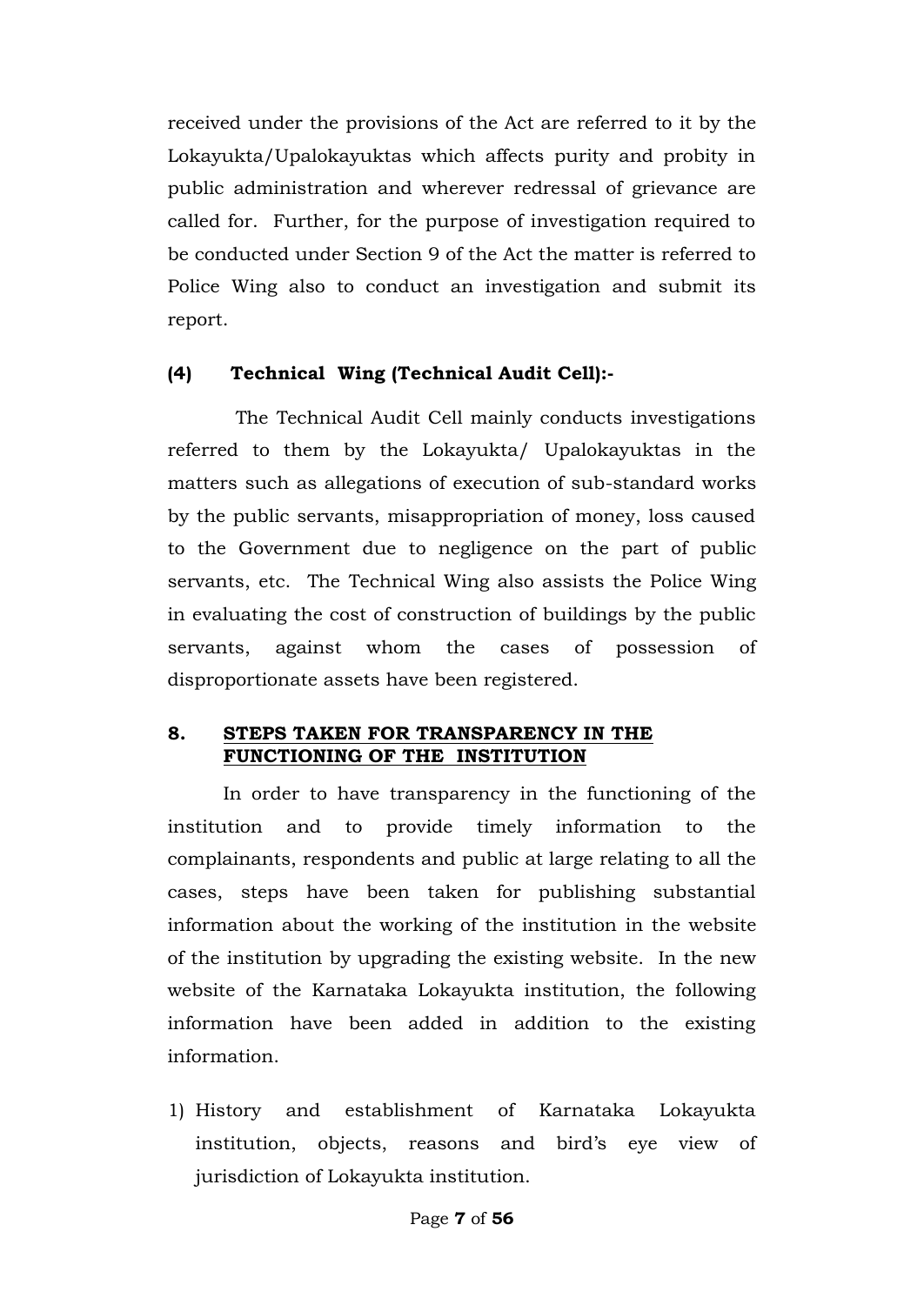received under the provisions of the Act are referred to it by the Lokayukta/Upalokayuktas which affects purity and probity in public administration and wherever redressal of grievance are called for. Further, for the purpose of investigation required to be conducted under Section 9 of the Act the matter is referred to Police Wing also to conduct an investigation and submit its report.

**(4) Technical Wing (Technical Audit Cell):-**

The Technical Audit Cell mainly conducts investigations referred to them by the Lokayukta/ Upalokayuktas in the matters such as allegations of execution of sub-standard works by the public servants, misappropriation of money, loss caused to the Government due to negligence on the part of public servants, etc. The Technical Wing also assists the Police Wing in evaluating the cost of construction of buildings by the public servants, against whom the cases of possession of disproportionate assets have been registered.

## 8. STEPS TAKEN FOR TRANSPARENCY IN THE FUNCTIONING OF THE INSTITUTION

In order to have transparency in the functioning of the institution and to provide timely information to the complainants, respondents and public at large relating to all the cases, steps have been taken for publishing substantial information about the working of the institution in the website of the institution by upgrading the existing website. In the new website of the Karnataka Lokayukta institution, the following information have been added in addition to the existing information.

1) History and establishment of Karnataka Lokayukta institution, objects, reasons and bird's eye view of jurisdiction of Lokayukta institution.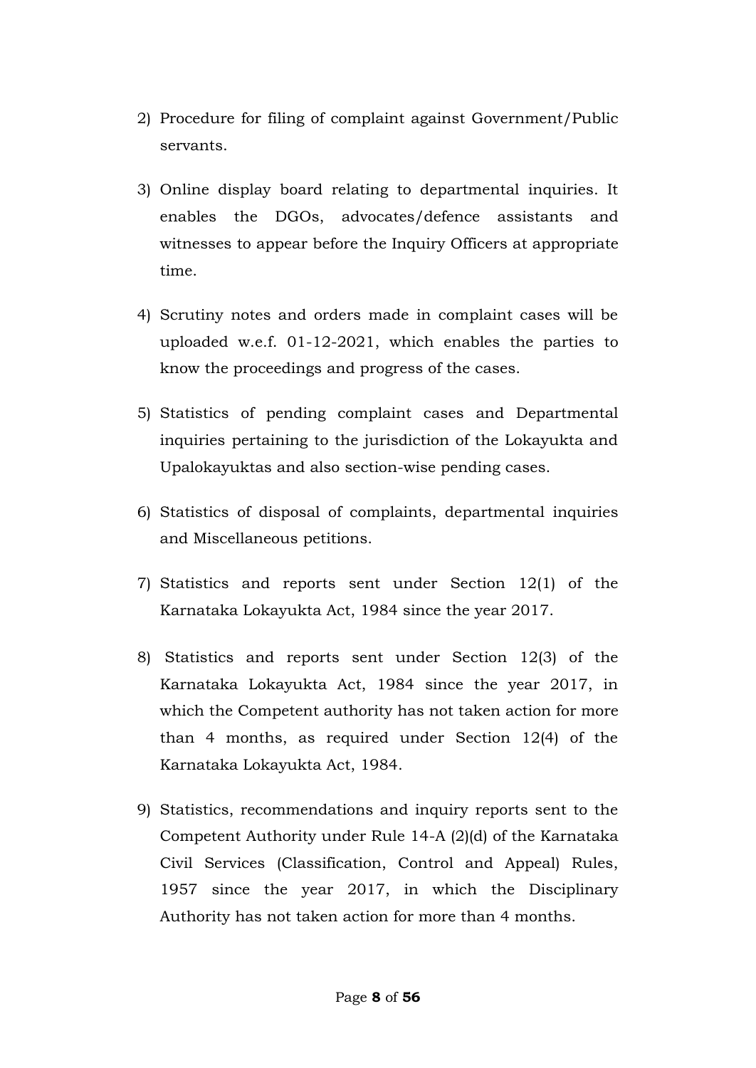2) Procedure for filing of complaint against Government/Public servants.

3) Online display board relating to departmental inquiries. It enables the DGOs, advocates/defence assistants and witnesses to appear before the Inquiry Officers at appropriate time.

4) Scrutiny notes and orders made in complaint cases will be uploaded w.e.f. 01-12-2021, which enables the parties to know the proceedings and progress of the cases.

5) Statistics of pending complaint cases and Departmental inquiries pertaining to the jurisdiction of the Lokayukta and Upalokayuktas and also section-wise pending cases.

6) Statistics of disposal of complaints, departmental inquiries and Miscellaneous petitions.

7) Statistics and reports sent under Section 12(1) of the Karnataka Lokayukta Act, 1984 since the year 2017.

8) Statistics and reports sent under Section 12(3) of the Karnataka Lokayukta Act, 1984 since the year 2017, in which the Competent authority has not taken action for more than 4 months, as required under Section 12(4) of the Karnataka Lokayukta Act, 1984.

9) Statistics, recommendations and inquiry reports sent to the Competent Authority under Rule 14-A (2)(d) of the Karnataka Civil Services (Classification, Control and Appeal) Rules, 1957 since the year 2017, in which the Disciplinary Authority has not taken action for more than 4 months.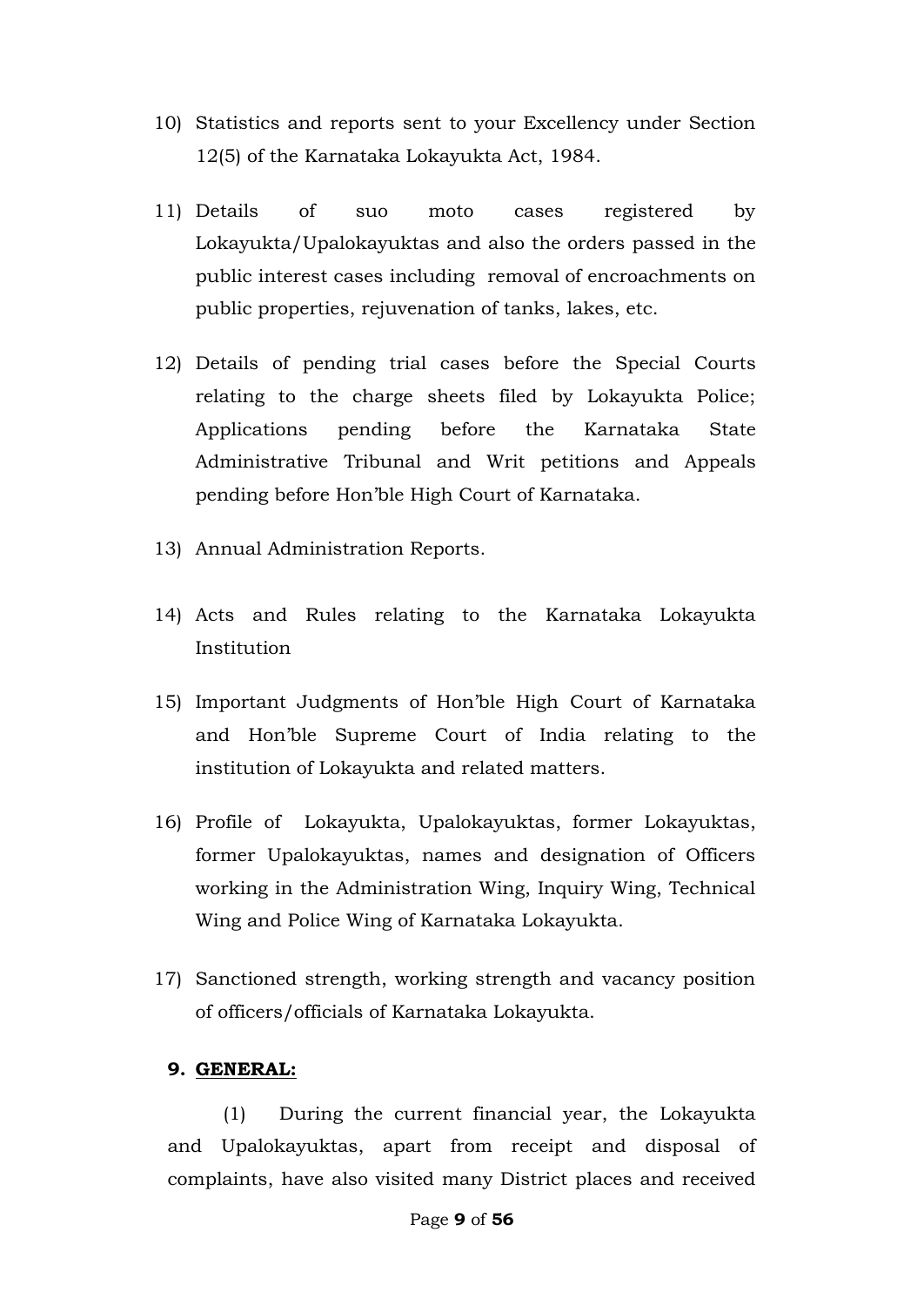10) Statistics and reports sent to your Excellency under Section 12(5) of the Karnataka Lokayukta Act, 1984.

11) Details of suo moto cases registered by Lokayukta/Upalokayuktas and also the orders passed in the public interest cases including removal of encroachments on public properties, rejuvenation of tanks, lakes, etc.

12) Details of pending trial cases before the Special Courts relating to the charge sheets filed by Lokayukta Police; Applications pending before the Karnataka State Administrative Tribunal and Writ petitions and Appeals pending before Hon'ble High Court of Karnataka.

13) Annual Administration Reports.

14) Acts and Rules relating to the Karnataka Lokayukta Institution

15) Important Judgments of Hon'ble High Court of Karnataka and Hon'ble Supreme Court of India relating to the institution of Lokayukta and related matters.

16) Profile of Lokayukta, Upalokayuktas, former Lokayuktas, former Upalokayuktas, names and designation of Officers working in the Administration Wing, Inquiry Wing, Technical Wing and Police Wing of Karnataka Lokayukta.

17) Sanctioned strength, working strength and vacancy position of officers/officials of Karnataka Lokayukta.

**9. <u>GENERAL:</u>**

(1) During the current financial year, the Lokayukta and Upalokayuktas, apart from receipt and disposal of complaints, have also visited many District places and received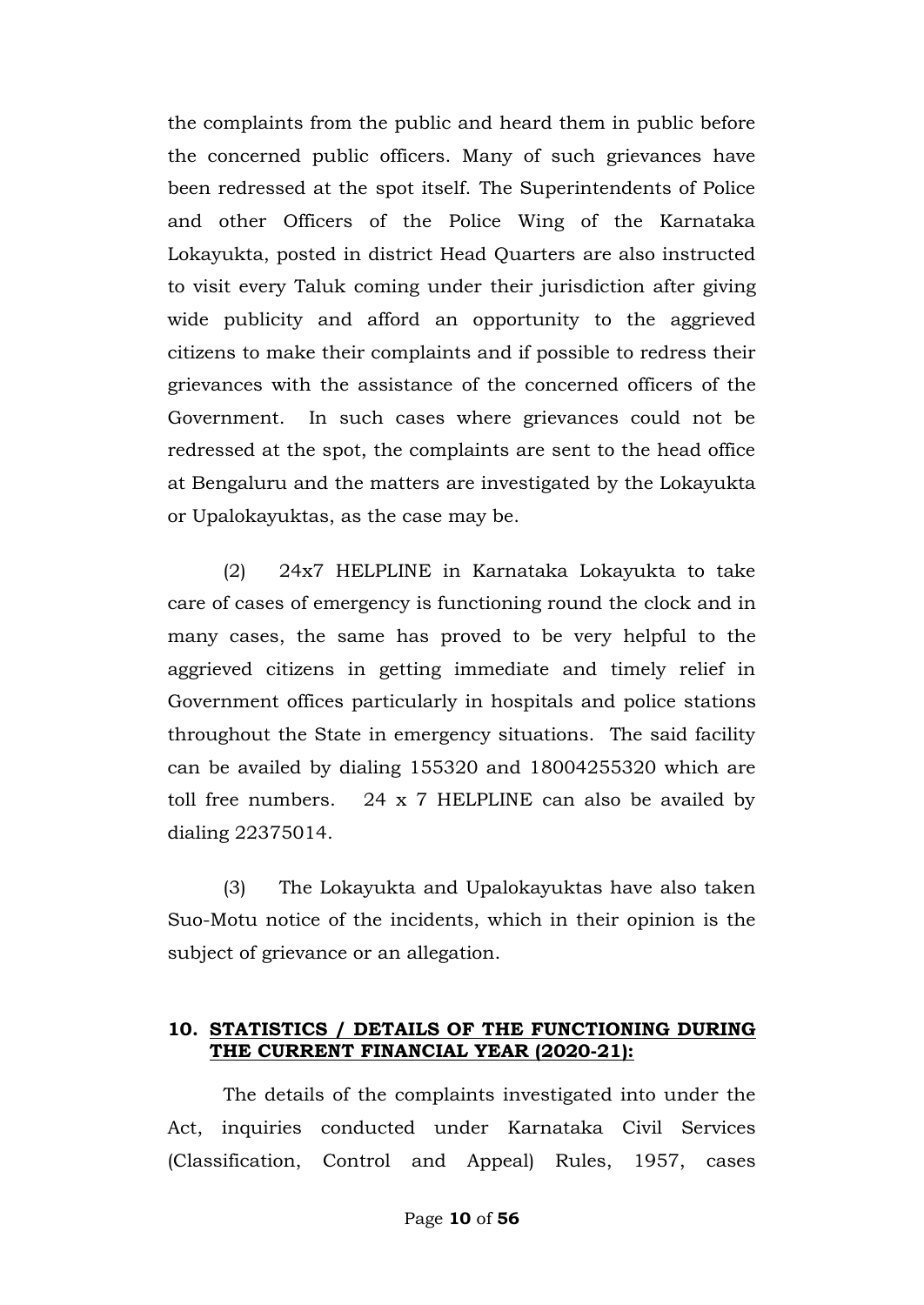the complaints from the public and heard them in public before the concerned public officers. Many of such grievances have been redressed at the spot itself. The Superintendents of Police and other Officers of the Police Wing of the Karnataka Lokayukta, posted in district Head Quarters are also instructed to visit every Taluk coming under their jurisdiction after giving wide publicity and afford an opportunity to the aggrieved citizens to make their complaints and if possible to redress their grievances with the assistance of the concerned officers of the Government. In such cases where grievances could not be redressed at the spot, the complaints are sent to the head office at Bengaluru and the matters are investigated by the Lokayukta or Upalokayuktas, as the case may be.

(2) 24x7 HELPLINE in Karnataka Lokayukta to take care of cases of emergency is functioning round the clock and in many cases, the same has proved to be very helpful to the aggrieved citizens in getting immediate and timely relief in Government offices particularly in hospitals and police stations throughout the State in emergency situations. The said facility can be availed by dialing 155320 and 18004255320 which are toll free numbers. 24 x 7 HELPLINE can also be availed by dialing 22375014.

(3) The Lokayukta and Upalokayuktas have also taken Suo-Motu notice of the incidents, which in their opinion is the subject of grievance or an allegation.

## 10. STATISTICS / DETAILS OF THE FUNCTIONING DURING THE CURRENT FINANCIAL YEAR (2020-21):

The details of the complaints investigated into under the Act, inquiries conducted under Karnataka Civil Services (Classification, Control and Appeal) Rules, 1957, cases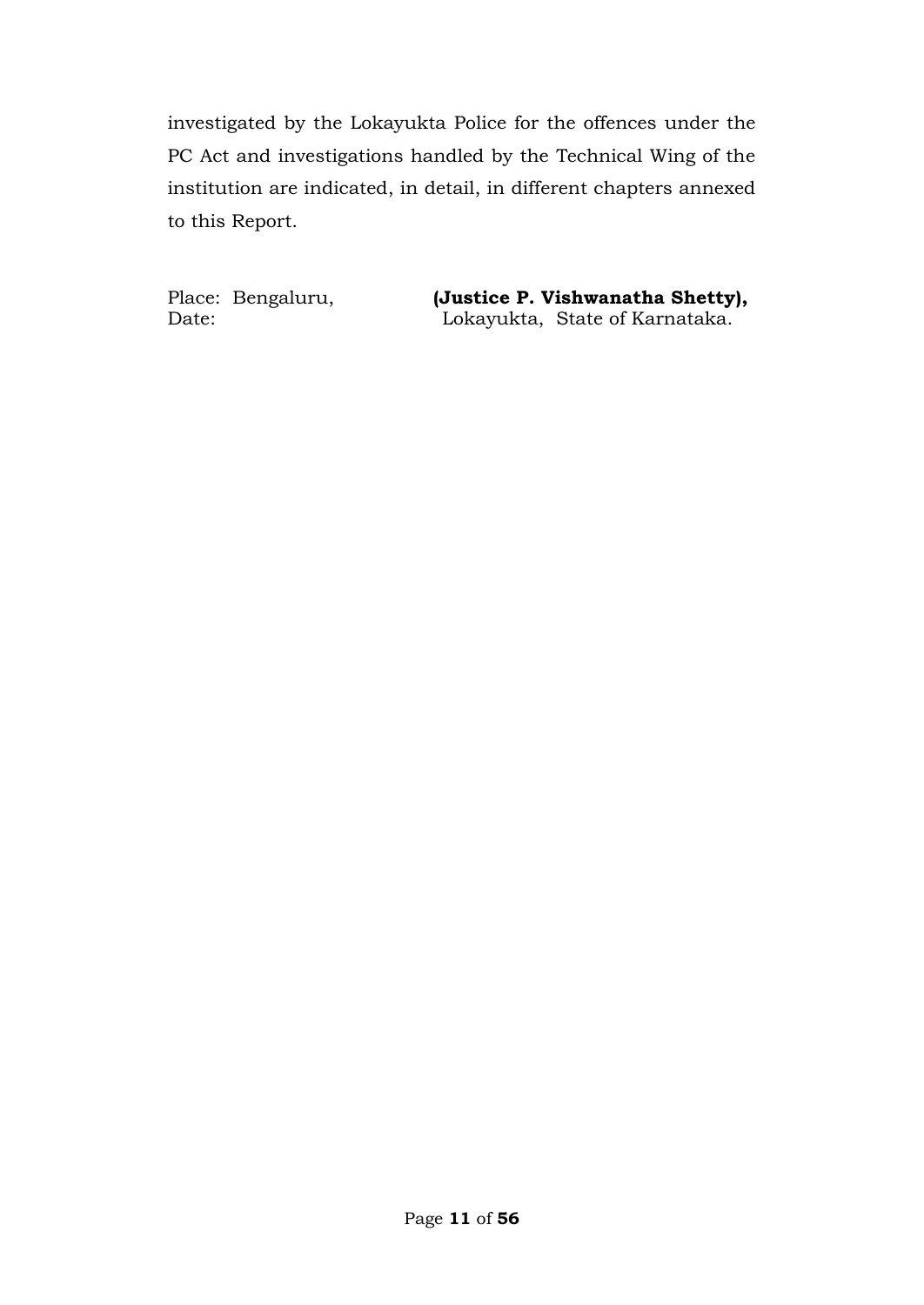investigated by the Lokayukta Police for the offences under the PC Act and investigations handled by the Technical Wing of the institution are indicated, in detail, in different chapters annexed to this Report.

Place: Bengaluru,
Date:

**(Justice P. Vishwanatha Shetty),**
Lokayukta, State of Karnataka.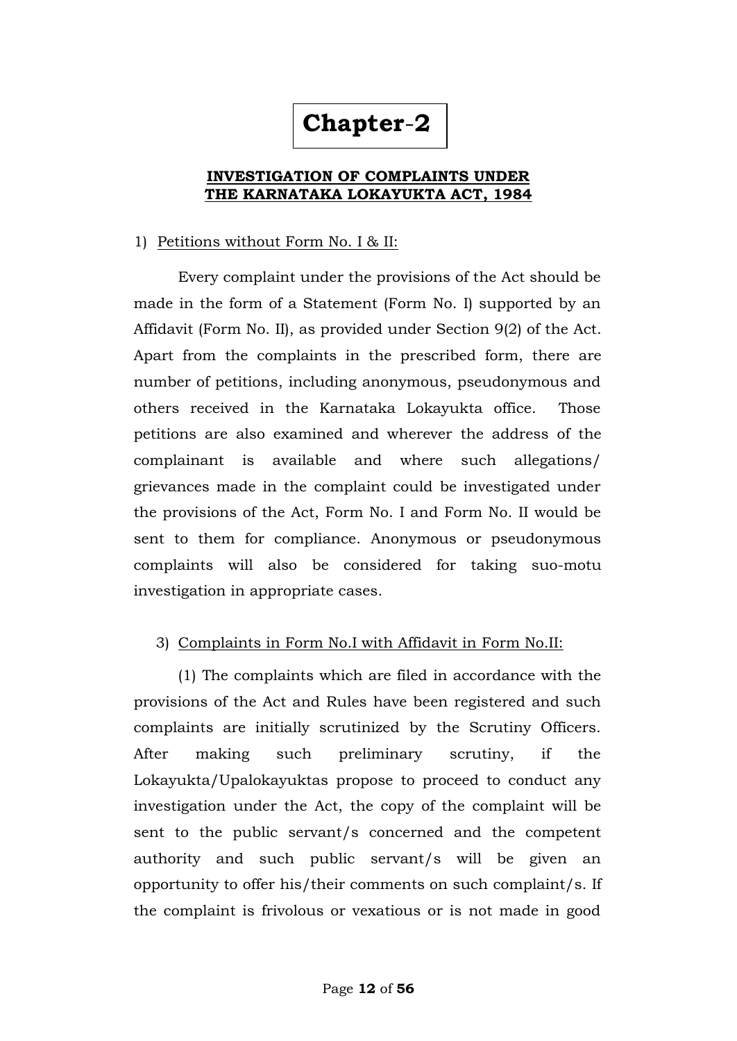# Chapter-2

## INVESTIGATION OF COMPLAINTS UNDER THE KARNATAKA LOKAYUKTA ACT, 1984

1) Petitions without Form No. I & II:

Every complaint under the provisions of the Act should be made in the form of a Statement (Form No. I) supported by an Affidavit (Form No. II), as provided under Section 9(2) of the Act. Apart from the complaints in the prescribed form, there are number of petitions, including anonymous, pseudonymous and others received in the Karnataka Lokayukta office. Those petitions are also examined and wherever the address of the complainant is available and where such allegations/ grievances made in the complaint could be investigated under the provisions of the Act, Form No. I and Form No. II would be sent to them for compliance. Anonymous or pseudonymous complaints will also be considered for taking suo-motu investigation in appropriate cases.

3) Complaints in Form No.I with Affidavit in Form No.II:

(1) The complaints which are filed in accordance with the provisions of the Act and Rules have been registered and such complaints are initially scrutinized by the Scrutiny Officers. After making such preliminary scrutiny, if the Lokayukta/Upalokayuktas propose to proceed to conduct any investigation under the Act, the copy of the complaint will be sent to the public servant/s concerned and the competent authority and such public servant/s will be given an opportunity to offer his/their comments on such complaint/s. If the complaint is frivolous or vexatious or is not made in good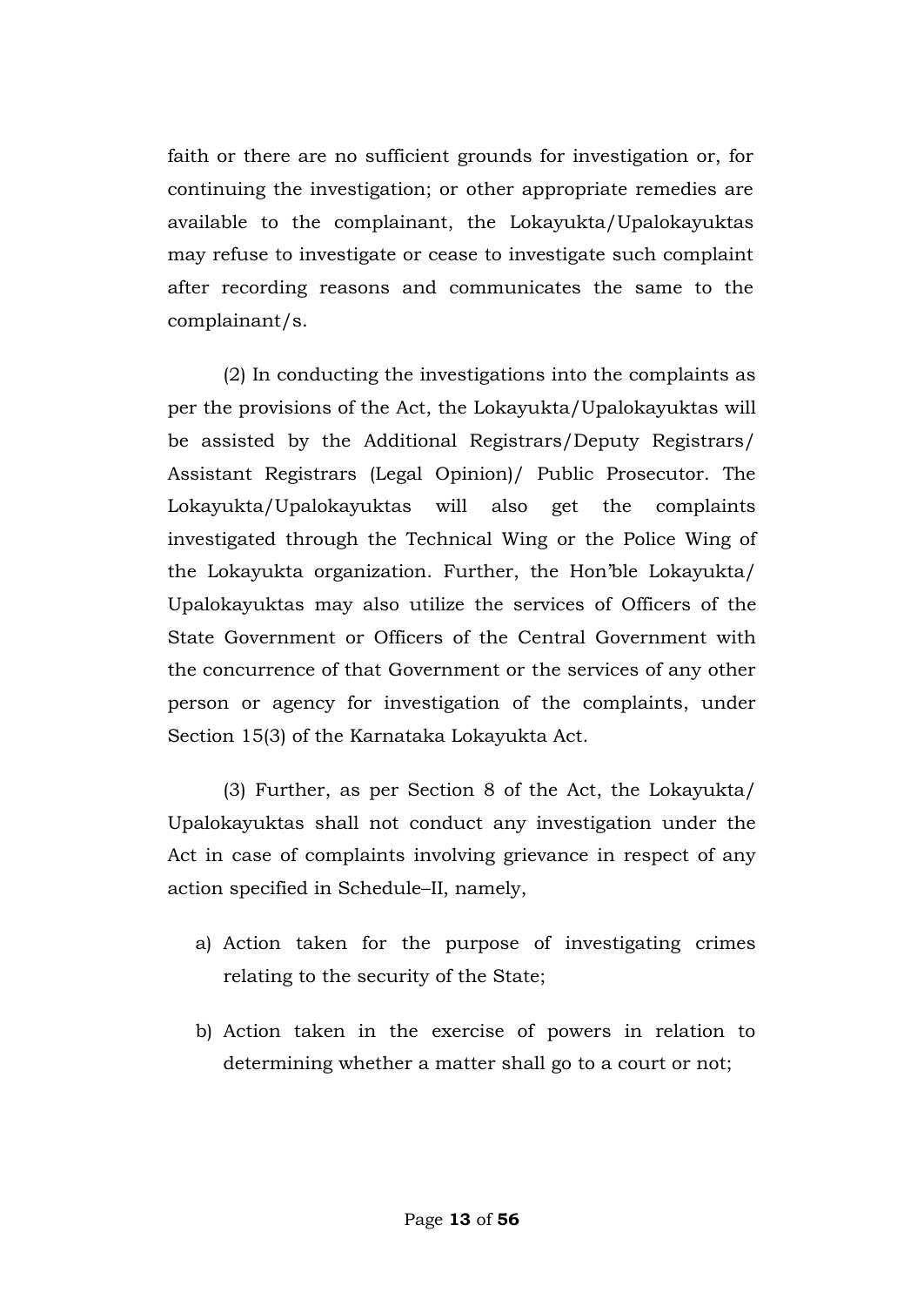faith or there are no sufficient grounds for investigation or, for continuing the investigation; or other appropriate remedies are available to the complainant, the Lokayukta/Upalokayuktas may refuse to investigate or cease to investigate such complaint after recording reasons and communicates the same to the complainant/s.

(2) In conducting the investigations into the complaints as per the provisions of the Act, the Lokayukta/Upalokayuktas will be assisted by the Additional Registrars/Deputy Registrars/ Assistant Registrars (Legal Opinion)/ Public Prosecutor. The Lokayukta/Upalokayuktas will also get the complaints investigated through the Technical Wing or the Police Wing of the Lokayukta organization. Further, the Hon'ble Lokayukta/ Upalokayuktas may also utilize the services of Officers of the State Government or Officers of the Central Government with the concurrence of that Government or the services of any other person or agency for investigation of the complaints, under Section 15(3) of the Karnataka Lokayukta Act.

(3) Further, as per Section 8 of the Act, the Lokayukta/ Upalokayuktas shall not conduct any investigation under the Act in case of complaints involving grievance in respect of any action specified in Schedule–II, namely,

a) Action taken for the purpose of investigating crimes relating to the security of the State;

b) Action taken in the exercise of powers in relation to determining whether a matter shall go to a court or not;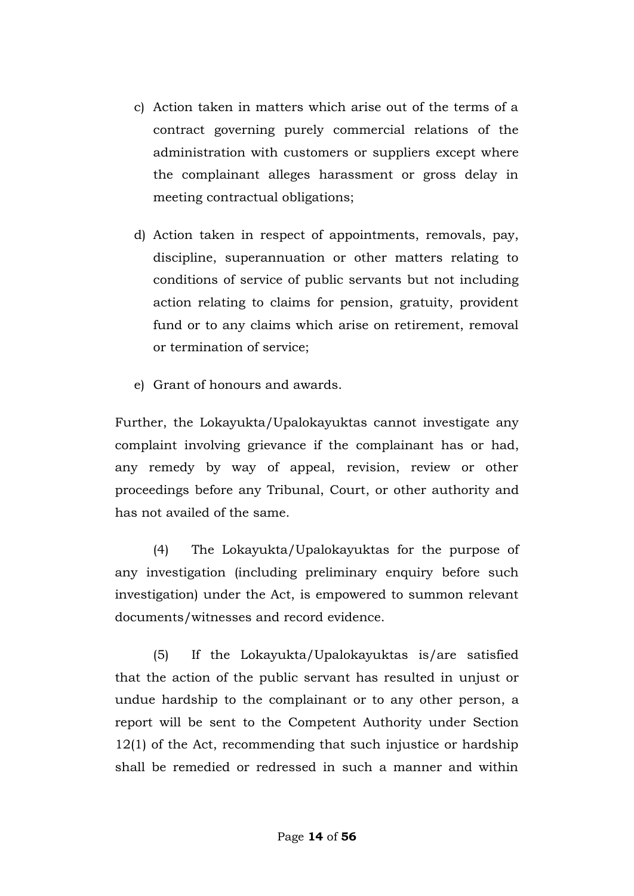c) Action taken in matters which arise out of the terms of a contract governing purely commercial relations of the administration with customers or suppliers except where the complainant alleges harassment or gross delay in meeting contractual obligations;

d) Action taken in respect of appointments, removals, pay, discipline, superannuation or other matters relating to conditions of service of public servants but not including action relating to claims for pension, gratuity, provident fund or to any claims which arise on retirement, removal or termination of service;

e) Grant of honours and awards.

Further, the Lokayukta/Upalokayuktas cannot investigate any complaint involving grievance if the complainant has or had, any remedy by way of appeal, revision, review or other proceedings before any Tribunal, Court, or other authority and has not availed of the same.

(4) The Lokayukta/Upalokayuktas for the purpose of any investigation (including preliminary enquiry before such investigation) under the Act, is empowered to summon relevant documents/witnesses and record evidence.

(5) If the Lokayukta/Upalokayuktas is/are satisfied that the action of the public servant has resulted in unjust or undue hardship to the complainant or to any other person, a report will be sent to the Competent Authority under Section 12(1) of the Act, recommending that such injustice or hardship shall be remedied or redressed in such a manner and within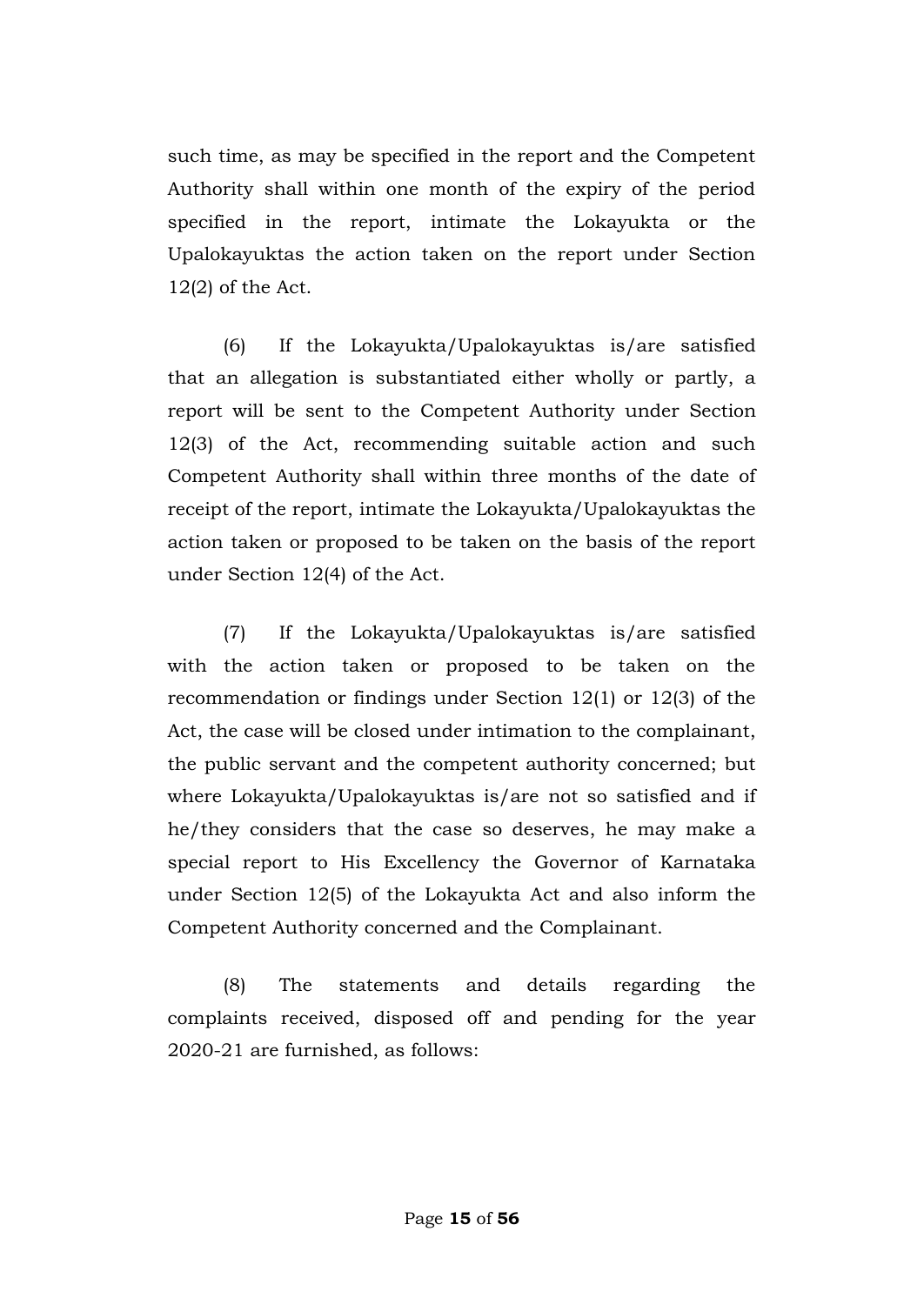such time, as may be specified in the report and the Competent Authority shall within one month of the expiry of the period specified in the report, intimate the Lokayukta or the Upalokayuktas the action taken on the report under Section 12(2) of the Act.

(6) If the Lokayukta/Upalokayuktas is/are satisfied that an allegation is substantiated either wholly or partly, a report will be sent to the Competent Authority under Section 12(3) of the Act, recommending suitable action and such Competent Authority shall within three months of the date of receipt of the report, intimate the Lokayukta/Upalokayuktas the action taken or proposed to be taken on the basis of the report under Section 12(4) of the Act.

(7) If the Lokayukta/Upalokayuktas is/are satisfied with the action taken or proposed to be taken on the recommendation or findings under Section 12(1) or 12(3) of the Act, the case will be closed under intimation to the complainant, the public servant and the competent authority concerned; but where Lokayukta/Upalokayuktas is/are not so satisfied and if he/they considers that the case so deserves, he may make a special report to His Excellency the Governor of Karnataka under Section 12(5) of the Lokayukta Act and also inform the Competent Authority concerned and the Complainant.

(8) The statements and details regarding the complaints received, disposed off and pending for the year 2020-21 are furnished, as follows: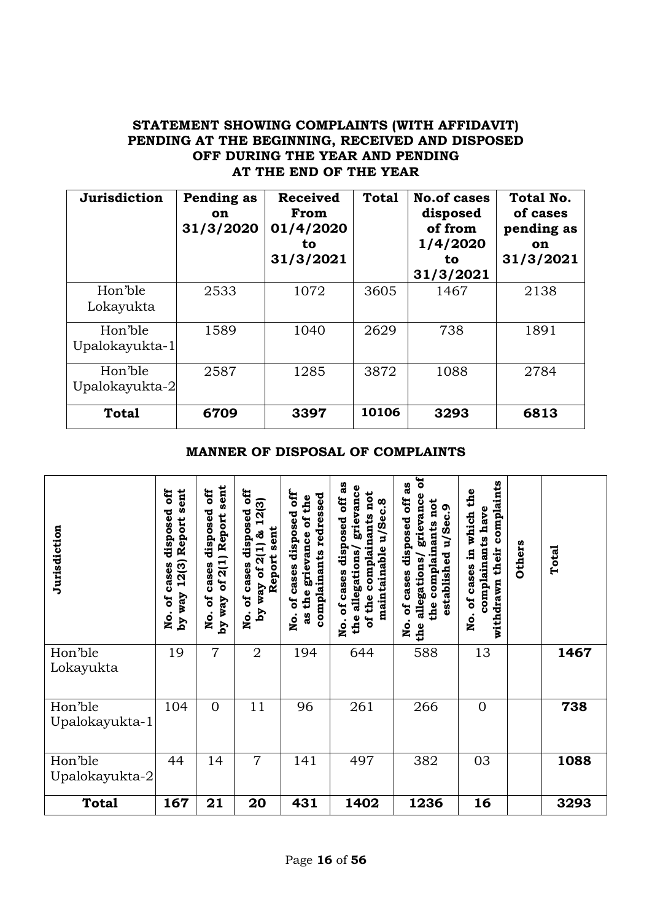## STATEMENT SHOWING COMPLAINTS (WITH AFFIDAVIT) PENDING AT THE BEGINNING, RECEIVED AND DISPOSED OFF DURING THE YEAR AND PENDING AT THE END OF THE YEAR

| Jurisdiction | Pending as on 31/3/2020 | Received From 01/4/2020 to 31/3/2021 | Total | No.of cases disposed of from 1/4/2020 to 31/3/2021 | Total No. of cases pending as on 31/3/2021 |
|---|---|---|---|---|---|
| Hon'ble Lokayukta | 2533 | 1072 | 3605 | 1467 | 2138 |
| Hon'ble Upalokayukta-1 | 1589 | 1040 | 2629 | 738 | 1891 |
| Hon'ble Upalokayukta-2 | 2587 | 1285 | 3872 | 1088 | 2784 |
| **Total** | **6709** | **3397** | **10106** | **3293** | **6813** |

## MANNER OF DISPOSAL OF COMPLAINTS

| Jurisdiction | No. of cases disposed off by way 12(3) Report sent | No. of cases disposed off by way of 2(1) Report sent | No. of cases disposed off by way of 2(1) & 12(3) Report sent | No. of cases disposed off as the grievance of the complainants redressed | No. of cases disposed off as the allegations/ grievance of the complainants not maintainable u/Sec.8 | No. of cases disposed off as the allegations/ grievance of the complainants not established u/Sec.9 | No. of cases in which the complainants have withdrawn their complaints | Others | Total |
|---|---|---|---|---|---|---|---|---|---|
| Hon'ble Lokayukta | 19 | 7 | 2 | 194 | 644 | 588 | 13 | | **1467** |
| Hon'ble Upalokayukta-1 | 104 | 0 | 11 | 96 | 261 | 266 | 0 | | **738** |
| Hon'ble Upalokayukta-2 | 44 | 14 | 7 | 141 | 497 | 382 | 03 | | **1088** |
| **Total** | **167** | **21** | **20** | **431** | **1402** | **1236** | **16** | | **3293** |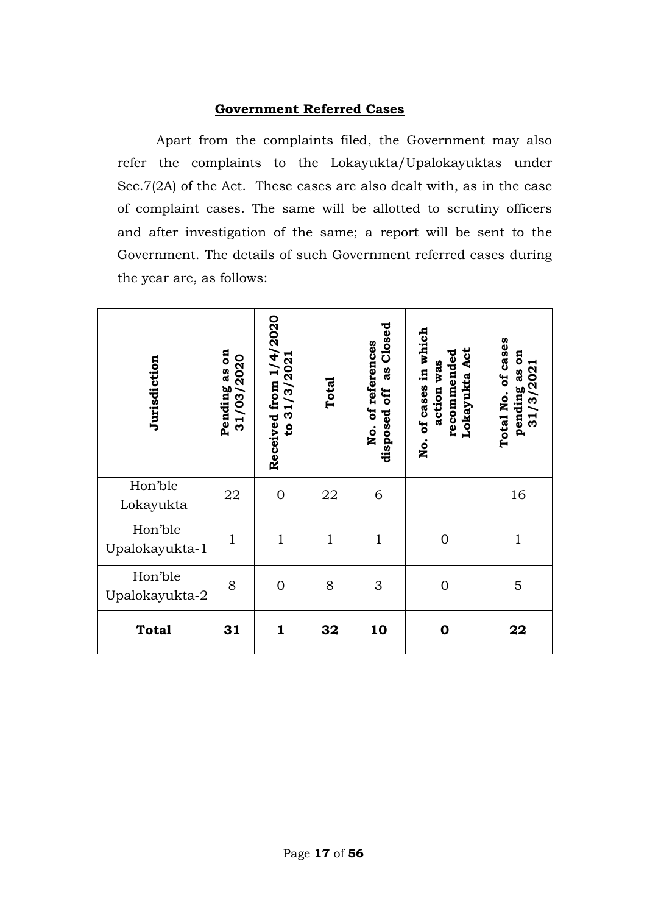## Government Referred Cases

Apart from the complaints filed, the Government may also refer the complaints to the Lokayukta/Upalokayuktas under Sec.7(2A) of the Act. These cases are also dealt with, as in the case of complaint cases. The same will be allotted to scrutiny officers and after investigation of the same; a report will be sent to the Government. The details of such Government referred cases during the year are, as follows:

| Jurisdiction | Pending as on 31/03/2020 | Received from 1/4/2020 to 31/3/2021 | Total | No. of references disposed off as Closed | No. of cases in which action was recommended Lokayukta Act | Total No. of cases pending as on 31/3/2021 |
|---|---|---|---|---|---|---|
| Hon'ble Lokayukta | 22 | 0 | 22 | 6 | | 16 |
| Hon'ble Upalokayukta-1 | 1 | 1 | 1 | 1 | 0 | 1 |
| Hon'ble Upalokayukta-2 | 8 | 0 | 8 | 3 | 0 | 5 |
| **Total** | **31** | **1** | **32** | **10** | **0** | **22** |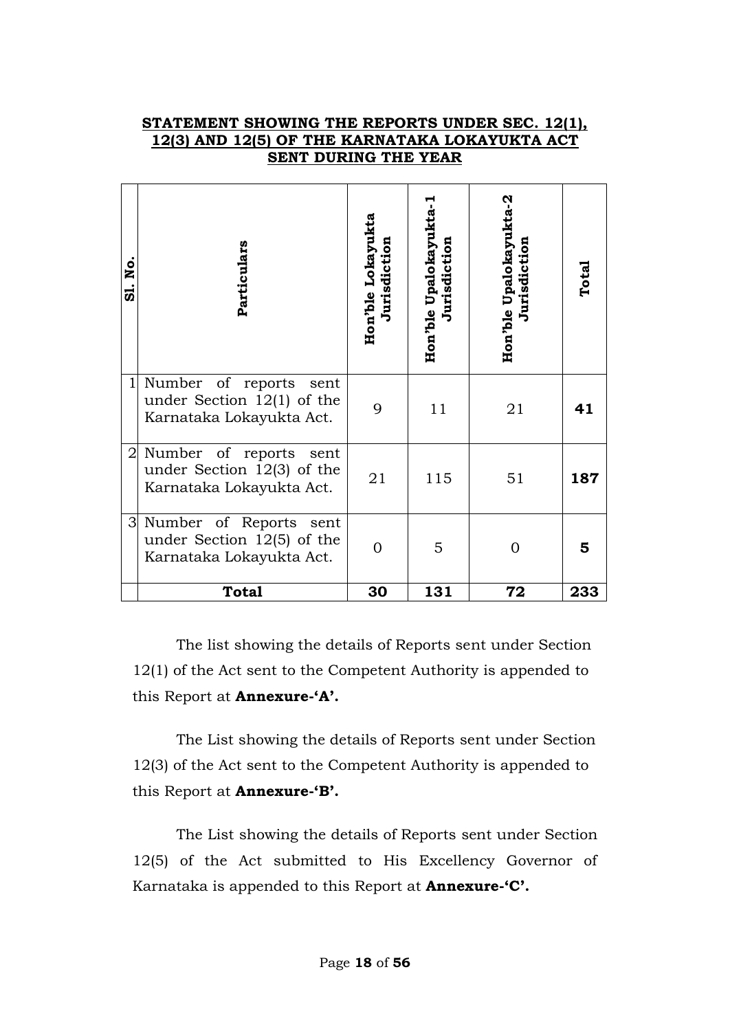**STATEMENT SHOWING THE REPORTS UNDER SEC. 12(1), 12(3) AND 12(5) OF THE KARNATAKA LOKAYUKTA ACT SENT DURING THE YEAR**

| Sl. No. | Particulars | Hon'ble Lokayukta Jurisdiction | Hon'ble Upalokayukta-1 Jurisdiction | Hon'ble Upalokayukta-2 Jurisdiction | Total |
|---|---|---|---|---|---|
| 1 | Number of reports sent under Section 12(1) of the Karnataka Lokayukta Act. | 9 | 11 | 21 | **41** |
| 2 | Number of reports sent under Section 12(3) of the Karnataka Lokayukta Act. | 21 | 115 | 51 | **187** |
| 3 | Number of Reports sent under Section 12(5) of the Karnataka Lokayukta Act. | 0 | 5 | 0 | **5** |
| | **Total** | **30** | **131** | **72** | **233** |

The list showing the details of Reports sent under Section 12(1) of the Act sent to the Competent Authority is appended to this Report at **Annexure-'A'.**

The List showing the details of Reports sent under Section 12(3) of the Act sent to the Competent Authority is appended to this Report at **Annexure-'B'.**

The List showing the details of Reports sent under Section 12(5) of the Act submitted to His Excellency Governor of Karnataka is appended to this Report at **Annexure-'C'.**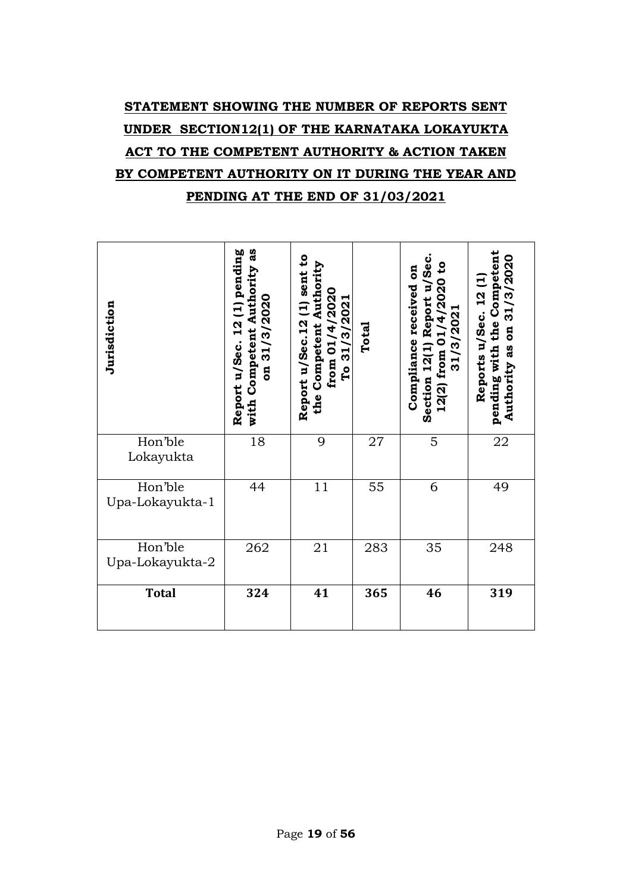# STATEMENT SHOWING THE NUMBER OF REPORTS SENT UNDER SECTION12(1) OF THE KARNATAKA LOKAYUKTA ACT TO THE COMPETENT AUTHORITY & ACTION TAKEN BY COMPETENT AUTHORITY ON IT DURING THE YEAR AND PENDING AT THE END OF 31/03/2021

| Jurisdiction | Report u/Sec. 12 (1) pending with Competent Authority as on 31/3/2020 | Report u/Sec.12 (1) sent to the Competent Authority from 01/4/2020 To 31/3/2021 | Total | Compliance received on Section 12(1) Report u/Sec. 12(2) from 01/4/2020 to 31/3/2021 | Reports u/Sec. 12 (1) pending with the Competent Authority as on 31/3/2020 |
|---|---|---|---|---|---|
| Hon'ble Lokayukta | 18 | 9 | 27 | 5 | 22 |
| Hon'ble Upa-Lokayukta-1 | 44 | 11 | 55 | 6 | 49 |
| Hon'ble Upa-Lokayukta-2 | 262 | 21 | 283 | 35 | 248 |
| **Total** | **324** | **41** | **365** | **46** | **319** |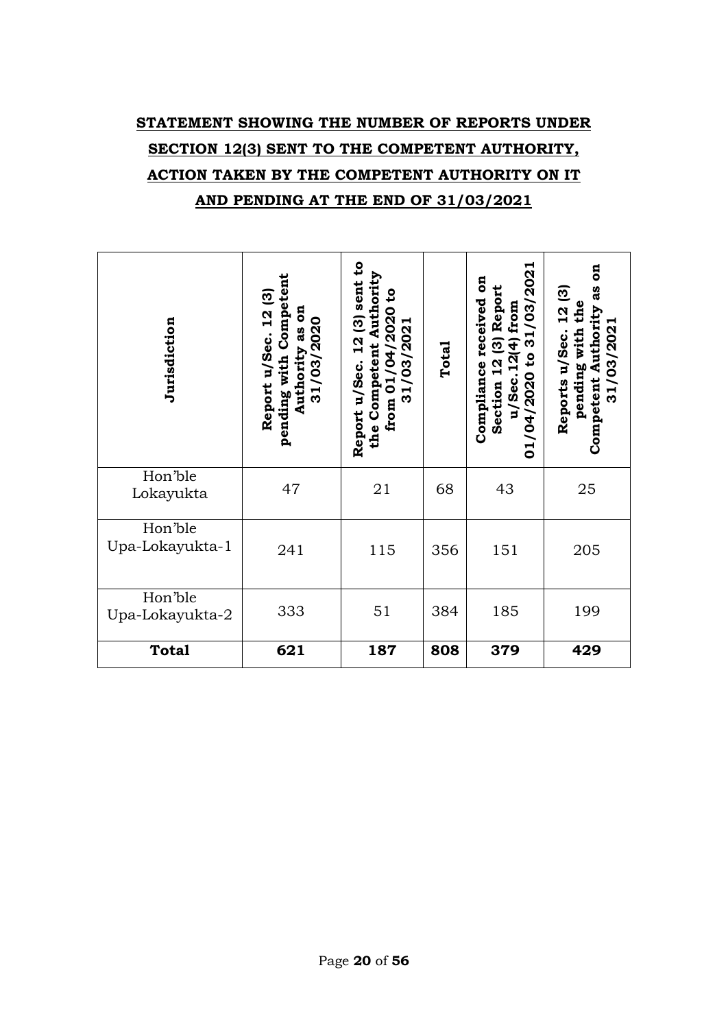## STATEMENT SHOWING THE NUMBER OF REPORTS UNDER SECTION 12(3) SENT TO THE COMPETENT AUTHORITY, ACTION TAKEN BY THE COMPETENT AUTHORITY ON IT AND PENDING AT THE END OF 31/03/2021

| Jurisdiction | Report u/Sec. 12 (3) pending with Competent Authority as on 31/03/2020 | Report u/Sec. 12 (3) sent to the Competent Authority from 01/04/2020 to 31/03/2021 | Total | Compliance received on Section 12 (3) Report u/Sec.12(4) from 01/04/2020 to 31/03/2021 | Reports u/Sec. 12 (3) pending with the Competent Authority as on 31/03/2021 |
|---|---|---|---|---|---|
| Hon'ble Lokayukta | 47 | 21 | 68 | 43 | 25 |
| Hon'ble Upa-Lokayukta-1 | 241 | 115 | 356 | 151 | 205 |
| Hon'ble Upa-Lokayukta-2 | 333 | 51 | 384 | 185 | 199 |
| **Total** | **621** | **187** | **808** | **379** | **429** |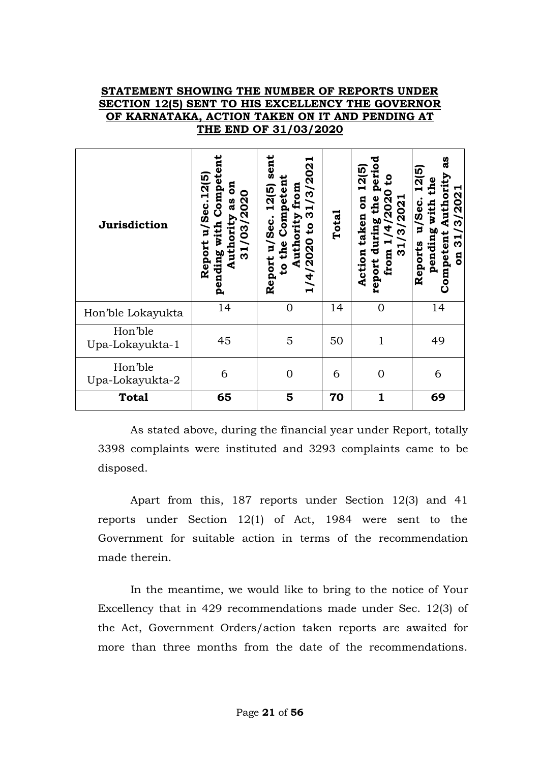**STATEMENT SHOWING THE NUMBER OF REPORTS UNDER SECTION 12(5) SENT TO HIS EXCELLENCY THE GOVERNOR OF KARNATAKA, ACTION TAKEN ON IT AND PENDING AT THE END OF 31/03/2020**

| Jurisdiction | Report u/Sec.12(5) pending with Competent Authority as on 31/03/2020 | Report u/Sec. 12(5) sent to the Competent Authority from 1/4/2020 to 31/3/2021 | Total | Action taken on 12(5) report during the period from 1/4/2020 to 31/3/2021 | Reports u/Sec. 12(5) pending with the Competent Authority as on 31/3/2021 |
|---|---|---|---|---|---|
| Hon'ble Lokayukta | 14 | 0 | 14 | 0 | 14 |
| Hon'ble Upa-Lokayukta-1 | 45 | 5 | 50 | 1 | 49 |
| Hon'ble Upa-Lokayukta-2 | 6 | 0 | 6 | 0 | 6 |
| **Total** | **65** | **5** | **70** | **1** | **69** |

As stated above, during the financial year under Report, totally 3398 complaints were instituted and 3293 complaints came to be disposed.

Apart from this, 187 reports under Section 12(3) and 41 reports under Section 12(1) of Act, 1984 were sent to the Government for suitable action in terms of the recommendation made therein.

In the meantime, we would like to bring to the notice of Your Excellency that in 429 recommendations made under Sec. 12(3) of the Act, Government Orders/action taken reports are awaited for more than three months from the date of the recommendations.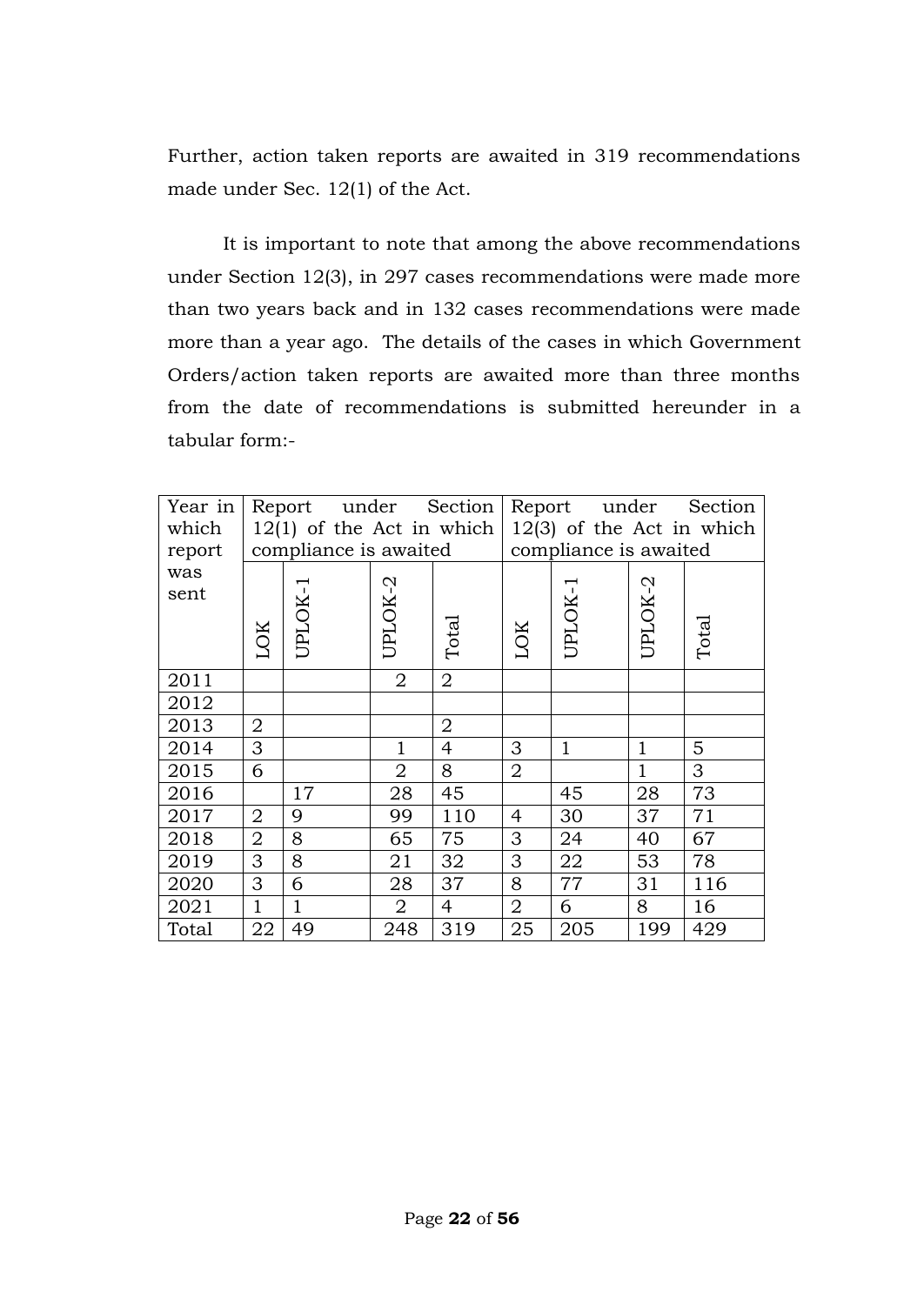Further, action taken reports are awaited in 319 recommendations made under Sec. 12(1) of the Act.

It is important to note that among the above recommendations under Section 12(3), in 297 cases recommendations were made more than two years back and in 132 cases recommendations were made more than a year ago. The details of the cases in which Government Orders/action taken reports are awaited more than three months from the date of recommendations is submitted hereunder in a tabular form:-

| Year in which report was sent | Report under Section 12(1) of the Act in which compliance is awaited | | | | Report under Section 12(3) of the Act in which compliance is awaited | | | |
|---|---|---|---|---|---|---|---|---|
| | LOK | UPLOK-1 | UPLOK-2 | Total | LOK | UPLOK-1 | UPLOK-2 | Total |
| 2011 | | | 2 | 2 | | | | |
| 2012 | | | | | | | | |
| 2013 | 2 | | | 2 | | | | |
| 2014 | 3 | | 1 | 4 | 3 | 1 | 1 | 5 |
| 2015 | 6 | | 2 | 8 | 2 | | 1 | 3 |
| 2016 | | 17 | 28 | 45 | | 45 | 28 | 73 |
| 2017 | 2 | 9 | 99 | 110 | 4 | 30 | 37 | 71 |
| 2018 | 2 | 8 | 65 | 75 | 3 | 24 | 40 | 67 |
| 2019 | 3 | 8 | 21 | 32 | 3 | 22 | 53 | 78 |
| 2020 | 3 | 6 | 28 | 37 | 8 | 77 | 31 | 116 |
| 2021 | 1 | 1 | 2 | 4 | 2 | 6 | 8 | 16 |
| Total | 22 | 49 | 248 | 319 | 25 | 205 | 199 | 429 |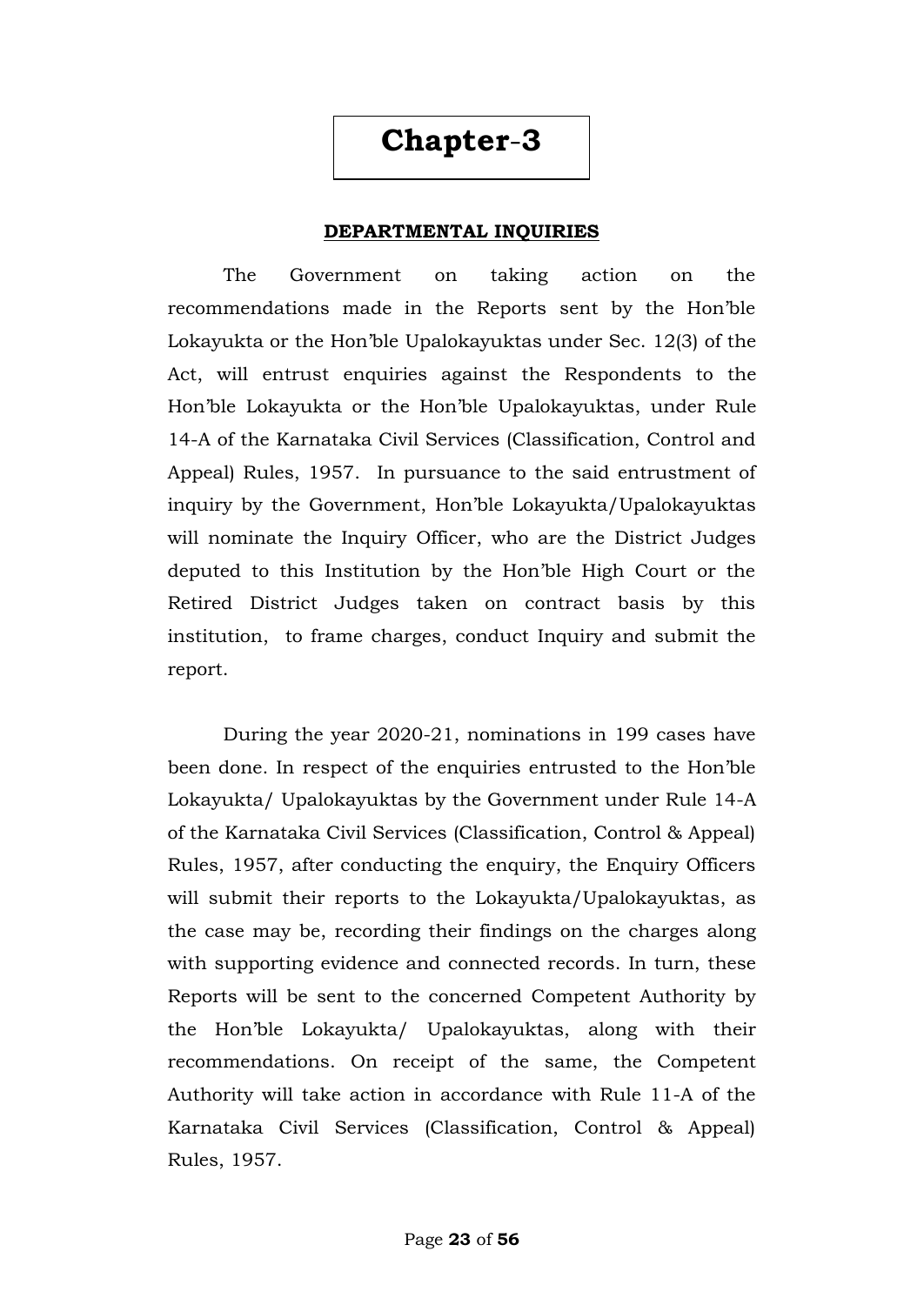# Chapter-3

## DEPARTMENTAL INQUIRIES

The Government on taking action on the recommendations made in the Reports sent by the Hon'ble Lokayukta or the Hon'ble Upalokayuktas under Sec. 12(3) of the Act, will entrust enquiries against the Respondents to the Hon'ble Lokayukta or the Hon'ble Upalokayuktas, under Rule 14-A of the Karnataka Civil Services (Classification, Control and Appeal) Rules, 1957. In pursuance to the said entrustment of inquiry by the Government, Hon'ble Lokayukta/Upalokayuktas will nominate the Inquiry Officer, who are the District Judges deputed to this Institution by the Hon'ble High Court or the Retired District Judges taken on contract basis by this institution, to frame charges, conduct Inquiry and submit the report.

During the year 2020-21, nominations in 199 cases have been done. In respect of the enquiries entrusted to the Hon'ble Lokayukta/ Upalokayuktas by the Government under Rule 14-A of the Karnataka Civil Services (Classification, Control & Appeal) Rules, 1957, after conducting the enquiry, the Enquiry Officers will submit their reports to the Lokayukta/Upalokayuktas, as the case may be, recording their findings on the charges along with supporting evidence and connected records. In turn, these Reports will be sent to the concerned Competent Authority by the Hon'ble Lokayukta/ Upalokayuktas, along with their recommendations. On receipt of the same, the Competent Authority will take action in accordance with Rule 11-A of the Karnataka Civil Services (Classification, Control & Appeal) Rules, 1957.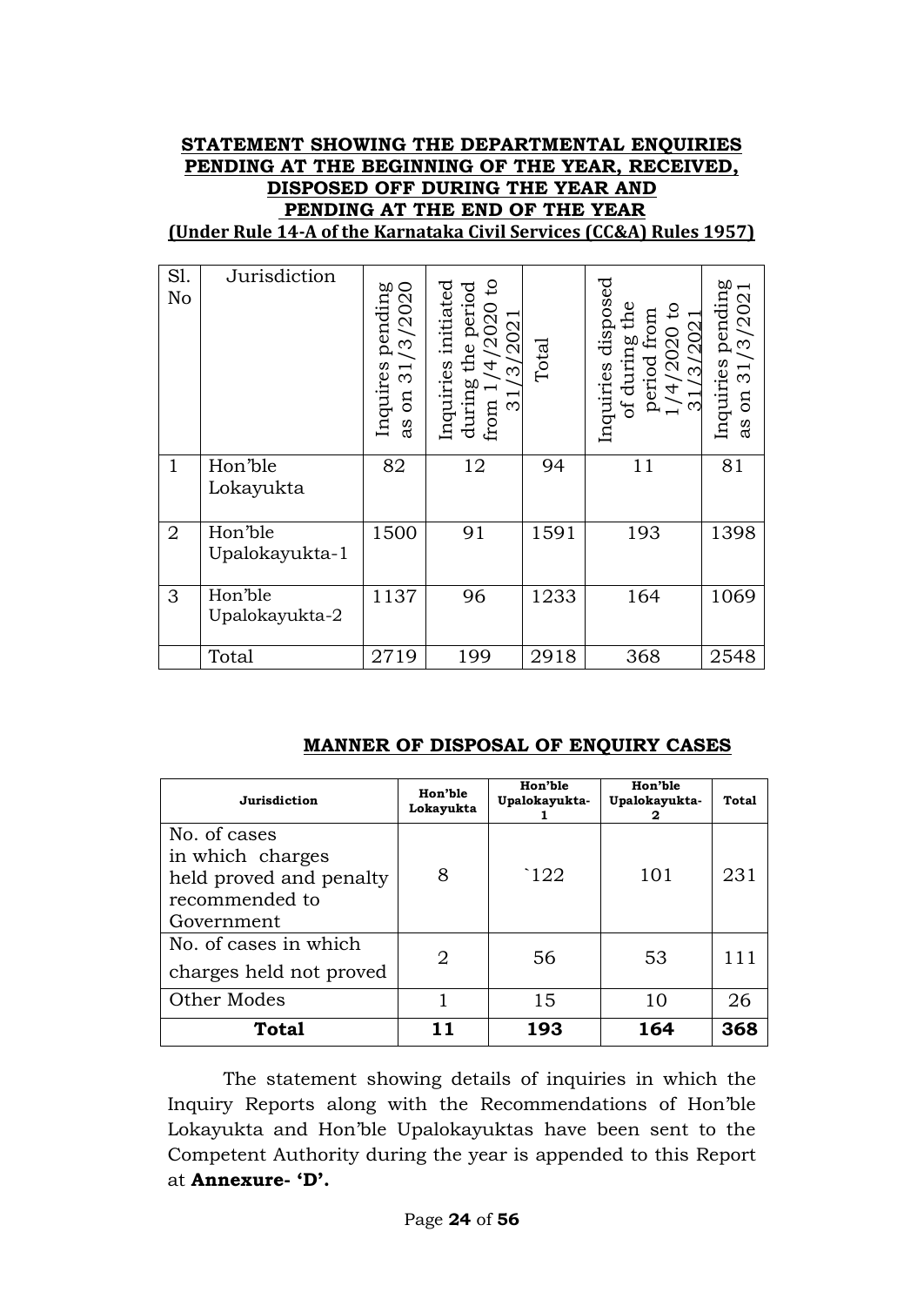**STATEMENT SHOWING THE DEPARTMENTAL ENQUIRIES PENDING AT THE BEGINNING OF THE YEAR, RECEIVED, DISPOSED OFF DURING THE YEAR AND PENDING AT THE END OF THE YEAR**

**(Under Rule 14-A of the Karnataka Civil Services (CC&A) Rules 1957)**

| Sl. No | Jurisdiction | Inquires pending as on 31/3/2020 | Inquiries initiated during the period from 1/4/2020 to 31/3/2021 | Total | Inquiries disposed of during the period from 1/4/2020 to 31/3/2021 | Inquiries pending as on 31/3/2021 |
|---|---|---|---|---|---|---|
| 1 | Hon'ble Lokayukta | 82 | 12 | 94 | 11 | 81 |
| 2 | Hon'ble Upalokayukta-1 | 1500 | 91 | 1591 | 193 | 1398 |
| 3 | Hon'ble Upalokayukta-2 | 1137 | 96 | 1233 | 164 | 1069 |
| | Total | 2719 | 199 | 2918 | 368 | 2548 |

**MANNER OF DISPOSAL OF ENQUIRY CASES**

| Jurisdiction | Hon'ble Lokayukta | Hon'ble Upalokayukta-1 | Hon'ble Upalokayukta-2 | Total |
|---|---|---|---|---|
| No. of cases in which charges held proved and penalty recommended to Government | 8 | `122 | 101 | 231 |
| No. of cases in which charges held not proved | 2 | 56 | 53 | 111 |
| Other Modes | 1 | 15 | 10 | 26 |
| **Total** | **11** | **193** | **164** | **368** |

The statement showing details of inquiries in which the Inquiry Reports along with the Recommendations of Hon'ble Lokayukta and Hon'ble Upalokayuktas have been sent to the Competent Authority during the year is appended to this Report at **Annexure- 'D'.**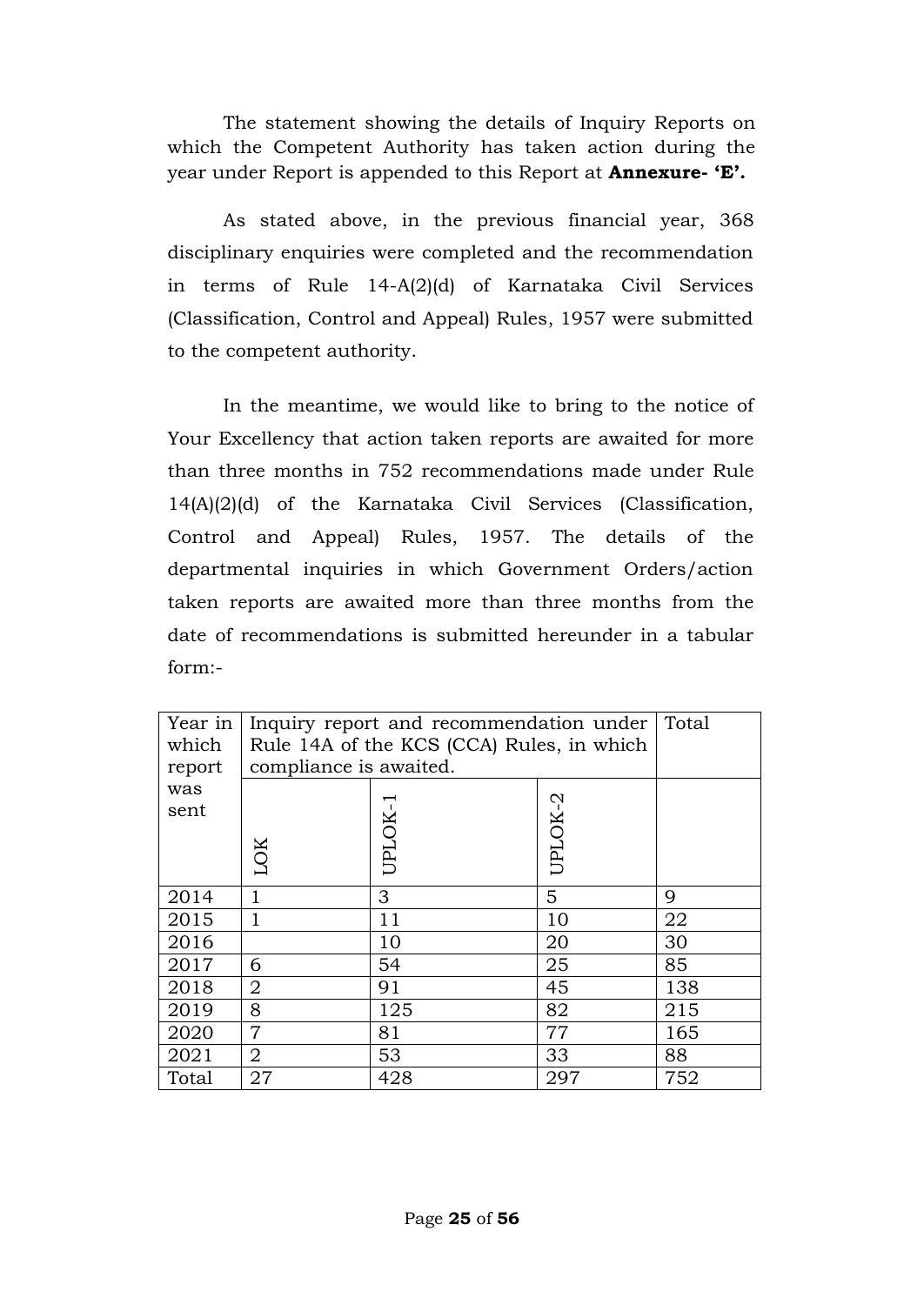The statement showing the details of Inquiry Reports on which the Competent Authority has taken action during the year under Report is appended to this Report at **Annexure- 'E'.**

As stated above, in the previous financial year, 368 disciplinary enquiries were completed and the recommendation in terms of Rule 14-A(2)(d) of Karnataka Civil Services (Classification, Control and Appeal) Rules, 1957 were submitted to the competent authority.

In the meantime, we would like to bring to the notice of Your Excellency that action taken reports are awaited for more than three months in 752 recommendations made under Rule 14(A)(2)(d) of the Karnataka Civil Services (Classification, Control and Appeal) Rules, 1957. The details of the departmental inquiries in which Government Orders/action taken reports are awaited more than three months from the date of recommendations is submitted hereunder in a tabular form:-

| Year in which report was sent | Inquiry report and recommendation under Rule 14A of the KCS (CCA) Rules, in which compliance is awaited. | | | Total |
|---|---|---|---|---|
| | LOK | UPLOK-1 | UPLOK-2 | |
| 2014 | 1 | 3 | 5 | 9 |
| 2015 | 1 | 11 | 10 | 22 |
| 2016 | | 10 | 20 | 30 |
| 2017 | 6 | 54 | 25 | 85 |
| 2018 | 2 | 91 | 45 | 138 |
| 2019 | 8 | 125 | 82 | 215 |
| 2020 | 7 | 81 | 77 | 165 |
| 2021 | 2 | 53 | 33 | 88 |
| Total | 27 | 428 | 297 | 752 |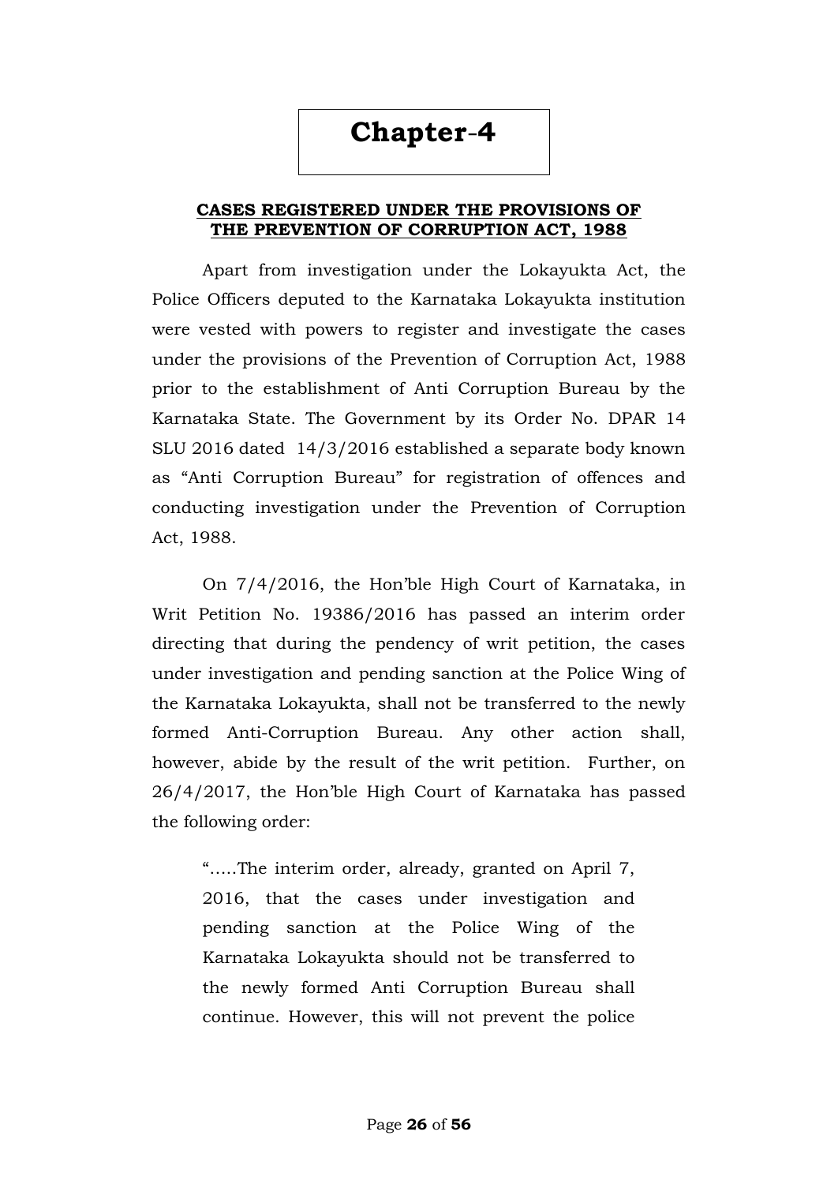# Chapter-4

## CASES REGISTERED UNDER THE PROVISIONS OF THE PREVENTION OF CORRUPTION ACT, 1988

Apart from investigation under the Lokayukta Act, the Police Officers deputed to the Karnataka Lokayukta institution were vested with powers to register and investigate the cases under the provisions of the Prevention of Corruption Act, 1988 prior to the establishment of Anti Corruption Bureau by the Karnataka State. The Government by its Order No. DPAR 14 SLU 2016 dated 14/3/2016 established a separate body known as "Anti Corruption Bureau" for registration of offences and conducting investigation under the Prevention of Corruption Act, 1988.

On 7/4/2016, the Hon'ble High Court of Karnataka, in Writ Petition No. 19386/2016 has passed an interim order directing that during the pendency of writ petition, the cases under investigation and pending sanction at the Police Wing of the Karnataka Lokayukta, shall not be transferred to the newly formed Anti-Corruption Bureau. Any other action shall, however, abide by the result of the writ petition. Further, on 26/4/2017, the Hon'ble High Court of Karnataka has passed the following order:

> ".....The interim order, already, granted on April 7, 2016, that the cases under investigation and pending sanction at the Police Wing of the Karnataka Lokayukta should not be transferred to the newly formed Anti Corruption Bureau shall continue. However, this will not prevent the police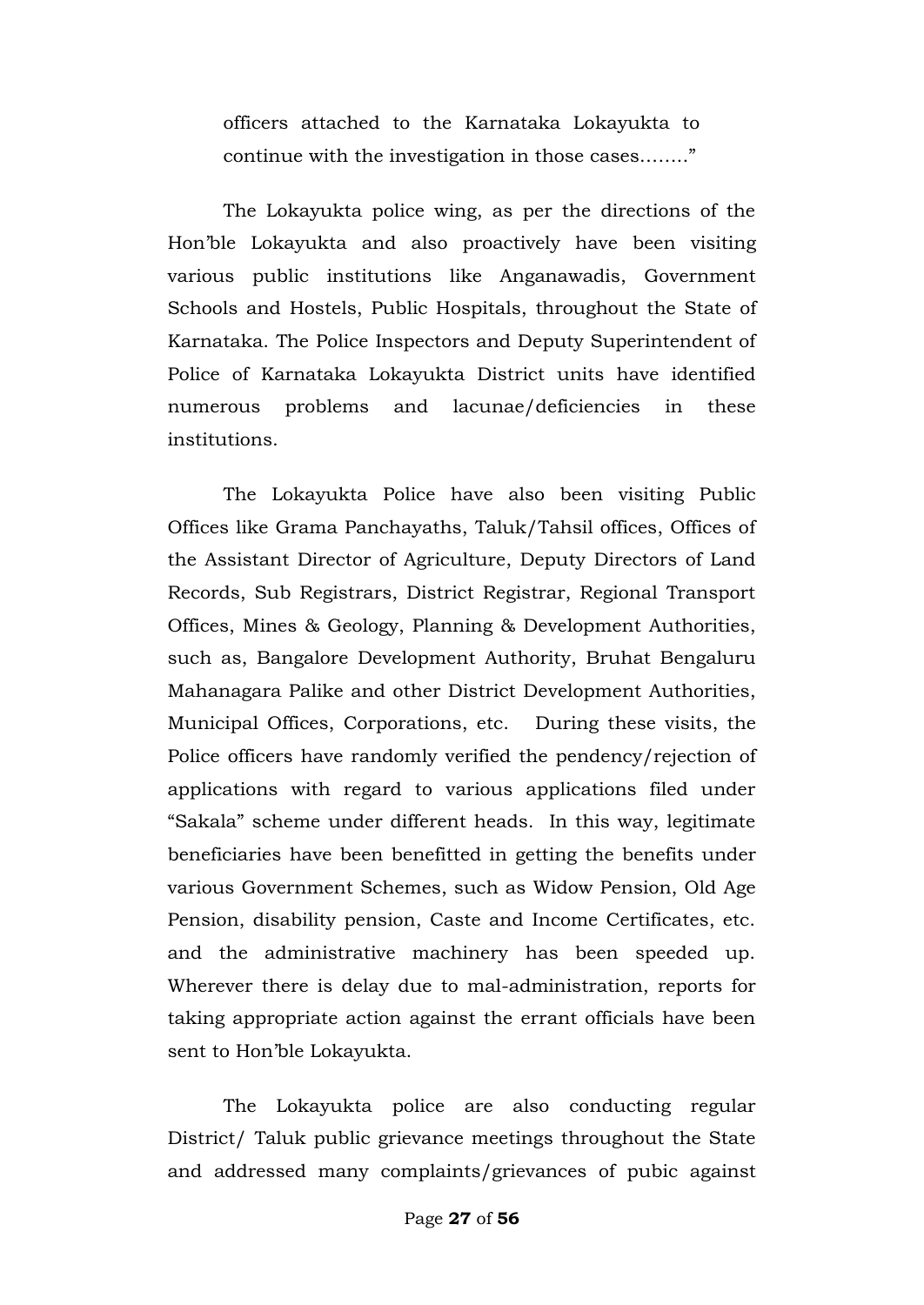officers attached to the Karnataka Lokayukta to continue with the investigation in those cases........"

The Lokayukta police wing, as per the directions of the Hon'ble Lokayukta and also proactively have been visiting various public institutions like Anganawadis, Government Schools and Hostels, Public Hospitals, throughout the State of Karnataka. The Police Inspectors and Deputy Superintendent of Police of Karnataka Lokayukta District units have identified numerous problems and lacunae/deficiencies in these institutions.

The Lokayukta Police have also been visiting Public Offices like Grama Panchayaths, Taluk/Tahsil offices, Offices of the Assistant Director of Agriculture, Deputy Directors of Land Records, Sub Registrars, District Registrar, Regional Transport Offices, Mines & Geology, Planning & Development Authorities, such as, Bangalore Development Authority, Bruhat Bengaluru Mahanagara Palike and other District Development Authorities, Municipal Offices, Corporations, etc. During these visits, the Police officers have randomly verified the pendency/rejection of applications with regard to various applications filed under "Sakala" scheme under different heads. In this way, legitimate beneficiaries have been benefitted in getting the benefits under various Government Schemes, such as Widow Pension, Old Age Pension, disability pension, Caste and Income Certificates, etc. and the administrative machinery has been speeded up. Wherever there is delay due to mal-administration, reports for taking appropriate action against the errant officials have been sent to Hon'ble Lokayukta.

The Lokayukta police are also conducting regular District/ Taluk public grievance meetings throughout the State and addressed many complaints/grievances of pubic against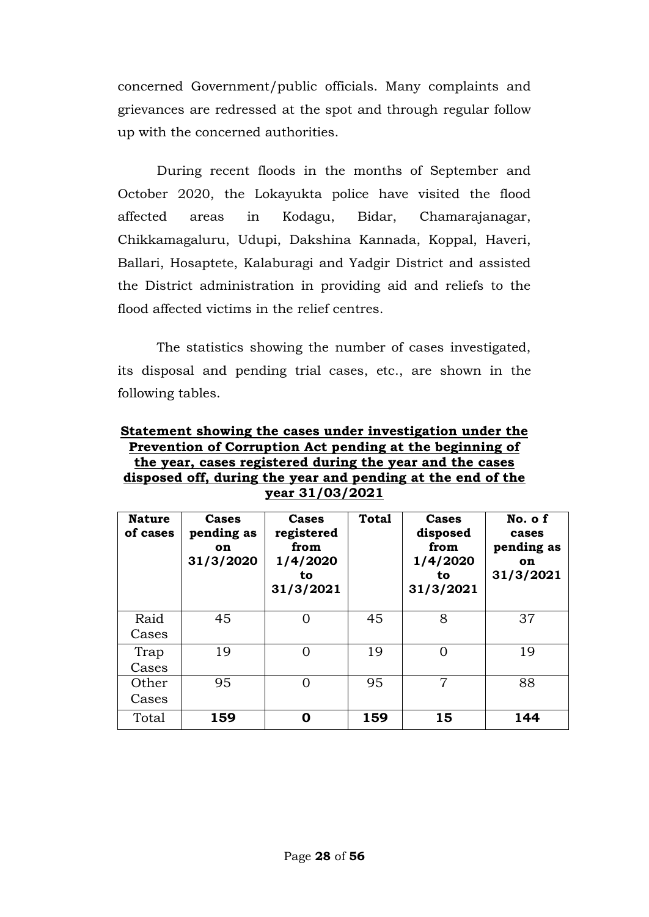concerned Government/public officials. Many complaints and grievances are redressed at the spot and through regular follow up with the concerned authorities.

During recent floods in the months of September and October 2020, the Lokayukta police have visited the flood affected areas in Kodagu, Bidar, Chamarajanagar, Chikkamagaluru, Udupi, Dakshina Kannada, Koppal, Haveri, Ballari, Hosaptete, Kalaburagi and Yadgir District and assisted the District administration in providing aid and reliefs to the flood affected victims in the relief centres.

The statistics showing the number of cases investigated, its disposal and pending trial cases, etc., are shown in the following tables.

**Statement showing the cases under investigation under the Prevention of Corruption Act pending at the beginning of the year, cases registered during the year and the cases disposed off, during the year and pending at the end of the year 31/03/2021**

| Nature of cases | Cases pending as on 31/3/2020 | Cases registered from 1/4/2020 to 31/3/2021 | Total | Cases disposed from 1/4/2020 to 31/3/2021 | No. o f cases pending as on 31/3/2021 |
|---|---|---|---|---|---|
| Raid Cases | 45 | 0 | 45 | 8 | 37 |
| Trap Cases | 19 | 0 | 19 | 0 | 19 |
| Other Cases | 95 | 0 | 95 | 7 | 88 |
| Total | **159** | **0** | **159** | **15** | **144** |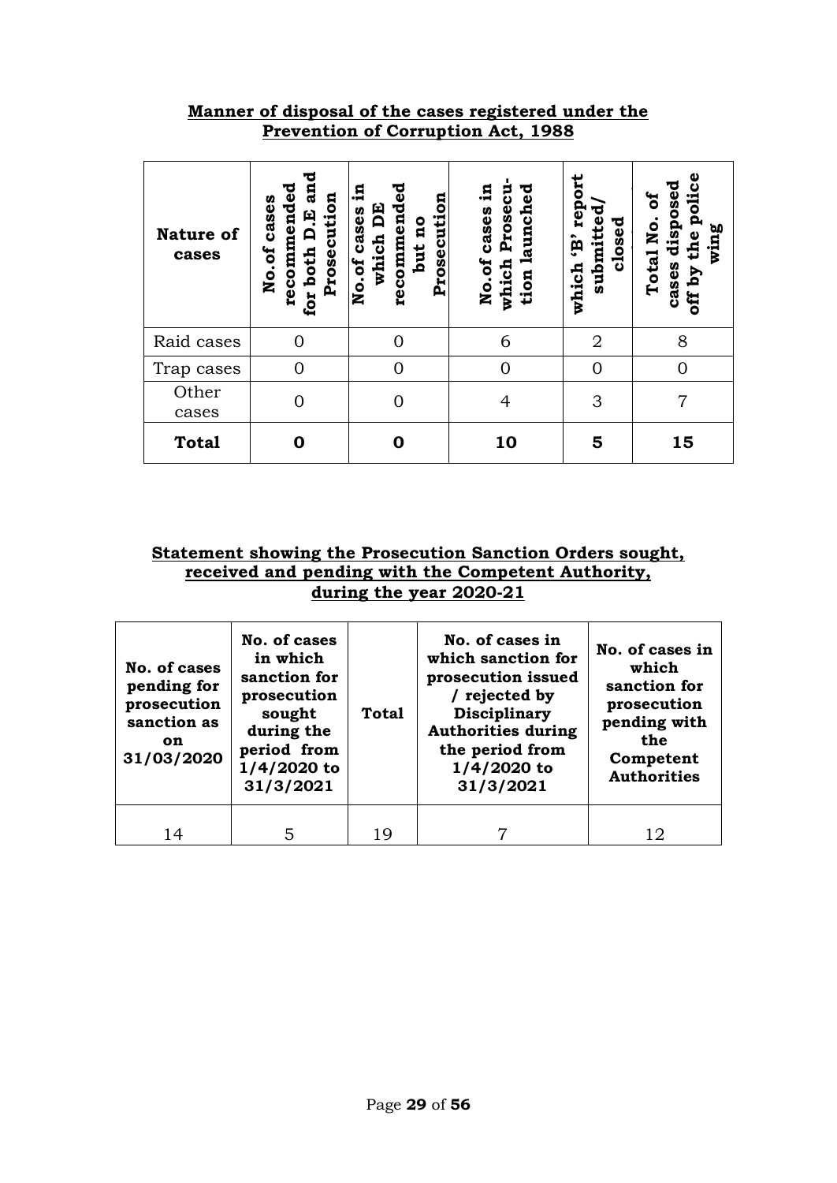**Manner of disposal of the cases registered under the Prevention of Corruption Act, 1988**

| Nature of cases | No.of cases recommended for both D.E and Prosecution | No.of cases in which DE recommended but no Prosecution | No.of cases in which Prosecution launched | which 'B' report submitted/ closed | Total No. of cases disposed off by the police wing |
|---|---|---|---|---|---|
| Raid cases | 0 | 0 | 6 | 2 | 8 |
| Trap cases | 0 | 0 | 0 | 0 | 0 |
| Other cases | 0 | 0 | 4 | 3 | 7 |
| **Total** | **0** | **0** | **10** | **5** | **15** |

**Statement showing the Prosecution Sanction Orders sought, received and pending with the Competent Authority, during the year 2020-21**

| No. of cases pending for prosecution sanction as on 31/03/2020 | No. of cases in which sanction for prosecution sought during the period from 1/4/2020 to 31/3/2021 | Total | No. of cases in which sanction for prosecution issued / rejected by Disciplinary Authorities during the period from 1/4/2020 to 31/3/2021 | No. of cases in which sanction for prosecution pending with the Competent Authorities |
|---|---|---|---|---|
| 14 | 5 | 19 | 7 | 12 |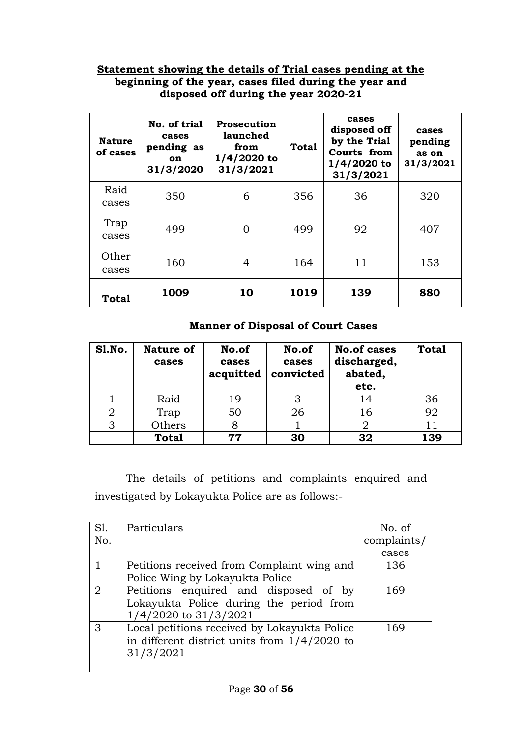**Statement showing the details of Trial cases pending at the beginning of the year, cases filed during the year and disposed off during the year 2020-21**

| Nature of cases | No. of trial cases pending as on 31/3/2020 | Prosecution launched from 1/4/2020 to 31/3/2021 | Total | cases disposed off by the Trial Courts from 1/4/2020 to 31/3/2021 | cases pending as on 31/3/2021 |
|---|---|---|---|---|---|
| Raid cases | 350 | 6 | 356 | 36 | 320 |
| Trap cases | 499 | 0 | 499 | 92 | 407 |
| Other cases | 160 | 4 | 164 | 11 | 153 |
| **Total** | **1009** | **10** | **1019** | **139** | **880** |

**Manner of Disposal of Court Cases**

| Sl.No. | Nature of cases | No.of cases acquitted | No.of cases convicted | No.of cases discharged, abated, etc. | Total |
|---|---|---|---|---|---|
| 1 | Raid | 19 | 3 | 14 | 36 |
| 2 | Trap | 50 | 26 | 16 | 92 |
| 3 | Others | 8 | 1 | 2 | 11 |
| | **Total** | **77** | **30** | **32** | **139** |

The details of petitions and complaints enquired and investigated by Lokayukta Police are as follows:-

| Sl. No. | Particulars | No. of complaints/ cases |
|---|---|---|
| 1 | Petitions received from Complaint wing and Police Wing by Lokayukta Police | 136 |
| 2 | Petitions enquired and disposed of by Lokayukta Police during the period from 1/4/2020 to 31/3/2021 | 169 |
| 3 | Local petitions received by Lokayukta Police in different district units from 1/4/2020 to 31/3/2021 | 169 |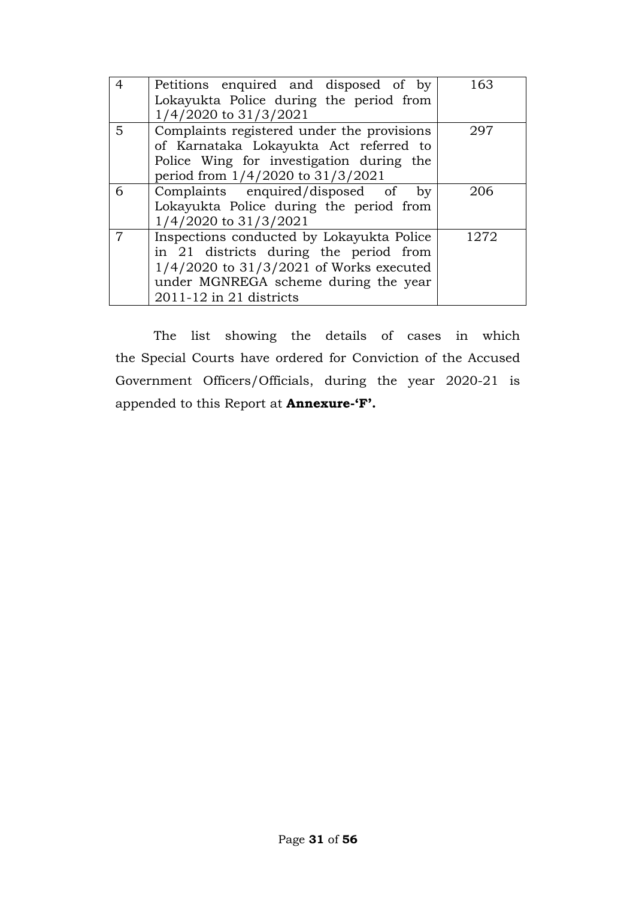| | | |
|---|---|---|
| 4 | Petitions enquired and disposed of by Lokayukta Police during the period from 1/4/2020 to 31/3/2021 | 163 |
| 5 | Complaints registered under the provisions of Karnataka Lokayukta Act referred to Police Wing for investigation during the period from 1/4/2020 to 31/3/2021 | 297 |
| 6 | Complaints enquired/disposed of by Lokayukta Police during the period from 1/4/2020 to 31/3/2021 | 206 |
| 7 | Inspections conducted by Lokayukta Police in 21 districts during the period from 1/4/2020 to 31/3/2021 of Works executed under MGNREGA scheme during the year 2011-12 in 21 districts | 1272 |

The list showing the details of cases in which the Special Courts have ordered for Conviction of the Accused Government Officers/Officials, during the year 2020-21 is appended to this Report at **Annexure-'F'.**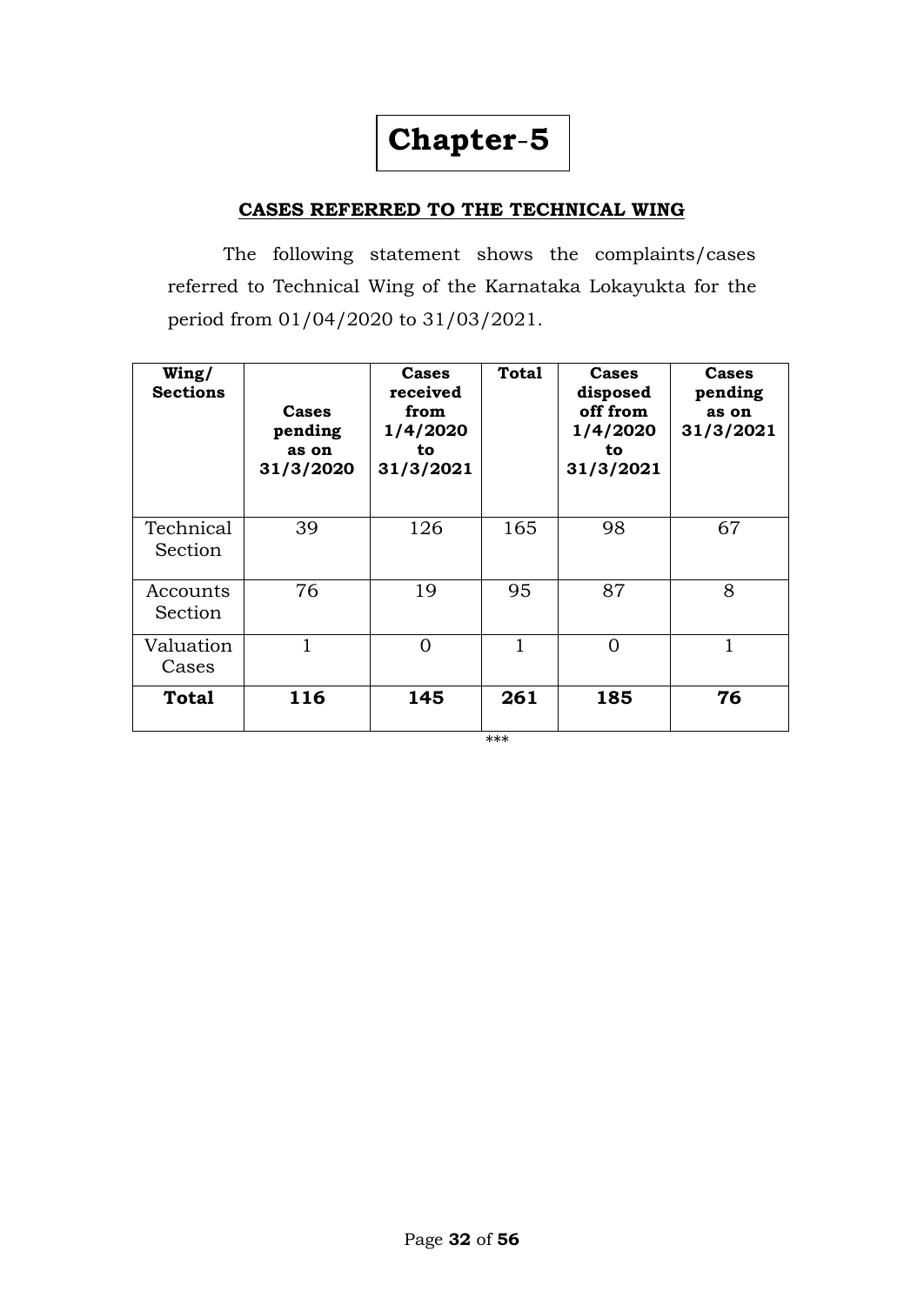# Chapter-5

## CASES REFERRED TO THE TECHNICAL WING

The following statement shows the complaints/cases referred to Technical Wing of the Karnataka Lokayukta for the period from 01/04/2020 to 31/03/2021.

| Wing/ Sections | Cases pending as on 31/3/2020 | Cases received from 1/4/2020 to 31/3/2021 | Total | Cases disposed off from 1/4/2020 to 31/3/2021 | Cases pending as on 31/3/2021 |
|---|---|---|---|---|---|
| Technical Section | 39 | 126 | 165 | 98 | 67 |
| Accounts Section | 76 | 19 | 95 | 87 | 8 |
| Valuation Cases | 1 | 0 | 1 | 0 | 1 |
| **Total** | **116** | **145** | **261** | **185** | **76** |

***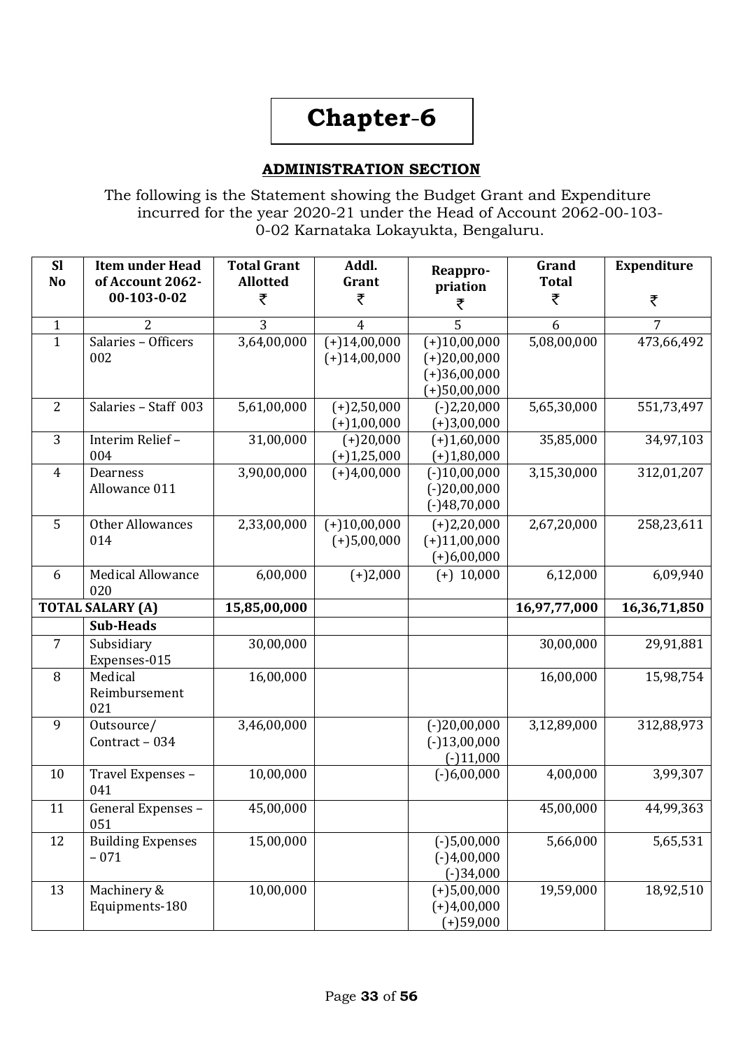# Chapter-6

## ADMINISTRATION SECTION

The following is the Statement showing the Budget Grant and Expenditure incurred for the year 2020-21 under the Head of Account 2062-00-103-0-02 Karnataka Lokayukta, Bengaluru.

| Sl No | Item under Head of Account 2062-00-103-0-02 | Total Grant Allotted ₹ | Addl. Grant ₹ | Reappro-priation ₹ | Grand Total ₹ | Expenditure ₹ |
|---|---|---|---|---|---|---|
| 1 | 2 | 3 | 4 | 5 | 6 | 7 |
| 1 | Salaries – Officers 002 | 3,64,00,000 | (+)14,00,000<br>(+)14,00,000 | (+)10,00,000<br>(+)20,00,000<br>(+)36,00,000<br>(+)50,00,000 | 5,08,00,000 | 473,66,492 |
| 2 | Salaries – Staff 003 | 5,61,00,000 | (+)2,50,000<br>(+)1,00,000 | (-)2,20,000<br>(+)3,00,000 | 5,65,30,000 | 551,73,497 |
| 3 | Interim Relief – 004 | 31,00,000 | (+)20,000<br>(+)1,25,000 | (+)1,60,000<br>(+)1,80,000 | 35,85,000 | 34,97,103 |
| 4 | Dearness Allowance 011 | 3,90,00,000 | (+)4,00,000 | (-)10,00,000<br>(-)20,00,000<br>(-)48,70,000 | 3,15,30,000 | 312,01,207 |
| 5 | Other Allowances 014 | 2,33,00,000 | (+)10,00,000<br>(+)5,00,000 | (+)2,20,000<br>(+)11,00,000<br>(+)6,00,000 | 2,67,20,000 | 258,23,611 |
| 6 | Medical Allowance 020 | 6,00,000 | (+)2,000 | (+) 10,000 | 6,12,000 | 6,09,940 |
| **TOTAL SALARY (A)** | | **15,85,00,000** | | | **16,97,77,000** | **16,36,71,850** |
| | **Sub-Heads** | | | | | |
| 7 | Subsidiary Expenses-015 | 30,00,000 | | | 30,00,000 | 29,91,881 |
| 8 | Medical Reimbursement 021 | 16,00,000 | | | 16,00,000 | 15,98,754 |
| 9 | Outsource/ Contract – 034 | 3,46,00,000 | | (-)20,00,000<br>(-)13,00,000<br>(-)11,000 | 3,12,89,000 | 312,88,973 |
| 10 | Travel Expenses – 041 | 10,00,000 | | (-)6,00,000 | 4,00,000 | 3,99,307 |
| 11 | General Expenses – 051 | 45,00,000 | | | 45,00,000 | 44,99,363 |
| 12 | Building Expenses – 071 | 15,00,000 | | (-)5,00,000<br>(-)4,00,000<br>(-)34,000 | 5,66,000 | 5,65,531 |
| 13 | Machinery & Equipments-180 | 10,00,000 | | (+)5,00,000<br>(+)4,00,000<br>(+)59,000 | 19,59,000 | 18,92,510 |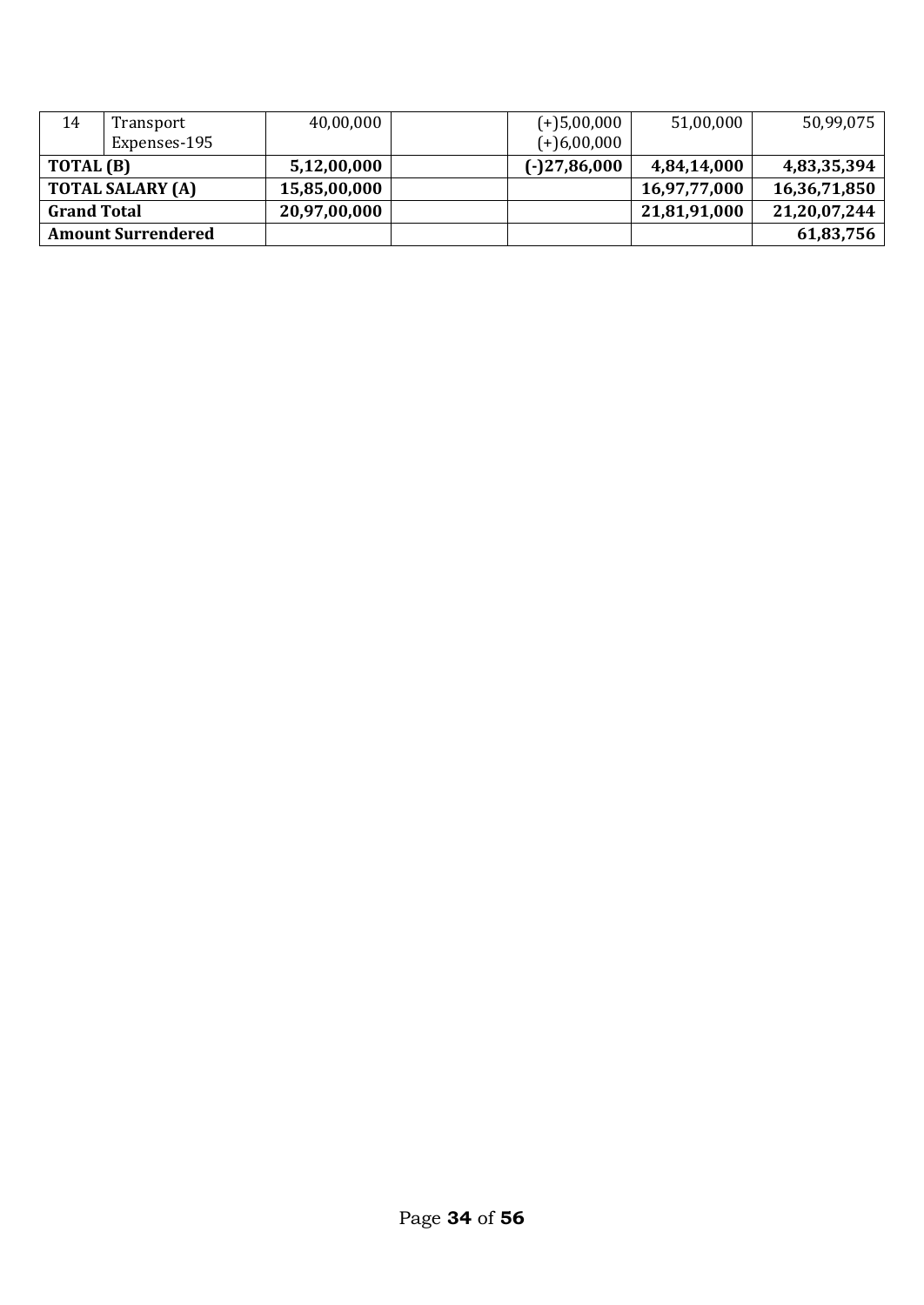| 14 | Transport Expenses-195 | 40,00,000 | | (+)5,00,000<br>(+)6,00,000 | 51,00,000 | 50,99,075 |
|---|---|---|---|---|---|---|
| **TOTAL (B)** | | **5,12,00,000** | | **(-)27,86,000** | **4,84,14,000** | **4,83,35,394** |
| **TOTAL SALARY (A)** | | **15,85,00,000** | | | **16,97,77,000** | **16,36,71,850** |
| **Grand Total** | | **20,97,00,000** | | | **21,81,91,000** | **21,20,07,244** |
| **Amount Surrendered** | | | | | | **61,83,756** |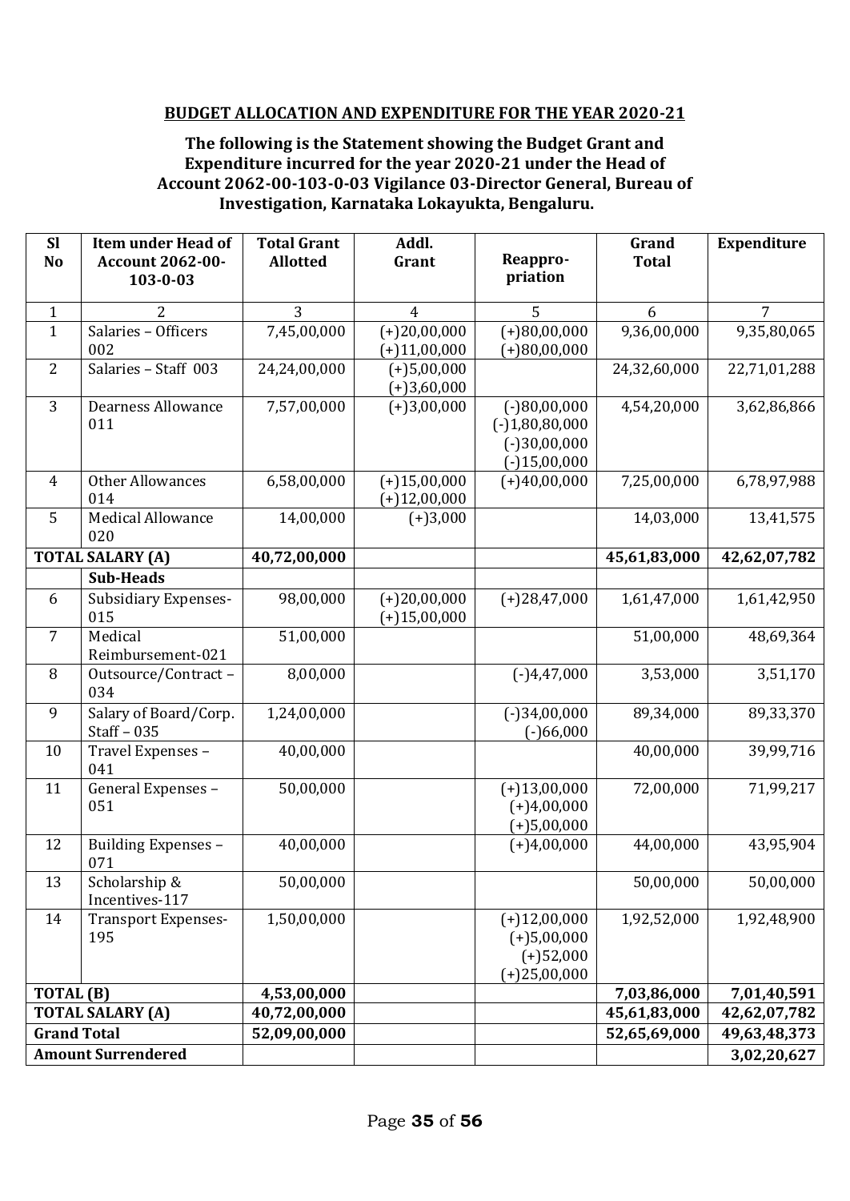**BUDGET ALLOCATION AND EXPENDITURE FOR THE YEAR 2020-21**

**The following is the Statement showing the Budget Grant and Expenditure incurred for the year 2020-21 under the Head of Account 2062-00-103-0-03 Vigilance 03-Director General, Bureau of Investigation, Karnataka Lokayukta, Bengaluru.**

| Sl No | Item under Head of Account 2062-00-103-0-03 | Total Grant Allotted | Addl. Grant | Reappro-priation | Grand Total | Expenditure |
|---|---|---|---|---|---|---|
| 1 | 2 | 3 | 4 | 5 | 6 | 7 |
| 1 | Salaries – Officers 002 | 7,45,00,000 | (+)20,00,000 (+)11,00,000 | (+)80,00,000 (+)80,00,000 | 9,36,00,000 | 9,35,80,065 |
| 2 | Salaries – Staff 003 | 24,24,00,000 | (+)5,00,000 (+)3,60,000 | | 24,32,60,000 | 22,71,01,288 |
| 3 | Dearness Allowance 011 | 7,57,00,000 | (+)3,00,000 | (-)80,00,000 (-)1,80,80,000 (-)30,00,000 (-)15,00,000 | 4,54,20,000 | 3,62,86,866 |
| 4 | Other Allowances 014 | 6,58,00,000 | (+)15,00,000 (+)12,00,000 | (+)40,00,000 | 7,25,00,000 | 6,78,97,988 |
| 5 | Medical Allowance 020 | 14,00,000 | (+)3,000 | | 14,03,000 | 13,41,575 |
| **TOTAL SALARY (A)** | | **40,72,00,000** | | | **45,61,83,000** | **42,62,07,782** |
| | **Sub-Heads** | | | | | |
| 6 | Subsidiary Expenses-015 | 98,00,000 | (+)20,00,000 (+)15,00,000 | (+)28,47,000 | 1,61,47,000 | 1,61,42,950 |
| 7 | Medical Reimbursement-021 | 51,00,000 | | | 51,00,000 | 48,69,364 |
| 8 | Outsource/Contract – 034 | 8,00,000 | | (-)4,47,000 | 3,53,000 | 3,51,170 |
| 9 | Salary of Board/Corp. Staff – 035 | 1,24,00,000 | | (-)34,00,000 (-)66,000 | 89,34,000 | 89,33,370 |
| 10 | Travel Expenses – 041 | 40,00,000 | | | 40,00,000 | 39,99,716 |
| 11 | General Expenses – 051 | 50,00,000 | | (+)13,00,000 (+)4,00,000 (+)5,00,000 | 72,00,000 | 71,99,217 |
| 12 | Building Expenses – 071 | 40,00,000 | | (+)4,00,000 | 44,00,000 | 43,95,904 |
| 13 | Scholarship & Incentives-117 | 50,00,000 | | | 50,00,000 | 50,00,000 |
| 14 | Transport Expenses-195 | 1,50,00,000 | | (+)12,00,000 (+)5,00,000 (+)52,000 (+)25,00,000 | 1,92,52,000 | 1,92,48,900 |
| **TOTAL (B)** | | **4,53,00,000** | | | **7,03,86,000** | **7,01,40,591** |
| **TOTAL SALARY (A)** | | **40,72,00,000** | | | **45,61,83,000** | **42,62,07,782** |
| **Grand Total** | | **52,09,00,000** | | | **52,65,69,000** | **49,63,48,373** |
| **Amount Surrendered** | | | | | | **3,02,20,627** |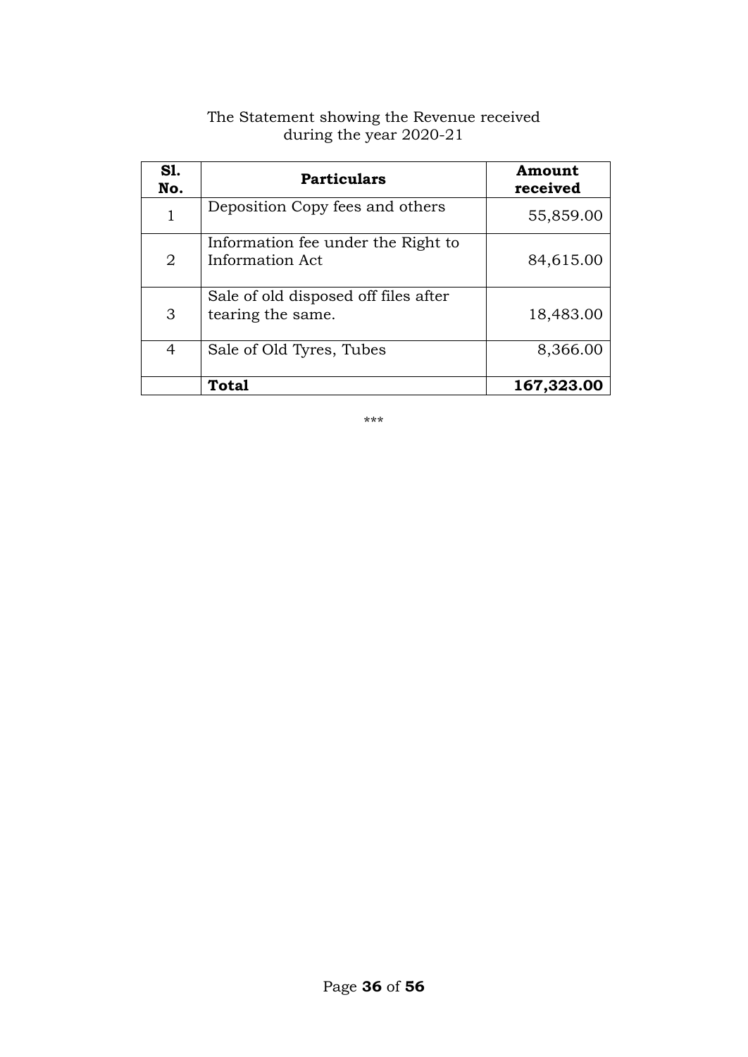The Statement showing the Revenue received
during the year 2020-21

| Sl. No. | Particulars | Amount received |
|---|---|---|
| 1 | Deposition Copy fees and others | 55,859.00 |
| 2 | Information fee under the Right to Information Act | 84,615.00 |
| 3 | Sale of old disposed off files after tearing the same. | 18,483.00 |
| 4 | Sale of Old Tyres, Tubes | 8,366.00 |
| | **Total** | **167,323.00** |

***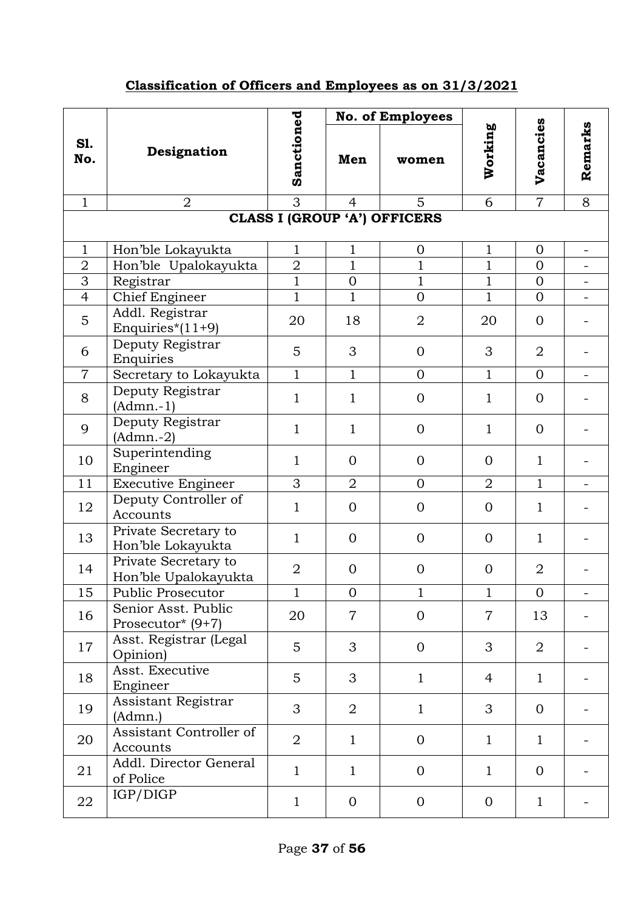## Classification of Officers and Employees as on 31/3/2021

| Sl. No. | Designation | Sanctioned | No. of Employees | | Working | Vacancies | Remarks |
|---|---|---|---|---|---|---|---|
| | | | Men | women | | | |
| 1 | 2 | 3 | 4 | 5 | 6 | 7 | 8 |
| **CLASS I (GROUP 'A') OFFICERS** | | | | | | | |
| 1 | Hon'ble Lokayukta | 1 | 1 | 0 | 1 | 0 | - |
| 2 | Hon'ble Upalokayukta | 2 | 1 | 1 | 1 | 0 | - |
| 3 | Registrar | 1 | 0 | 1 | 1 | 0 | - |
| 4 | Chief Engineer | 1 | 1 | 0 | 1 | 0 | - |
| 5 | Addl. Registrar Enquiries*(11+9) | 20 | 18 | 2 | 20 | 0 | - |
| 6 | Deputy Registrar Enquiries | 5 | 3 | 0 | 3 | 2 | - |
| 7 | Secretary to Lokayukta | 1 | 1 | 0 | 1 | 0 | - |
| 8 | Deputy Registrar (Admn.-1) | 1 | 1 | 0 | 1 | 0 | - |
| 9 | Deputy Registrar (Admn.-2) | 1 | 1 | 0 | 1 | 0 | - |
| 10 | Superintending Engineer | 1 | 0 | 0 | 0 | 1 | - |
| 11 | Executive Engineer | 3 | 2 | 0 | 2 | 1 | - |
| 12 | Deputy Controller of Accounts | 1 | 0 | 0 | 0 | 1 | - |
| 13 | Private Secretary to Hon'ble Lokayukta | 1 | 0 | 0 | 0 | 1 | - |
| 14 | Private Secretary to Hon'ble Upalokayukta | 2 | 0 | 0 | 0 | 2 | - |
| 15 | Public Prosecutor | 1 | 0 | 1 | 1 | 0 | - |
| 16 | Senior Asst. Public Prosecutor* (9+7) | 20 | 7 | 0 | 7 | 13 | - |
| 17 | Asst. Registrar (Legal Opinion) | 5 | 3 | 0 | 3 | 2 | - |
| 18 | Asst. Executive Engineer | 5 | 3 | 1 | 4 | 1 | - |
| 19 | Assistant Registrar (Admn.) | 3 | 2 | 1 | 3 | 0 | - |
| 20 | Assistant Controller of Accounts | 2 | 1 | 0 | 1 | 1 | - |
| 21 | Addl. Director General of Police | 1 | 1 | 0 | 1 | 0 | - |
| 22 | IGP/DIGP | 1 | 0 | 0 | 0 | 1 | - |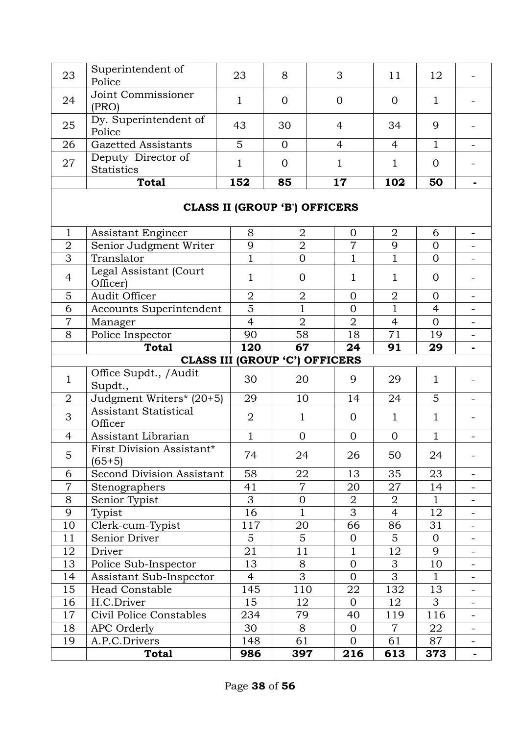| | | | | | | | |
|---|---|---|---|---|---|---|---|
| 23 | Superintendent of Police | 23 | 8 | 3 | 11 | 12 | - |
| 24 | Joint Commissioner (PRO) | 1 | 0 | 0 | 0 | 1 | - |
| 25 | Dy. Superintendent of Police | 43 | 30 | 4 | 34 | 9 | - |
| 26 | Gazetted Assistants | 5 | 0 | 4 | 4 | 1 | - |
| 27 | Deputy Director of Statistics | 1 | 0 | 1 | 1 | 0 | - |
| | **Total** | **152** | **85** | **17** | **102** | **50** | **-** |

**CLASS II (GROUP 'B') OFFICERS**

| | | | | | | | |
|---|---|---|---|---|---|---|---|
| 1 | Assistant Engineer | 8 | 2 | 0 | 2 | 6 | - |
| 2 | Senior Judgment Writer | 9 | 2 | 7 | 9 | 0 | - |
| 3 | Translator | 1 | 0 | 1 | 1 | 0 | - |
| 4 | Legal Assistant (Court Officer) | 1 | 0 | 1 | 1 | 0 | - |
| 5 | Audit Officer | 2 | 2 | 0 | 2 | 0 | - |
| 6 | Accounts Superintendent | 5 | 1 | 0 | 1 | 4 | - |
| 7 | Manager | 4 | 2 | 2 | 4 | 0 | - |
| 8 | Police Inspector | 90 | 58 | 18 | 71 | 19 | - |
| | **Total** | **120** | **67** | **24** | **91** | **29** | **-** |

**CLASS III (GROUP 'C') OFFICERS**

| | | | | | | | |
|---|---|---|---|---|---|---|---|
| 1 | Office Supdt., /Audit Supdt., | 30 | 20 | 9 | 29 | 1 | - |
| 2 | Judgment Writers* (20+5) | 29 | 10 | 14 | 24 | 5 | - |
| 3 | Assistant Statistical Officer | 2 | 1 | 0 | 1 | 1 | - |
| 4 | Assistant Librarian | 1 | 0 | 0 | 0 | 1 | - |
| 5 | First Division Assistant* (65+5) | 74 | 24 | 26 | 50 | 24 | - |
| 6 | Second Division Assistant | 58 | 22 | 13 | 35 | 23 | - |
| 7 | Stenographers | 41 | 7 | 20 | 27 | 14 | - |
| 8 | Senior Typist | 3 | 0 | 2 | 2 | 1 | - |
| 9 | Typist | 16 | 1 | 3 | 4 | 12 | - |
| 10 | Clerk-cum-Typist | 117 | 20 | 66 | 86 | 31 | - |
| 11 | Senior Driver | 5 | 5 | 0 | 5 | 0 | - |
| 12 | Driver | 21 | 11 | 1 | 12 | 9 | - |
| 13 | Police Sub-Inspector | 13 | 8 | 0 | 3 | 10 | - |
| 14 | Assistant Sub-Inspector | 4 | 3 | 0 | 3 | 1 | - |
| 15 | Head Constable | 145 | 110 | 22 | 132 | 13 | - |
| 16 | H.C.Driver | 15 | 12 | 0 | 12 | 3 | - |
| 17 | Civil Police Constables | 234 | 79 | 40 | 119 | 116 | - |
| 18 | APC Orderly | 30 | 8 | 0 | 7 | 22 | - |
| 19 | A.P.C.Drivers | 148 | 61 | 0 | 61 | 87 | - |
| | **Total** | **986** | **397** | **216** | **613** | **373** | **-** |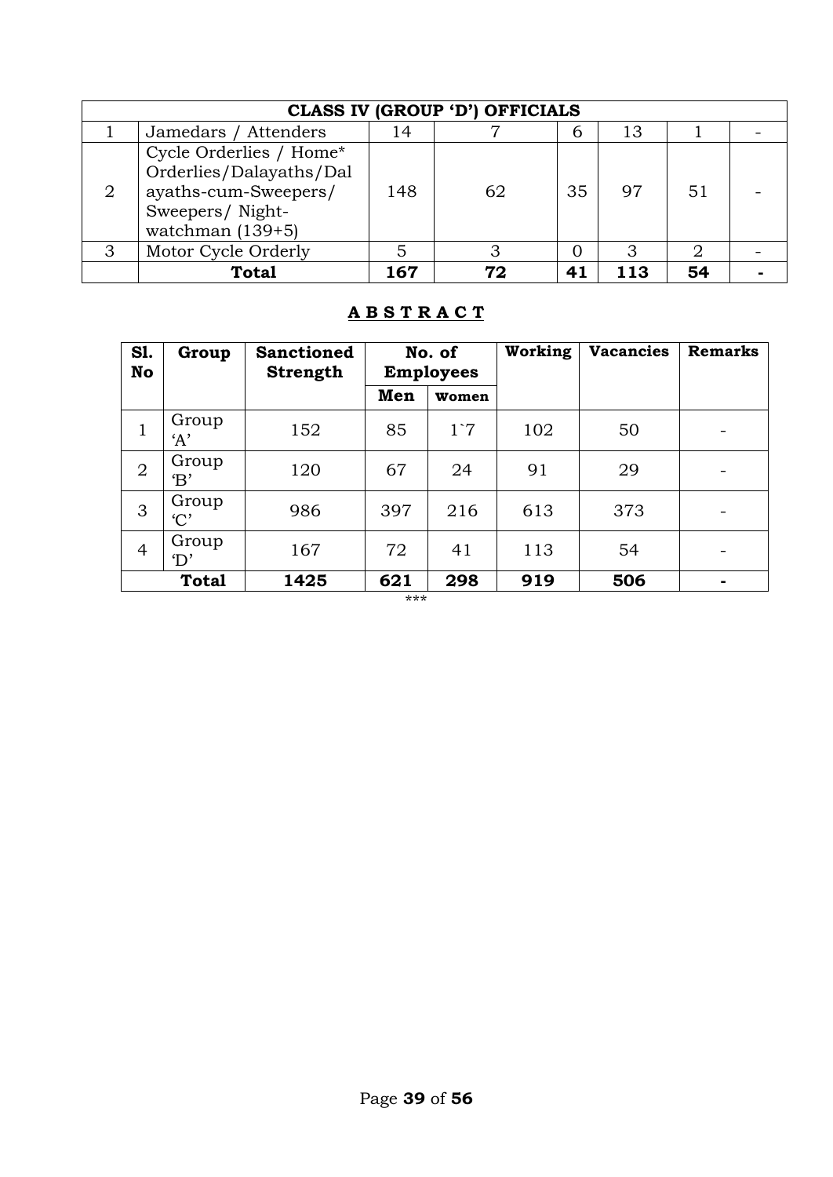| CLASS IV (GROUP 'D') OFFICIALS | | | | | | | |
|---|---|---|---|---|---|---|---|
| 1 | Jamedars / Attenders | 14 | 7 | 6 | 13 | 1 | - |
| 2 | Cycle Orderlies / Home* Orderlies/Dalayaths/Dalayaths-cum-Sweepers/ Sweepers/ Night-watchman (139+5) | 148 | 62 | 35 | 97 | 51 | - |
| 3 | Motor Cycle Orderly | 5 | 3 | 0 | 3 | 2 | - |
| | **Total** | **167** | **72** | **41** | **113** | **54** | **-** |

## A B S T R A C T

| Sl. No | Group | Sanctioned Strength | No. of Employees | | Working | Vacancies | Remarks |
|---|---|---|---|---|---|---|---|
| | | | Men | women | | | |
| 1 | Group 'A' | 152 | 85 | 1`7 | 102 | 50 | - |
| 2 | Group 'B' | 120 | 67 | 24 | 91 | 29 | - |
| 3 | Group 'C' | 986 | 397 | 216 | 613 | 373 | - |
| 4 | Group 'D' | 167 | 72 | 41 | 113 | 54 | - |
| | **Total** | **1425** | **621** | **298** | **919** | **506** | **-** |

\*\*\*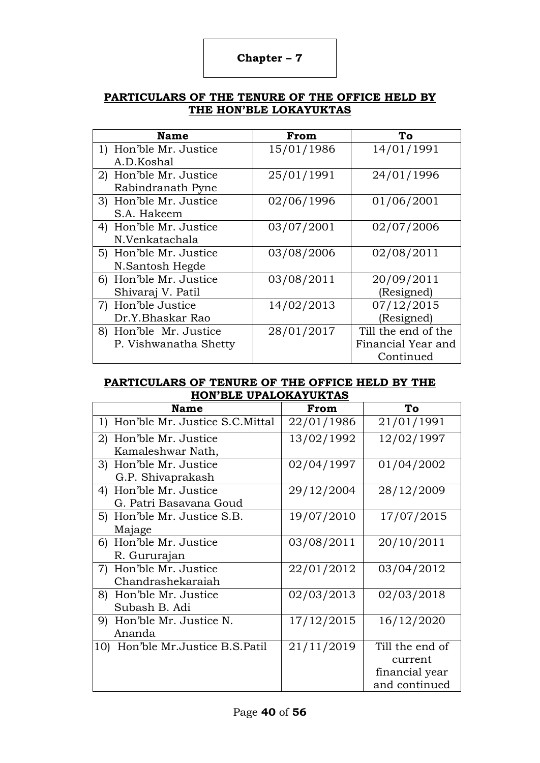# Chapter – 7

## PARTICULARS OF THE TENURE OF THE OFFICE HELD BY THE HON'BLE LOKAYUKTAS

| Name | From | To |
|---|---|---|
| 1) Hon'ble Mr. Justice A.D.Koshal | 15/01/1986 | 14/01/1991 |
| 2) Hon'ble Mr. Justice Rabindranath Pyne | 25/01/1991 | 24/01/1996 |
| 3) Hon'ble Mr. Justice S.A. Hakeem | 02/06/1996 | 01/06/2001 |
| 4) Hon'ble Mr. Justice N.Venkatachala | 03/07/2001 | 02/07/2006 |
| 5) Hon'ble Mr. Justice N.Santosh Hegde | 03/08/2006 | 02/08/2011 |
| 6) Hon'ble Mr. Justice Shivaraj V. Patil | 03/08/2011 | 20/09/2011 (Resigned) |
| 7) Hon'ble Justice Dr.Y.Bhaskar Rao | 14/02/2013 | 07/12/2015 (Resigned) |
| 8) Hon'ble Mr. Justice P. Vishwanatha Shetty | 28/01/2017 | Till the end of the Financial Year and Continued |

## PARTICULARS OF TENURE OF THE OFFICE HELD BY THE HON'BLE UPALOKAYUKTAS

| Name | From | To |
|---|---|---|
| 1) Hon'ble Mr. Justice S.C.Mittal | 22/01/1986 | 21/01/1991 |
| 2) Hon'ble Mr. Justice Kamaleshwar Nath, | 13/02/1992 | 12/02/1997 |
| 3) Hon'ble Mr. Justice G.P. Shivaprakash | 02/04/1997 | 01/04/2002 |
| 4) Hon'ble Mr. Justice G. Patri Basavana Goud | 29/12/2004 | 28/12/2009 |
| 5) Hon'ble Mr. Justice S.B. Majage | 19/07/2010 | 17/07/2015 |
| 6) Hon'ble Mr. Justice R. Gururajan | 03/08/2011 | 20/10/2011 |
| 7) Hon'ble Mr. Justice Chandrashekaraiah | 22/01/2012 | 03/04/2012 |
| 8) Hon'ble Mr. Justice Subash B. Adi | 02/03/2013 | 02/03/2018 |
| 9) Hon'ble Mr. Justice N. Ananda | 17/12/2015 | 16/12/2020 |
| 10) Hon'ble Mr.Justice B.S.Patil | 21/11/2019 | Till the end of current financial year and continued |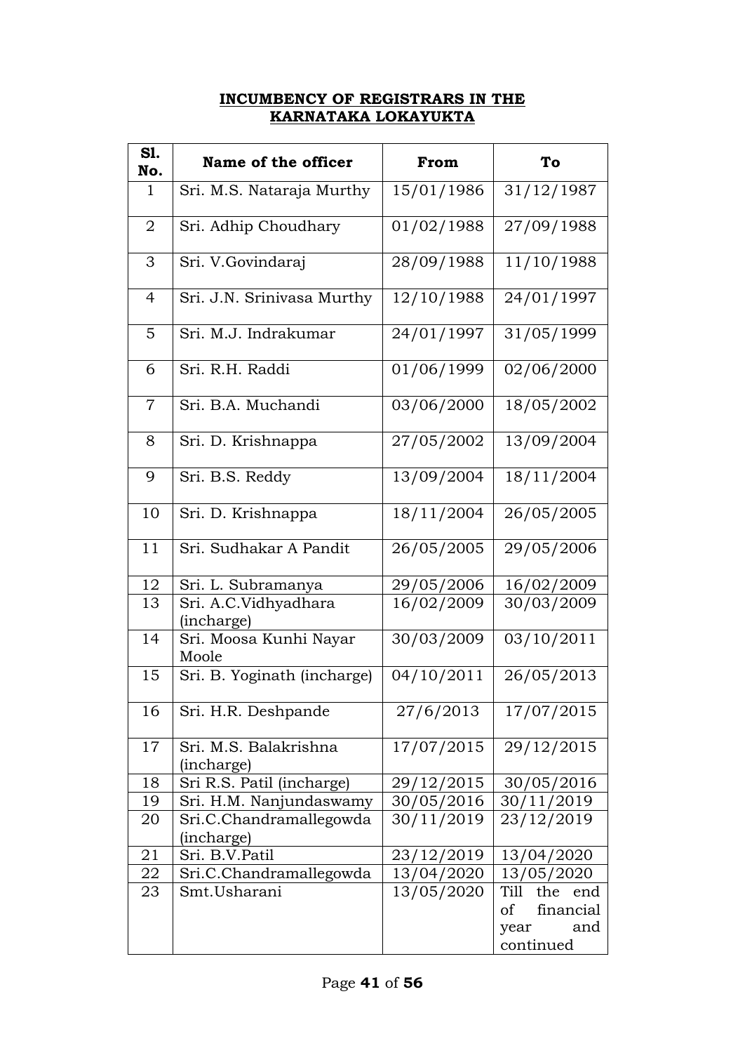**INCUMBENCY OF REGISTRARS IN THE KARNATAKA LOKAYUKTA**

| Sl. No. | Name of the officer | From | To |
|---|---|---|---|
| 1 | Sri. M.S. Nataraja Murthy | 15/01/1986 | 31/12/1987 |
| 2 | Sri. Adhip Choudhary | 01/02/1988 | 27/09/1988 |
| 3 | Sri. V.Govindaraj | 28/09/1988 | 11/10/1988 |
| 4 | Sri. J.N. Srinivasa Murthy | 12/10/1988 | 24/01/1997 |
| 5 | Sri. M.J. Indrakumar | 24/01/1997 | 31/05/1999 |
| 6 | Sri. R.H. Raddi | 01/06/1999 | 02/06/2000 |
| 7 | Sri. B.A. Muchandi | 03/06/2000 | 18/05/2002 |
| 8 | Sri. D. Krishnappa | 27/05/2002 | 13/09/2004 |
| 9 | Sri. B.S. Reddy | 13/09/2004 | 18/11/2004 |
| 10 | Sri. D. Krishnappa | 18/11/2004 | 26/05/2005 |
| 11 | Sri. Sudhakar A Pandit | 26/05/2005 | 29/05/2006 |
| 12 | Sri. L. Subramanya | 29/05/2006 | 16/02/2009 |
| 13 | Sri. A.C.Vidhyadhara (incharge) | 16/02/2009 | 30/03/2009 |
| 14 | Sri. Moosa Kunhi Nayar Moole | 30/03/2009 | 03/10/2011 |
| 15 | Sri. B. Yoginath (incharge) | 04/10/2011 | 26/05/2013 |
| 16 | Sri. H.R. Deshpande | 27/6/2013 | 17/07/2015 |
| 17 | Sri. M.S. Balakrishna (incharge) | 17/07/2015 | 29/12/2015 |
| 18 | Sri R.S. Patil (incharge) | 29/12/2015 | 30/05/2016 |
| 19 | Sri. H.M. Nanjundaswamy | 30/05/2016 | 30/11/2019 |
| 20 | Sri.C.Chandramallegowda (incharge) | 30/11/2019 | 23/12/2019 |
| 21 | Sri. B.V.Patil | 23/12/2019 | 13/04/2020 |
| 22 | Sri.C.Chandramallegowda | 13/04/2020 | 13/05/2020 |
| 23 | Smt.Usharani | 13/05/2020 | Till the end of financial year and continued |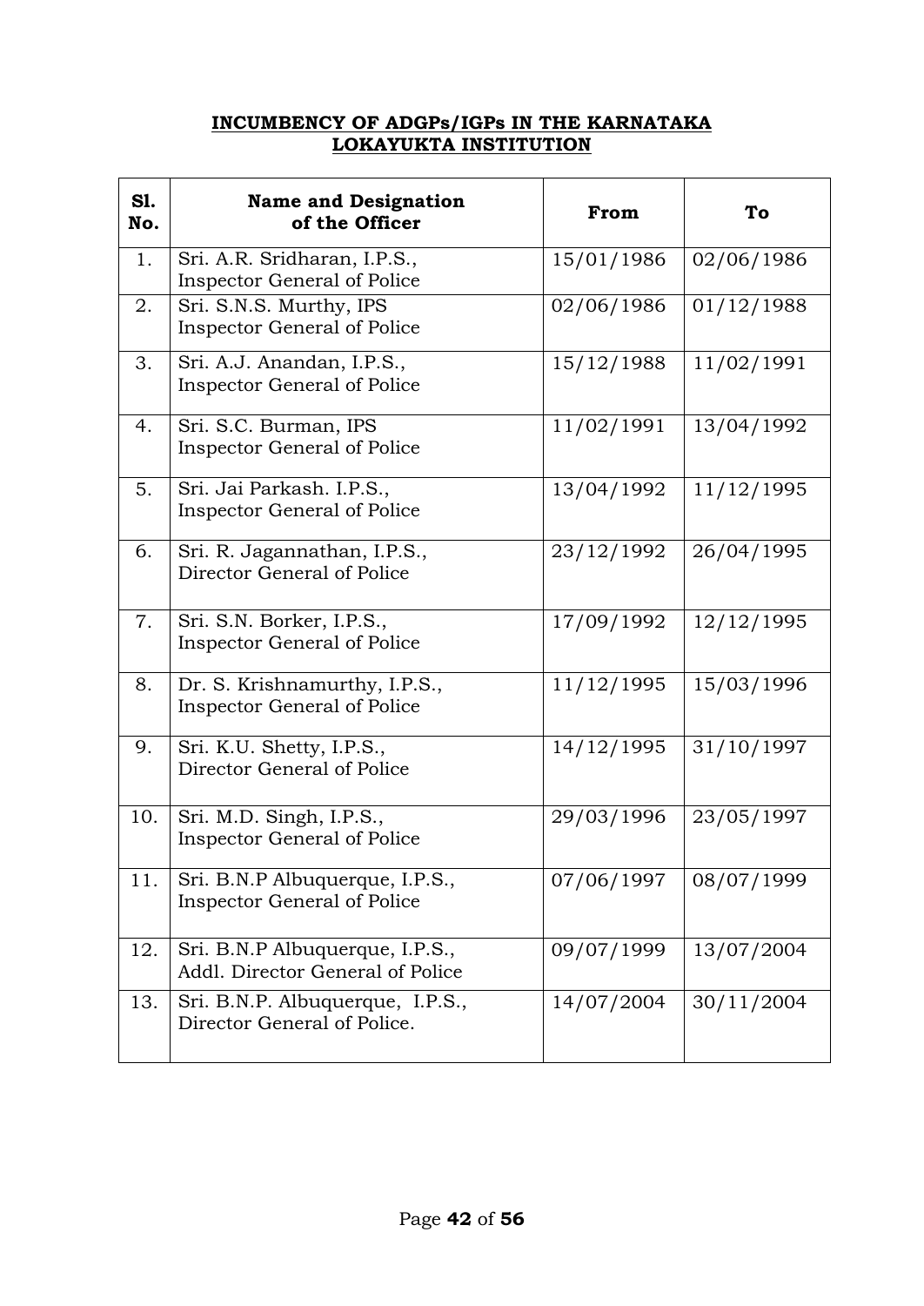**INCUMBENCY OF ADGPs/IGPs IN THE KARNATAKA LOKAYUKTA INSTITUTION**

| Sl. No. | Name and Designation of the Officer | From | To |
|---|---|---|---|
| 1. | Sri. A.R. Sridharan, I.P.S., Inspector General of Police | 15/01/1986 | 02/06/1986 |
| 2. | Sri. S.N.S. Murthy, IPS Inspector General of Police | 02/06/1986 | 01/12/1988 |
| 3. | Sri. A.J. Anandan, I.P.S., Inspector General of Police | 15/12/1988 | 11/02/1991 |
| 4. | Sri. S.C. Burman, IPS Inspector General of Police | 11/02/1991 | 13/04/1992 |
| 5. | Sri. Jai Parkash. I.P.S., Inspector General of Police | 13/04/1992 | 11/12/1995 |
| 6. | Sri. R. Jagannathan, I.P.S., Director General of Police | 23/12/1992 | 26/04/1995 |
| 7. | Sri. S.N. Borker, I.P.S., Inspector General of Police | 17/09/1992 | 12/12/1995 |
| 8. | Dr. S. Krishnamurthy, I.P.S., Inspector General of Police | 11/12/1995 | 15/03/1996 |
| 9. | Sri. K.U. Shetty, I.P.S., Director General of Police | 14/12/1995 | 31/10/1997 |
| 10. | Sri. M.D. Singh, I.P.S., Inspector General of Police | 29/03/1996 | 23/05/1997 |
| 11. | Sri. B.N.P Albuquerque, I.P.S., Inspector General of Police | 07/06/1997 | 08/07/1999 |
| 12. | Sri. B.N.P Albuquerque, I.P.S., Addl. Director General of Police | 09/07/1999 | 13/07/2004 |
| 13. | Sri. B.N.P. Albuquerque, I.P.S., Director General of Police. | 14/07/2004 | 30/11/2004 |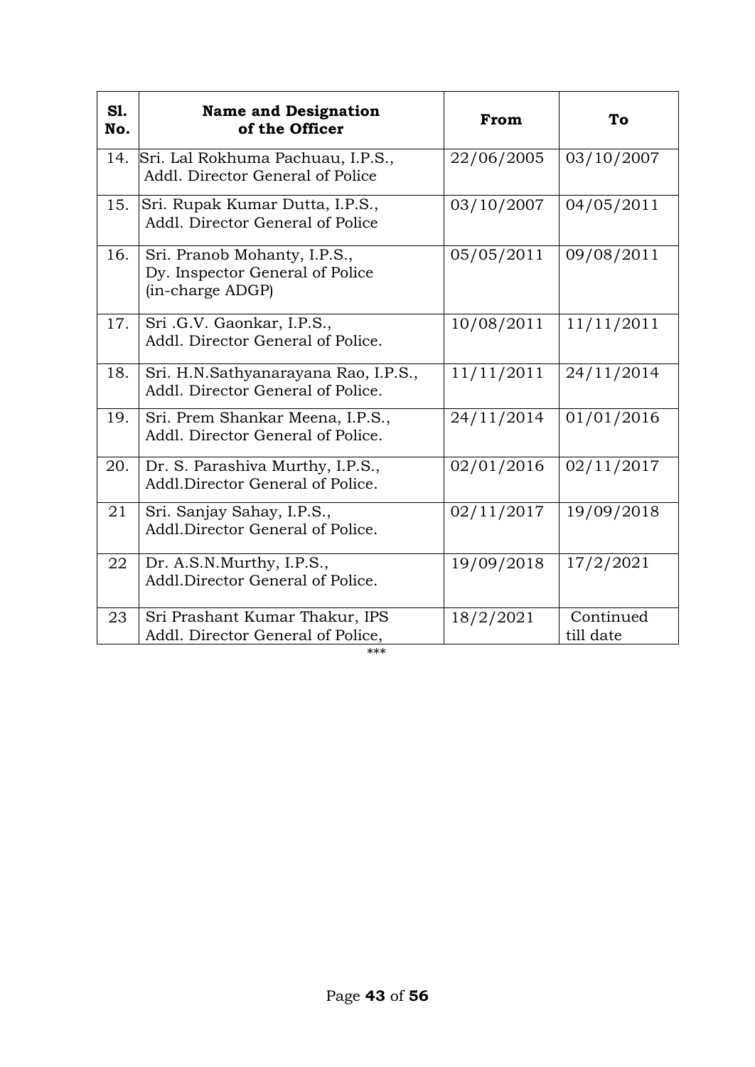| Sl. No. | Name and Designation of the Officer | From | To |
|---|---|---|---|
| 14. | Sri. Lal Rokhuma Pachuau, I.P.S., Addl. Director General of Police | 22/06/2005 | 03/10/2007 |
| 15. | Sri. Rupak Kumar Dutta, I.P.S., Addl. Director General of Police | 03/10/2007 | 04/05/2011 |
| 16. | Sri. Pranob Mohanty, I.P.S., Dy. Inspector General of Police (in-charge ADGP) | 05/05/2011 | 09/08/2011 |
| 17. | Sri .G.V. Gaonkar, I.P.S., Addl. Director General of Police. | 10/08/2011 | 11/11/2011 |
| 18. | Sri. H.N.Sathyanarayana Rao, I.P.S., Addl. Director General of Police. | 11/11/2011 | 24/11/2014 |
| 19. | Sri. Prem Shankar Meena, I.P.S., Addl. Director General of Police. | 24/11/2014 | 01/01/2016 |
| 20. | Dr. S. Parashiva Murthy, I.P.S., Addl.Director General of Police. | 02/01/2016 | 02/11/2017 |
| 21 | Sri. Sanjay Sahay, I.P.S., Addl.Director General of Police. | 02/11/2017 | 19/09/2018 |
| 22 | Dr. A.S.N.Murthy, I.P.S., Addl.Director General of Police. | 19/09/2018 | 17/2/2021 |
| 23 | Sri Prashant Kumar Thakur, IPS Addl. Director General of Police, | 18/2/2021 | Continued till date |

***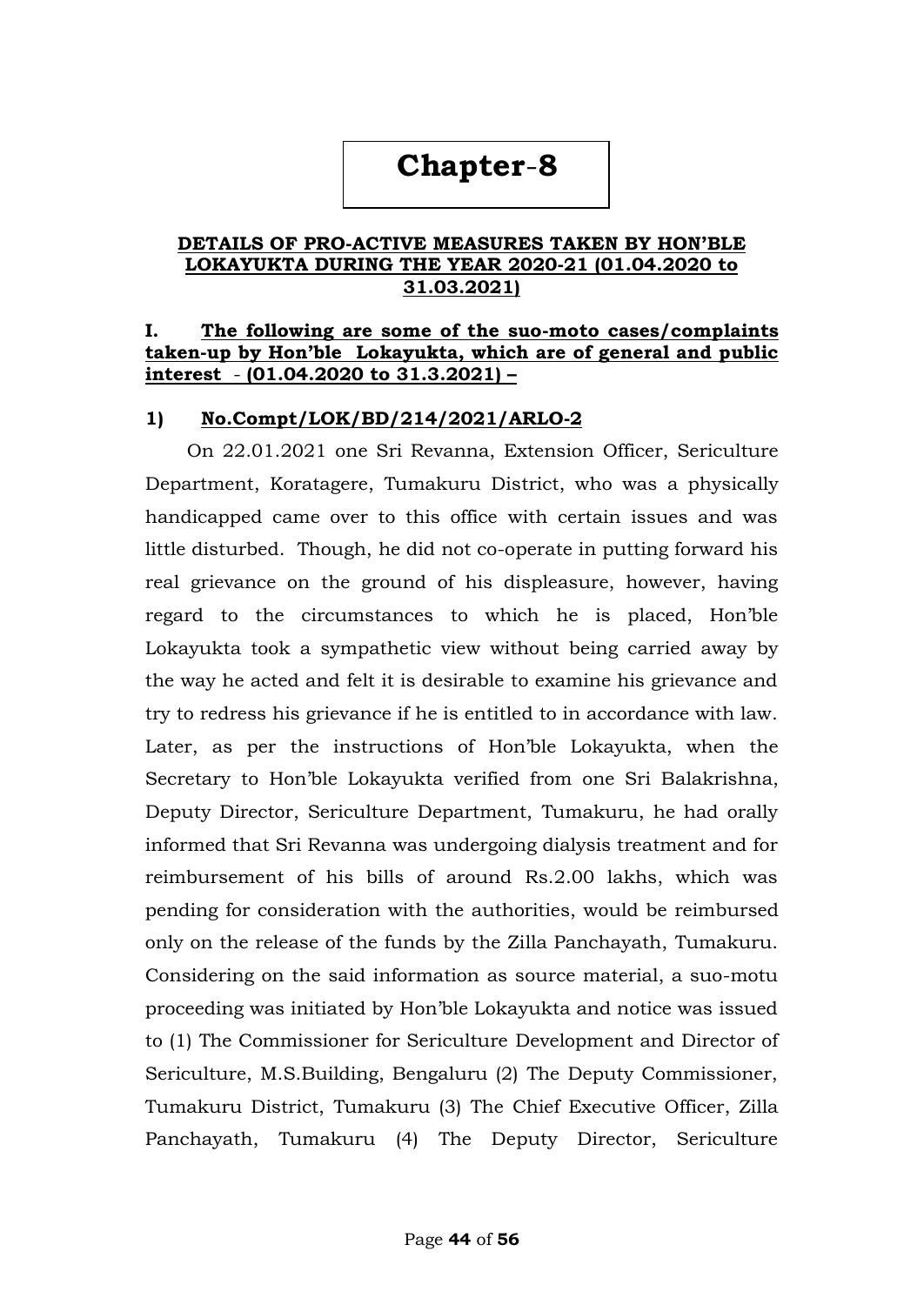# Chapter-8

**DETAILS OF PRO-ACTIVE MEASURES TAKEN BY HON'BLE LOKAYUKTA DURING THE YEAR 2020-21 (01.04.2020 to 31.03.2021)**

## I. The following are some of the suo-moto cases/complaints taken-up by Hon'ble Lokayukta, which are of general and public interest - (01.04.2020 to 31.3.2021) –

### 1) No.Compt/LOK/BD/214/2021/ARLO-2

On 22.01.2021 one Sri Revanna, Extension Officer, Sericulture Department, Koratagere, Tumakuru District, who was a physically handicapped came over to this office with certain issues and was little disturbed. Though, he did not co-operate in putting forward his real grievance on the ground of his displeasure, however, having regard to the circumstances to which he is placed, Hon'ble Lokayukta took a sympathetic view without being carried away by the way he acted and felt it is desirable to examine his grievance and try to redress his grievance if he is entitled to in accordance with law. Later, as per the instructions of Hon'ble Lokayukta, when the Secretary to Hon'ble Lokayukta verified from one Sri Balakrishna, Deputy Director, Sericulture Department, Tumakuru, he had orally informed that Sri Revanna was undergoing dialysis treatment and for reimbursement of his bills of around Rs.2.00 lakhs, which was pending for consideration with the authorities, would be reimbursed only on the release of the funds by the Zilla Panchayath, Tumakuru. Considering on the said information as source material, a suo-motu proceeding was initiated by Hon'ble Lokayukta and notice was issued to (1) The Commissioner for Sericulture Development and Director of Sericulture, M.S.Building, Bengaluru (2) The Deputy Commissioner, Tumakuru District, Tumakuru (3) The Chief Executive Officer, Zilla Panchayath, Tumakuru (4) The Deputy Director, Sericulture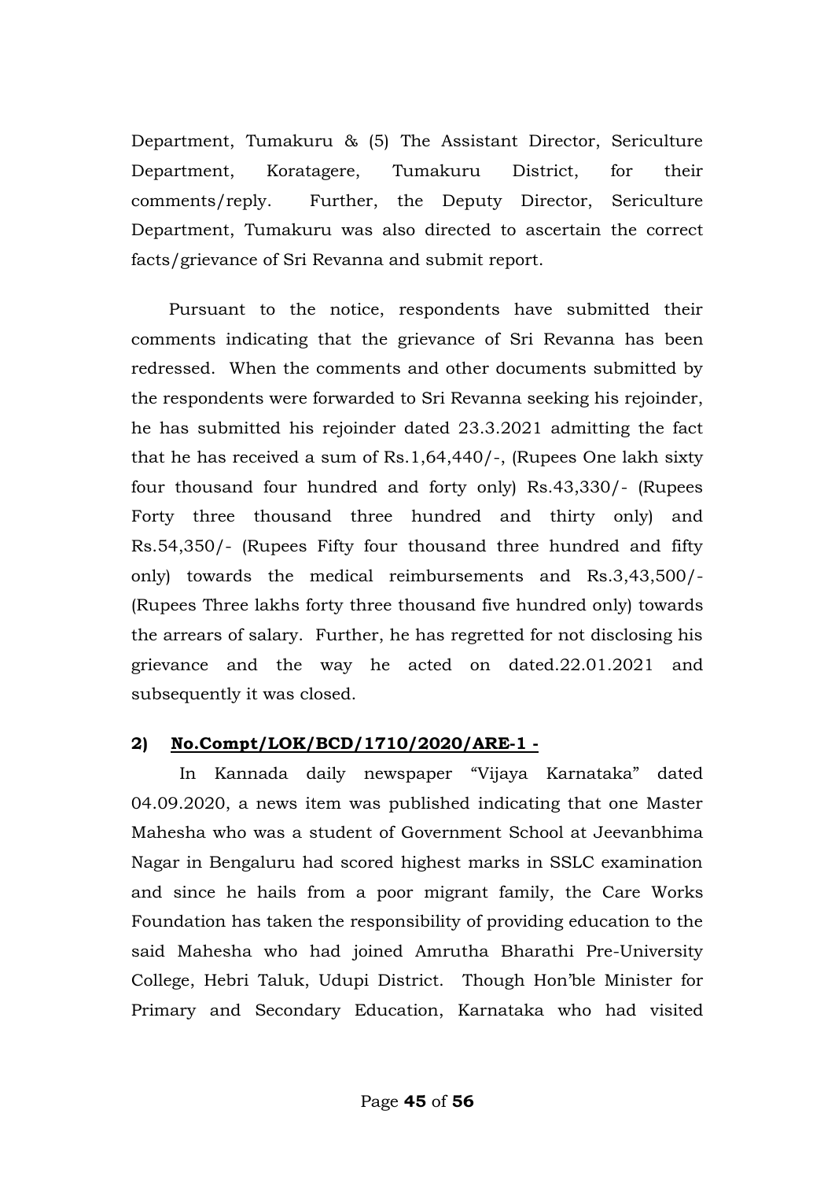Department, Tumakuru & (5) The Assistant Director, Sericulture Department, Koratagere, Tumakuru District, for their comments/reply. Further, the Deputy Director, Sericulture Department, Tumakuru was also directed to ascertain the correct facts/grievance of Sri Revanna and submit report.

Pursuant to the notice, respondents have submitted their comments indicating that the grievance of Sri Revanna has been redressed. When the comments and other documents submitted by the respondents were forwarded to Sri Revanna seeking his rejoinder, he has submitted his rejoinder dated 23.3.2021 admitting the fact that he has received a sum of Rs.1,64,440/-, (Rupees One lakh sixty four thousand four hundred and forty only) Rs.43,330/- (Rupees Forty three thousand three hundred and thirty only) and Rs.54,350/- (Rupees Fifty four thousand three hundred and fifty only) towards the medical reimbursements and Rs.3,43,500/- (Rupees Three lakhs forty three thousand five hundred only) towards the arrears of salary. Further, he has regretted for not disclosing his grievance and the way he acted on dated.22.01.2021 and subsequently it was closed.

**2) <u>No.Compt/LOK/BCD/1710/2020/ARE-1 -</u>**

In Kannada daily newspaper "Vijaya Karnataka" dated 04.09.2020, a news item was published indicating that one Master Mahesha who was a student of Government School at Jeevanbhima Nagar in Bengaluru had scored highest marks in SSLC examination and since he hails from a poor migrant family, the Care Works Foundation has taken the responsibility of providing education to the said Mahesha who had joined Amrutha Bharathi Pre-University College, Hebri Taluk, Udupi District. Though Hon'ble Minister for Primary and Secondary Education, Karnataka who had visited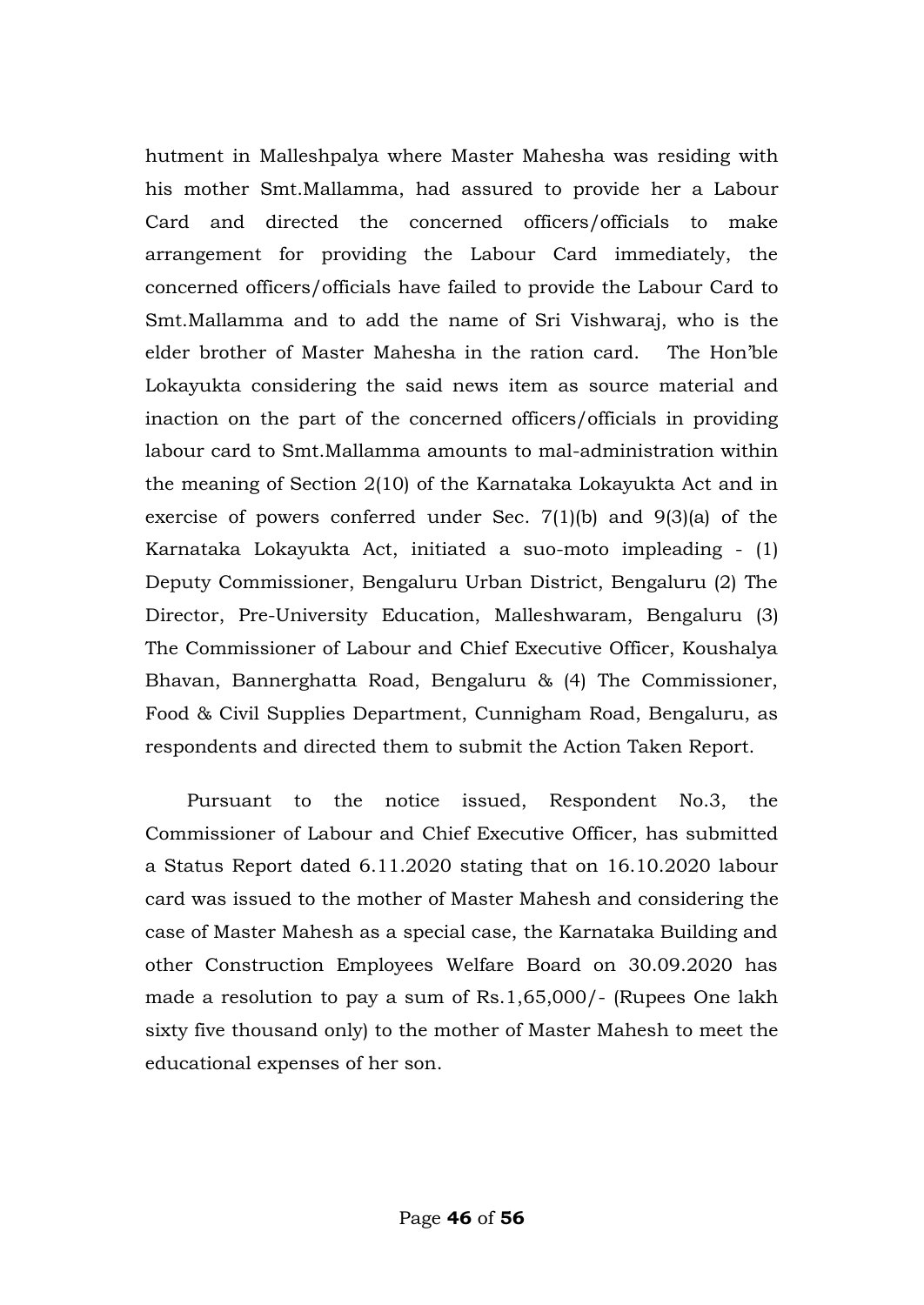hutment in Malleshpalya where Master Mahesha was residing with his mother Smt.Mallamma, had assured to provide her a Labour Card and directed the concerned officers/officials to make arrangement for providing the Labour Card immediately, the concerned officers/officials have failed to provide the Labour Card to Smt.Mallamma and to add the name of Sri Vishwaraj, who is the elder brother of Master Mahesha in the ration card. The Hon'ble Lokayukta considering the said news item as source material and inaction on the part of the concerned officers/officials in providing labour card to Smt.Mallamma amounts to mal-administration within the meaning of Section 2(10) of the Karnataka Lokayukta Act and in exercise of powers conferred under Sec. 7(1)(b) and 9(3)(a) of the Karnataka Lokayukta Act, initiated a suo-moto impleading - (1) Deputy Commissioner, Bengaluru Urban District, Bengaluru (2) The Director, Pre-University Education, Malleshwaram, Bengaluru (3) The Commissioner of Labour and Chief Executive Officer, Koushalya Bhavan, Bannerghatta Road, Bengaluru & (4) The Commissioner, Food & Civil Supplies Department, Cunnigham Road, Bengaluru, as respondents and directed them to submit the Action Taken Report.

Pursuant to the notice issued, Respondent No.3, the Commissioner of Labour and Chief Executive Officer, has submitted a Status Report dated 6.11.2020 stating that on 16.10.2020 labour card was issued to the mother of Master Mahesh and considering the case of Master Mahesh as a special case, the Karnataka Building and other Construction Employees Welfare Board on 30.09.2020 has made a resolution to pay a sum of Rs.1,65,000/- (Rupees One lakh sixty five thousand only) to the mother of Master Mahesh to meet the educational expenses of her son.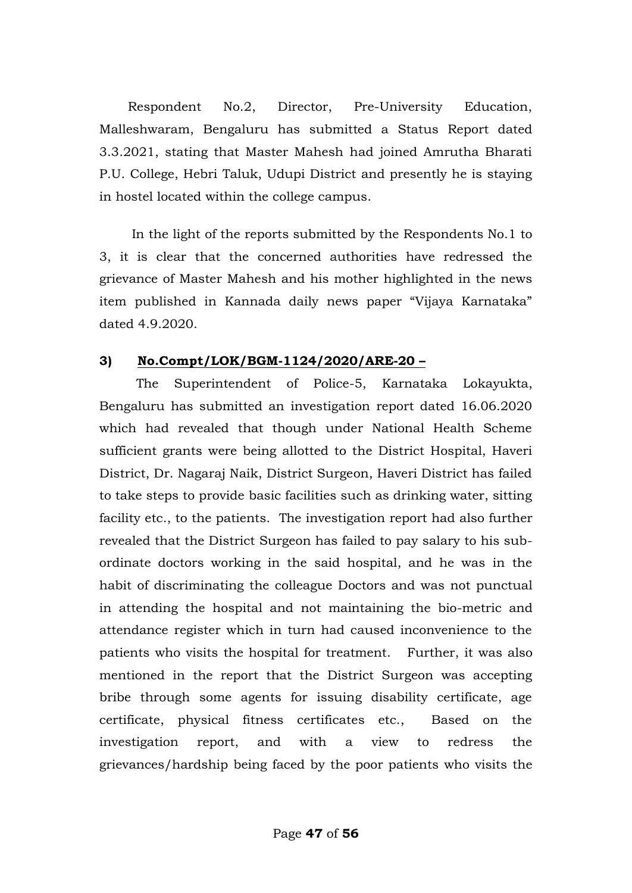Respondent No.2, Director, Pre-University Education, Malleshwaram, Bengaluru has submitted a Status Report dated 3.3.2021, stating that Master Mahesh had joined Amrutha Bharati P.U. College, Hebri Taluk, Udupi District and presently he is staying in hostel located within the college campus.

In the light of the reports submitted by the Respondents No.1 to 3, it is clear that the concerned authorities have redressed the grievance of Master Mahesh and his mother highlighted in the news item published in Kannada daily news paper "Vijaya Karnataka" dated 4.9.2020.

**3) <u>No.Compt/LOK/BGM-1124/2020/ARE-20 –</u>**

The Superintendent of Police-5, Karnataka Lokayukta, Bengaluru has submitted an investigation report dated 16.06.2020 which had revealed that though under National Health Scheme sufficient grants were being allotted to the District Hospital, Haveri District, Dr. Nagaraj Naik, District Surgeon, Haveri District has failed to take steps to provide basic facilities such as drinking water, sitting facility etc., to the patients. The investigation report had also further revealed that the District Surgeon has failed to pay salary to his sub-ordinate doctors working in the said hospital, and he was in the habit of discriminating the colleague Doctors and was not punctual in attending the hospital and not maintaining the bio-metric and attendance register which in turn had caused inconvenience to the patients who visits the hospital for treatment. Further, it was also mentioned in the report that the District Surgeon was accepting bribe through some agents for issuing disability certificate, age certificate, physical fitness certificates etc., Based on the investigation report, and with a view to redress the grievances/hardship being faced by the poor patients who visits the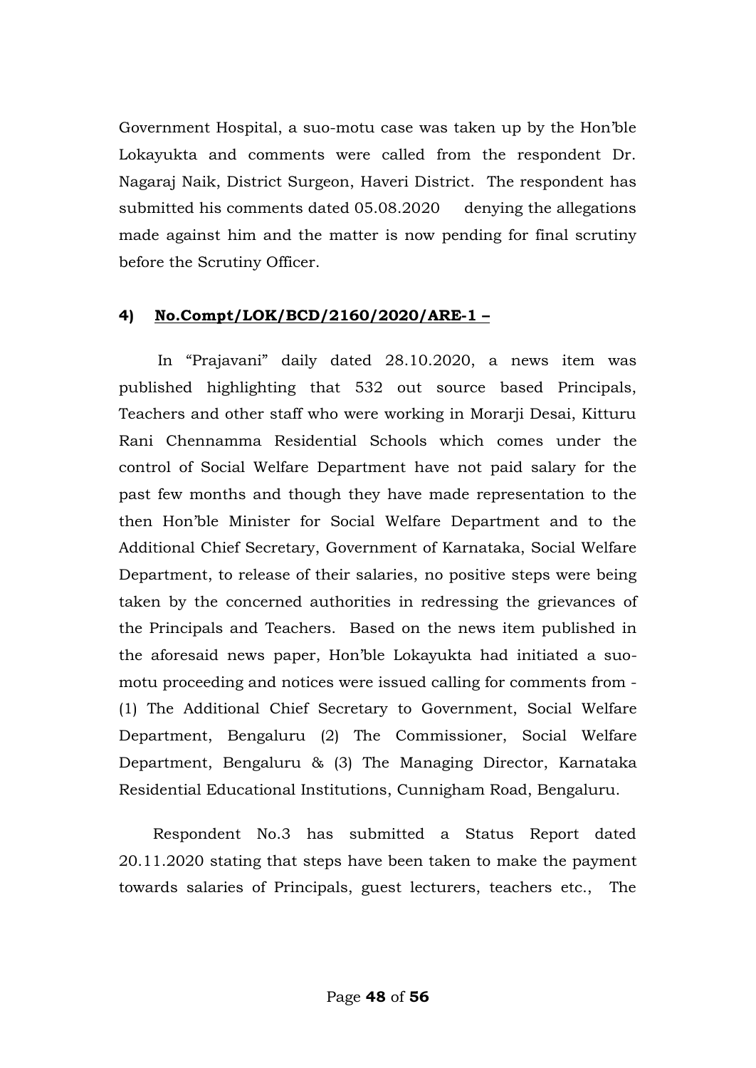Government Hospital, a suo-motu case was taken up by the Hon'ble Lokayukta and comments were called from the respondent Dr. Nagaraj Naik, District Surgeon, Haveri District. The respondent has submitted his comments dated 05.08.2020 denying the allegations made against him and the matter is now pending for final scrutiny before the Scrutiny Officer.

**4) <u>No.Compt/LOK/BCD/2160/2020/ARE-1 –</u>**

In "Prajavani" daily dated 28.10.2020, a news item was published highlighting that 532 out source based Principals, Teachers and other staff who were working in Morarji Desai, Kitturu Rani Chennamma Residential Schools which comes under the control of Social Welfare Department have not paid salary for the past few months and though they have made representation to the then Hon'ble Minister for Social Welfare Department and to the Additional Chief Secretary, Government of Karnataka, Social Welfare Department, to release of their salaries, no positive steps were being taken by the concerned authorities in redressing the grievances of the Principals and Teachers. Based on the news item published in the aforesaid news paper, Hon'ble Lokayukta had initiated a suo-motu proceeding and notices were issued calling for comments from - (1) The Additional Chief Secretary to Government, Social Welfare Department, Bengaluru (2) The Commissioner, Social Welfare Department, Bengaluru & (3) The Managing Director, Karnataka Residential Educational Institutions, Cunnigham Road, Bengaluru.

Respondent No.3 has submitted a Status Report dated 20.11.2020 stating that steps have been taken to make the payment towards salaries of Principals, guest lecturers, teachers etc., The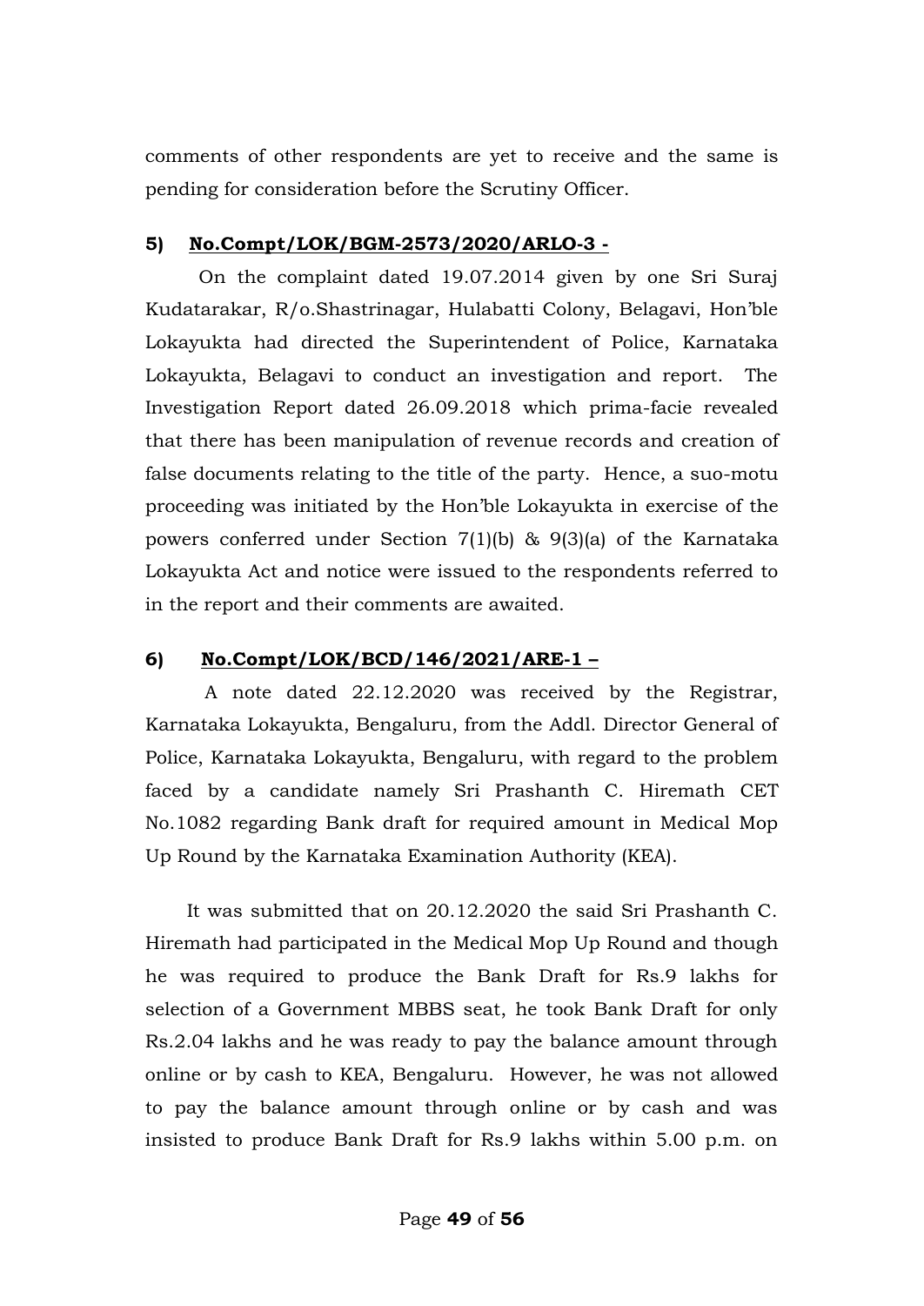comments of other respondents are yet to receive and the same is pending for consideration before the Scrutiny Officer.

**5) <u>No.Compt/LOK/BGM-2573/2020/ARLO-3 -</u>**

On the complaint dated 19.07.2014 given by one Sri Suraj Kudatarakar, R/o.Shastrinagar, Hulabatti Colony, Belagavi, Hon'ble Lokayukta had directed the Superintendent of Police, Karnataka Lokayukta, Belagavi to conduct an investigation and report. The Investigation Report dated 26.09.2018 which prima-facie revealed that there has been manipulation of revenue records and creation of false documents relating to the title of the party. Hence, a suo-motu proceeding was initiated by the Hon'ble Lokayukta in exercise of the powers conferred under Section 7(1)(b) & 9(3)(a) of the Karnataka Lokayukta Act and notice were issued to the respondents referred to in the report and their comments are awaited.

**6) <u>No.Compt/LOK/BCD/146/2021/ARE-1 –</u>**

A note dated 22.12.2020 was received by the Registrar, Karnataka Lokayukta, Bengaluru, from the Addl. Director General of Police, Karnataka Lokayukta, Bengaluru, with regard to the problem faced by a candidate namely Sri Prashanth C. Hiremath CET No.1082 regarding Bank draft for required amount in Medical Mop Up Round by the Karnataka Examination Authority (KEA).

It was submitted that on 20.12.2020 the said Sri Prashanth C. Hiremath had participated in the Medical Mop Up Round and though he was required to produce the Bank Draft for Rs.9 lakhs for selection of a Government MBBS seat, he took Bank Draft for only Rs.2.04 lakhs and he was ready to pay the balance amount through online or by cash to KEA, Bengaluru. However, he was not allowed to pay the balance amount through online or by cash and was insisted to produce Bank Draft for Rs.9 lakhs within 5.00 p.m. on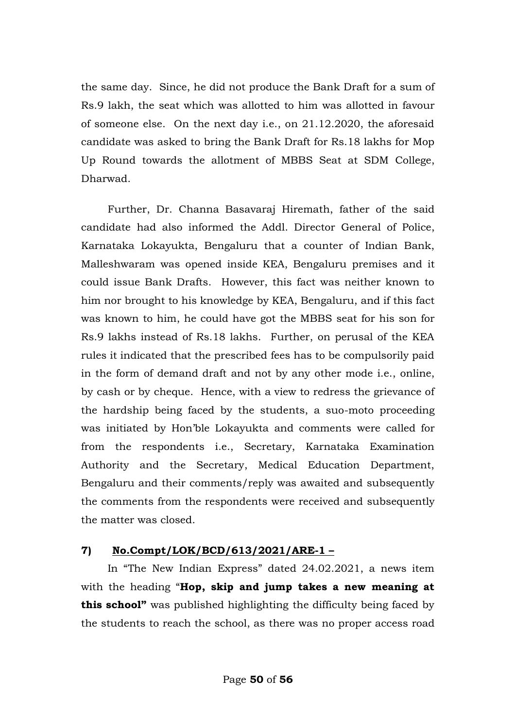the same day. Since, he did not produce the Bank Draft for a sum of Rs.9 lakh, the seat which was allotted to him was allotted in favour of someone else. On the next day i.e., on 21.12.2020, the aforesaid candidate was asked to bring the Bank Draft for Rs.18 lakhs for Mop Up Round towards the allotment of MBBS Seat at SDM College, Dharwad.

Further, Dr. Channa Basavaraj Hiremath, father of the said candidate had also informed the Addl. Director General of Police, Karnataka Lokayukta, Bengaluru that a counter of Indian Bank, Malleshwaram was opened inside KEA, Bengaluru premises and it could issue Bank Drafts. However, this fact was neither known to him nor brought to his knowledge by KEA, Bengaluru, and if this fact was known to him, he could have got the MBBS seat for his son for Rs.9 lakhs instead of Rs.18 lakhs. Further, on perusal of the KEA rules it indicated that the prescribed fees has to be compulsorily paid in the form of demand draft and not by any other mode i.e., online, by cash or by cheque. Hence, with a view to redress the grievance of the hardship being faced by the students, a suo-moto proceeding was initiated by Hon'ble Lokayukta and comments were called for from the respondents i.e., Secretary, Karnataka Examination Authority and the Secretary, Medical Education Department, Bengaluru and their comments/reply was awaited and subsequently the comments from the respondents were received and subsequently the matter was closed.

**7) <u>No.Compt/LOK/BCD/613/2021/ARE-1 –</u>**

In "The New Indian Express" dated 24.02.2021, a news item with the heading "**Hop, skip and jump takes a new meaning at this school"** was published highlighting the difficulty being faced by the students to reach the school, as there was no proper access road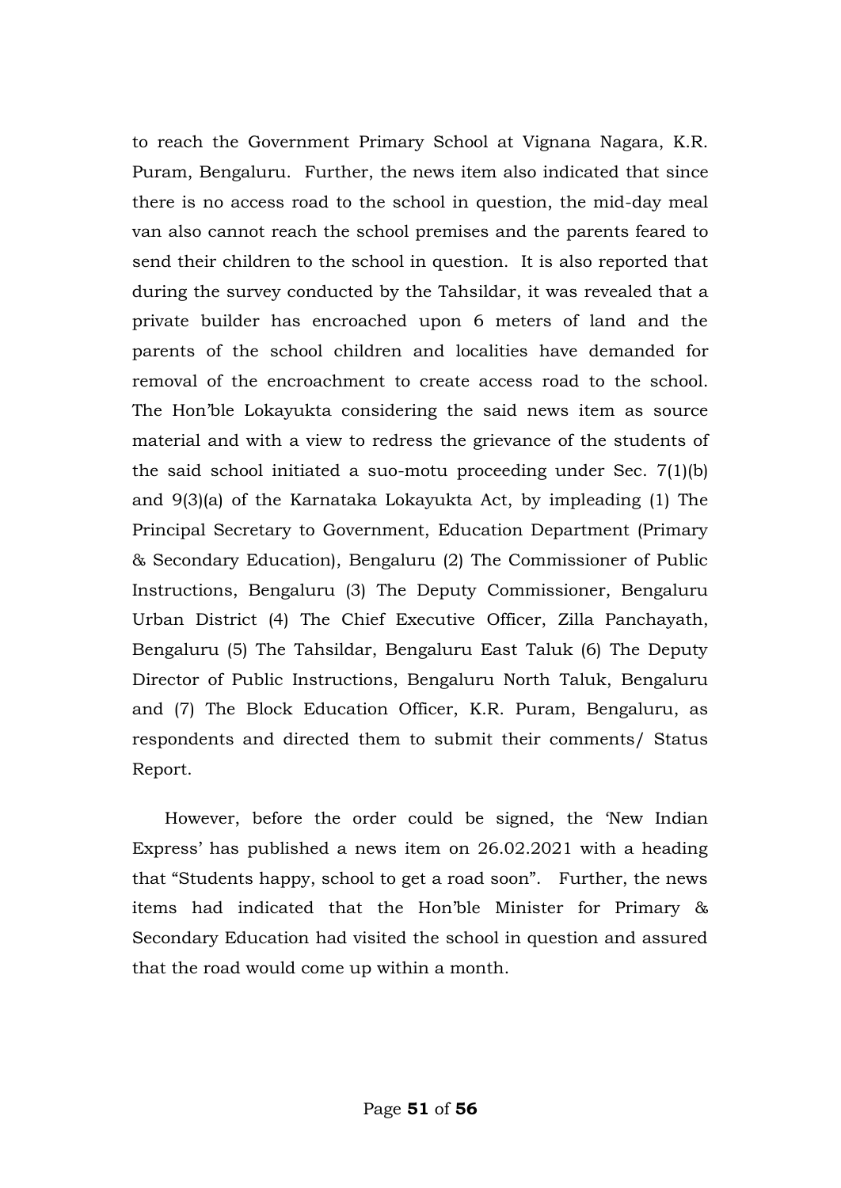to reach the Government Primary School at Vignana Nagara, K.R. Puram, Bengaluru. Further, the news item also indicated that since there is no access road to the school in question, the mid-day meal van also cannot reach the school premises and the parents feared to send their children to the school in question. It is also reported that during the survey conducted by the Tahsildar, it was revealed that a private builder has encroached upon 6 meters of land and the parents of the school children and localities have demanded for removal of the encroachment to create access road to the school. The Hon'ble Lokayukta considering the said news item as source material and with a view to redress the grievance of the students of the said school initiated a suo-motu proceeding under Sec. 7(1)(b) and 9(3)(a) of the Karnataka Lokayukta Act, by impleading (1) The Principal Secretary to Government, Education Department (Primary & Secondary Education), Bengaluru (2) The Commissioner of Public Instructions, Bengaluru (3) The Deputy Commissioner, Bengaluru Urban District (4) The Chief Executive Officer, Zilla Panchayath, Bengaluru (5) The Tahsildar, Bengaluru East Taluk (6) The Deputy Director of Public Instructions, Bengaluru North Taluk, Bengaluru and (7) The Block Education Officer, K.R. Puram, Bengaluru, as respondents and directed them to submit their comments/ Status Report.

However, before the order could be signed, the 'New Indian Express' has published a news item on 26.02.2021 with a heading that "Students happy, school to get a road soon". Further, the news items had indicated that the Hon'ble Minister for Primary & Secondary Education had visited the school in question and assured that the road would come up within a month.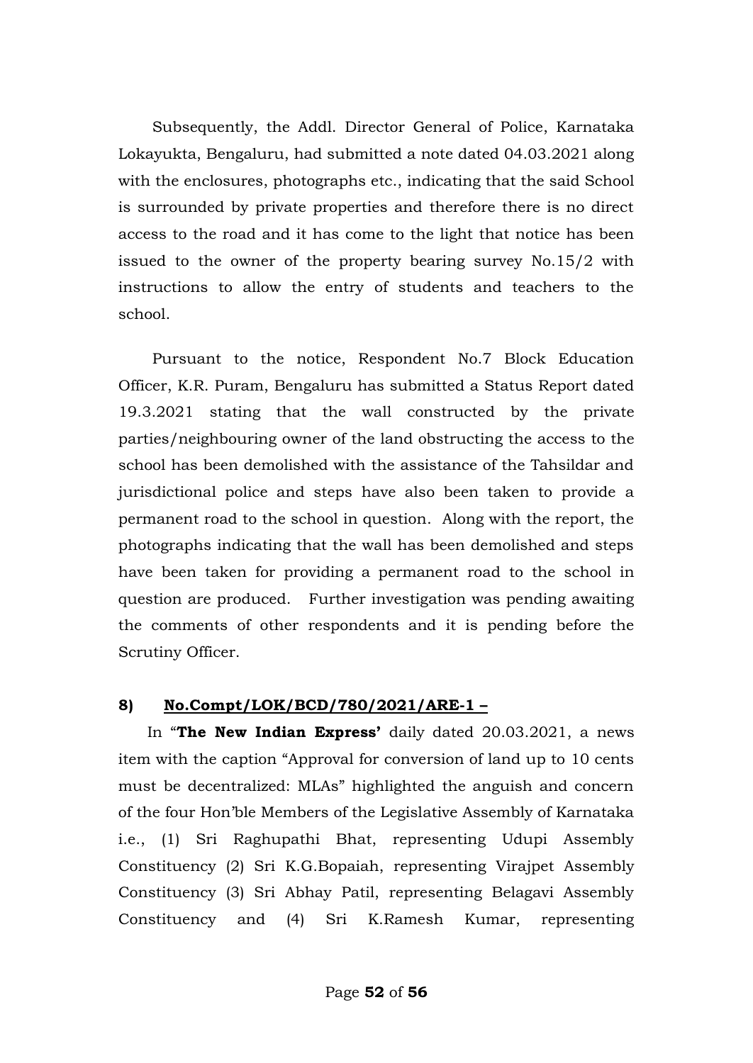Subsequently, the Addl. Director General of Police, Karnataka Lokayukta, Bengaluru, had submitted a note dated 04.03.2021 along with the enclosures, photographs etc., indicating that the said School is surrounded by private properties and therefore there is no direct access to the road and it has come to the light that notice has been issued to the owner of the property bearing survey No.15/2 with instructions to allow the entry of students and teachers to the school.

Pursuant to the notice, Respondent No.7 Block Education Officer, K.R. Puram, Bengaluru has submitted a Status Report dated 19.3.2021 stating that the wall constructed by the private parties/neighbouring owner of the land obstructing the access to the school has been demolished with the assistance of the Tahsildar and jurisdictional police and steps have also been taken to provide a permanent road to the school in question. Along with the report, the photographs indicating that the wall has been demolished and steps have been taken for providing a permanent road to the school in question are produced. Further investigation was pending awaiting the comments of other respondents and it is pending before the Scrutiny Officer.

**8) <u>No.Compt/LOK/BCD/780/2021/ARE-1 –</u>**

In "**The New Indian Express'** daily dated 20.03.2021, a news item with the caption "Approval for conversion of land up to 10 cents must be decentralized: MLAs" highlighted the anguish and concern of the four Hon'ble Members of the Legislative Assembly of Karnataka i.e., (1) Sri Raghupathi Bhat, representing Udupi Assembly Constituency (2) Sri K.G.Bopaiah, representing Virajpet Assembly Constituency (3) Sri Abhay Patil, representing Belagavi Assembly Constituency and (4) Sri K.Ramesh Kumar, representing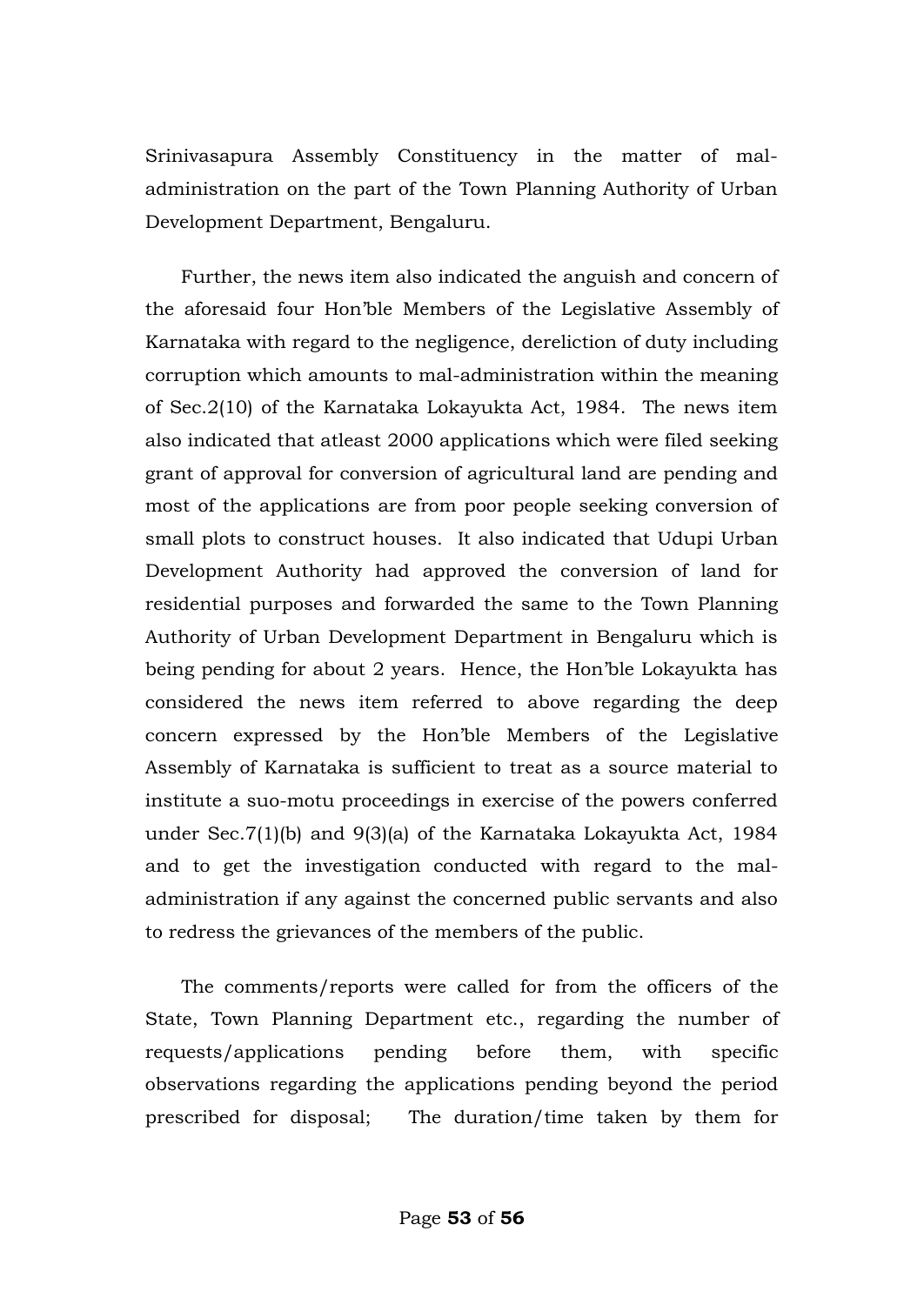Srinivasapura Assembly Constituency in the matter of mal-administration on the part of the Town Planning Authority of Urban Development Department, Bengaluru.

Further, the news item also indicated the anguish and concern of the aforesaid four Hon'ble Members of the Legislative Assembly of Karnataka with regard to the negligence, dereliction of duty including corruption which amounts to mal-administration within the meaning of Sec.2(10) of the Karnataka Lokayukta Act, 1984. The news item also indicated that atleast 2000 applications which were filed seeking grant of approval for conversion of agricultural land are pending and most of the applications are from poor people seeking conversion of small plots to construct houses. It also indicated that Udupi Urban Development Authority had approved the conversion of land for residential purposes and forwarded the same to the Town Planning Authority of Urban Development Department in Bengaluru which is being pending for about 2 years. Hence, the Hon'ble Lokayukta has considered the news item referred to above regarding the deep concern expressed by the Hon'ble Members of the Legislative Assembly of Karnataka is sufficient to treat as a source material to institute a suo-motu proceedings in exercise of the powers conferred under Sec.7(1)(b) and 9(3)(a) of the Karnataka Lokayukta Act, 1984 and to get the investigation conducted with regard to the mal-administration if any against the concerned public servants and also to redress the grievances of the members of the public.

The comments/reports were called for from the officers of the State, Town Planning Department etc., regarding the number of requests/applications pending before them, with specific observations regarding the applications pending beyond the period prescribed for disposal; The duration/time taken by them for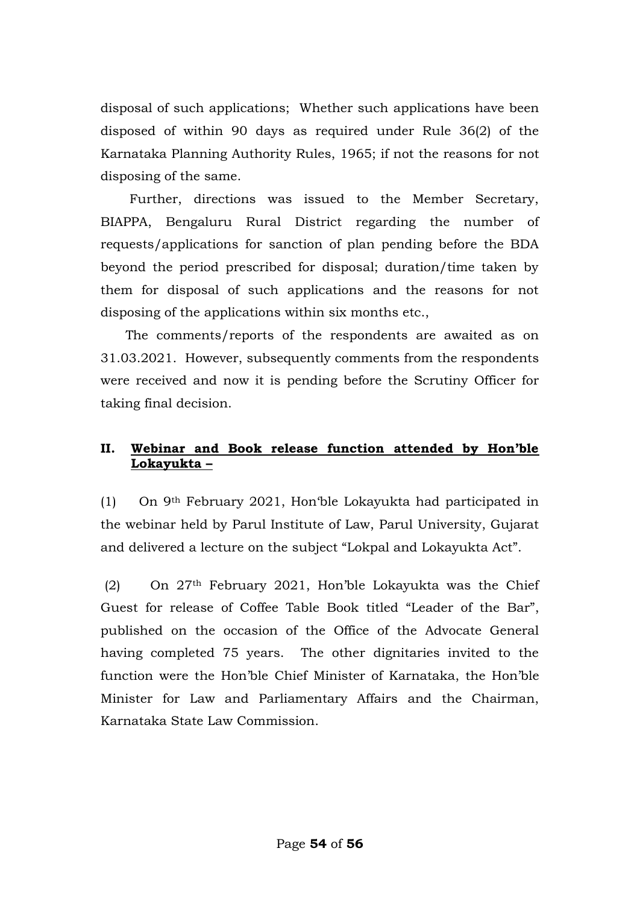disposal of such applications; Whether such applications have been disposed of within 90 days as required under Rule 36(2) of the Karnataka Planning Authority Rules, 1965; if not the reasons for not disposing of the same.

Further, directions was issued to the Member Secretary, BIAPPA, Bengaluru Rural District regarding the number of requests/applications for sanction of plan pending before the BDA beyond the period prescribed for disposal; duration/time taken by them for disposal of such applications and the reasons for not disposing of the applications within six months etc.,

The comments/reports of the respondents are awaited as on 31.03.2021. However, subsequently comments from the respondents were received and now it is pending before the Scrutiny Officer for taking final decision.

## II. <u>Webinar and Book release function attended by Hon'ble Lokayukta –</u>

(1) On 9th February 2021, Hon'ble Lokayukta had participated in the webinar held by Parul Institute of Law, Parul University, Gujarat and delivered a lecture on the subject "Lokpal and Lokayukta Act".

(2) On 27th February 2021, Hon'ble Lokayukta was the Chief Guest for release of Coffee Table Book titled "Leader of the Bar", published on the occasion of the Office of the Advocate General having completed 75 years. The other dignitaries invited to the function were the Hon'ble Chief Minister of Karnataka, the Hon'ble Minister for Law and Parliamentary Affairs and the Chairman, Karnataka State Law Commission.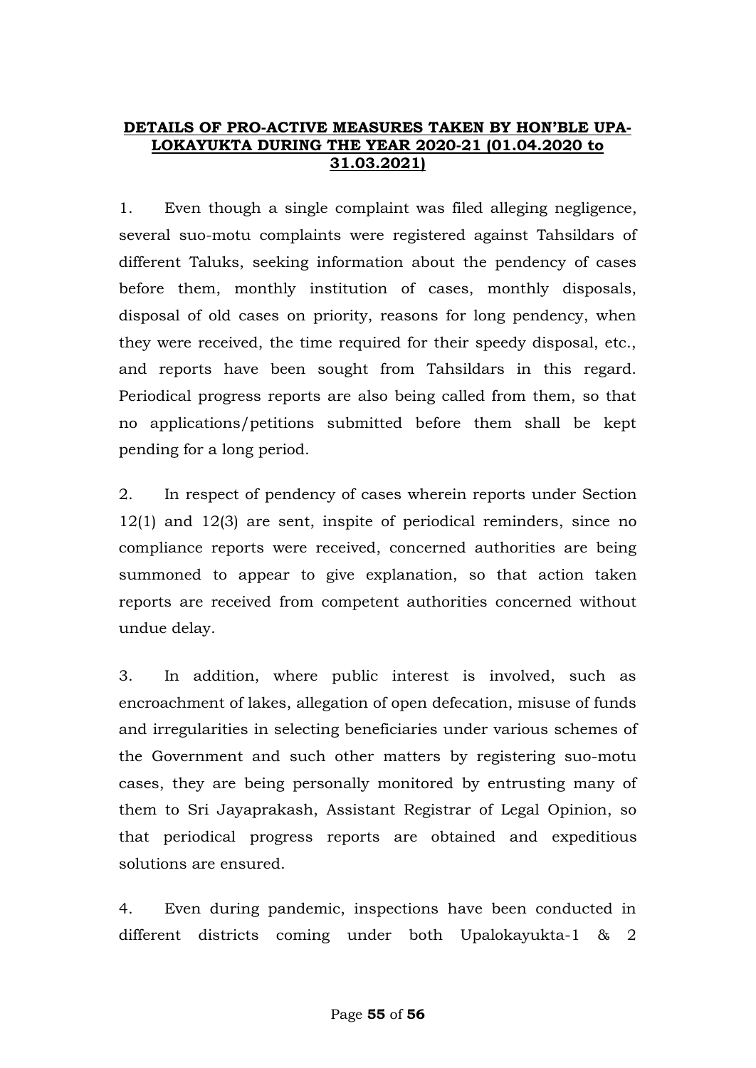**DETAILS OF PRO-ACTIVE MEASURES TAKEN BY HON'BLE UPA-LOKAYUKTA DURING THE YEAR 2020-21 (01.04.2020 to 31.03.2021)**

1. Even though a single complaint was filed alleging negligence, several suo-motu complaints were registered against Tahsildars of different Taluks, seeking information about the pendency of cases before them, monthly institution of cases, monthly disposals, disposal of old cases on priority, reasons for long pendency, when they were received, the time required for their speedy disposal, etc., and reports have been sought from Tahsildars in this regard. Periodical progress reports are also being called from them, so that no applications/petitions submitted before them shall be kept pending for a long period.

2. In respect of pendency of cases wherein reports under Section 12(1) and 12(3) are sent, inspite of periodical reminders, since no compliance reports were received, concerned authorities are being summoned to appear to give explanation, so that action taken reports are received from competent authorities concerned without undue delay.

3. In addition, where public interest is involved, such as encroachment of lakes, allegation of open defecation, misuse of funds and irregularities in selecting beneficiaries under various schemes of the Government and such other matters by registering suo-motu cases, they are being personally monitored by entrusting many of them to Sri Jayaprakash, Assistant Registrar of Legal Opinion, so that periodical progress reports are obtained and expeditious solutions are ensured.

4. Even during pandemic, inspections have been conducted in different districts coming under both Upalokayukta-1 & 2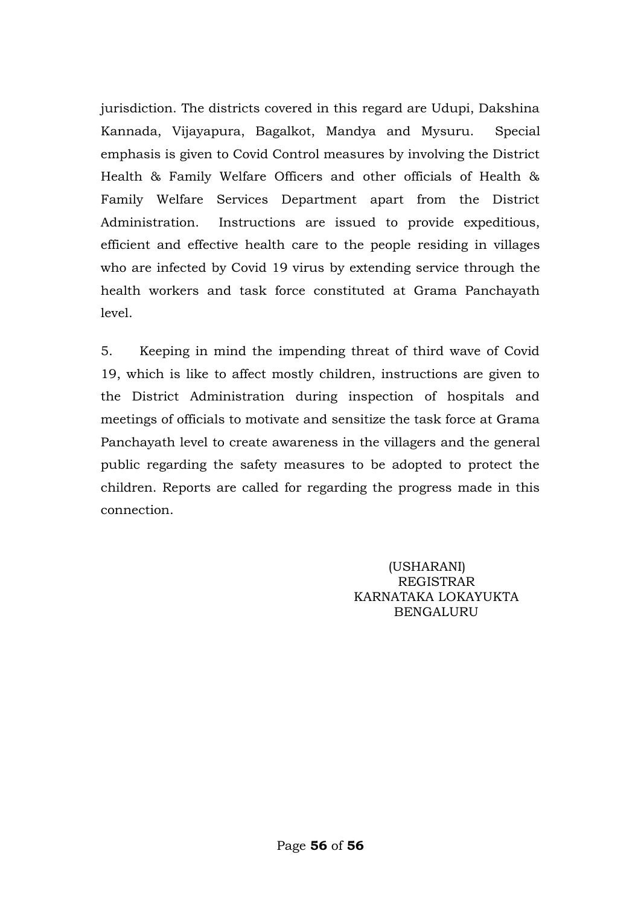jurisdiction. The districts covered in this regard are Udupi, Dakshina Kannada, Vijayapura, Bagalkot, Mandya and Mysuru. Special emphasis is given to Covid Control measures by involving the District Health & Family Welfare Officers and other officials of Health & Family Welfare Services Department apart from the District Administration. Instructions are issued to provide expeditious, efficient and effective health care to the people residing in villages who are infected by Covid 19 virus by extending service through the health workers and task force constituted at Grama Panchayath level.

5. Keeping in mind the impending threat of third wave of Covid 19, which is like to affect mostly children, instructions are given to the District Administration during inspection of hospitals and meetings of officials to motivate and sensitize the task force at Grama Panchayath level to create awareness in the villagers and the general public regarding the safety measures to be adopted to protect the children. Reports are called for regarding the progress made in this connection.

(USHARANI)
REGISTRAR
KARNATAKA LOKAYUKTA
BENGALURU